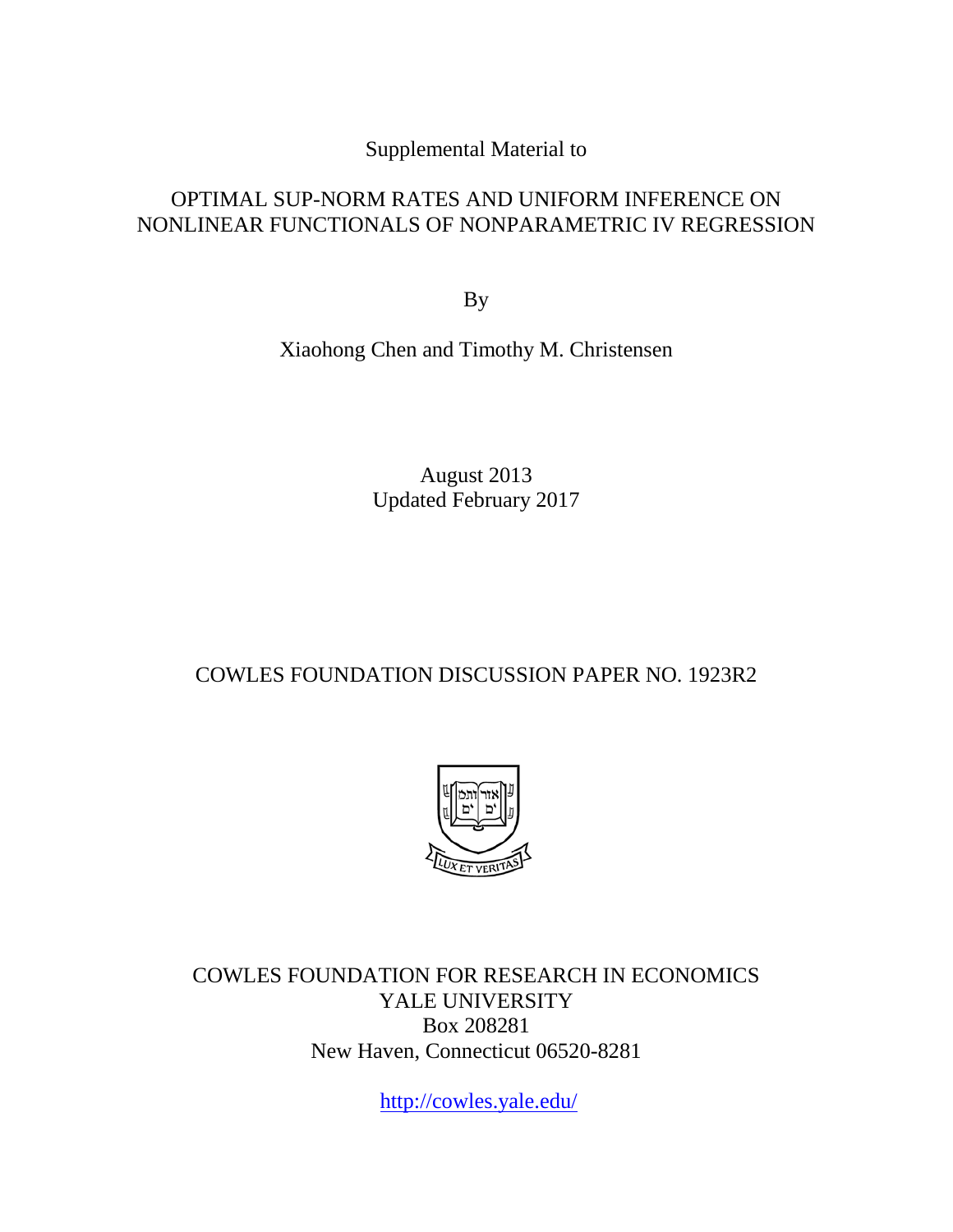Supplemental Material to

# OPTIMAL SUP-NORM RATES AND UNIFORM INFERENCE ON NONLINEAR FUNCTIONALS OF NONPARAMETRIC IV REGRESSION

By

Xiaohong Chen and Timothy M. Christensen

August 2013
Updated February 2017

COWLES FOUNDATION DISCUSSION PAPER NO. 1923R2

COWLES FOUNDATION FOR RESEARCH IN ECONOMICS
YALE UNIVERSITY
Box 208281
New Haven, Connecticut 06520-8281

http://cowles.yale.edu/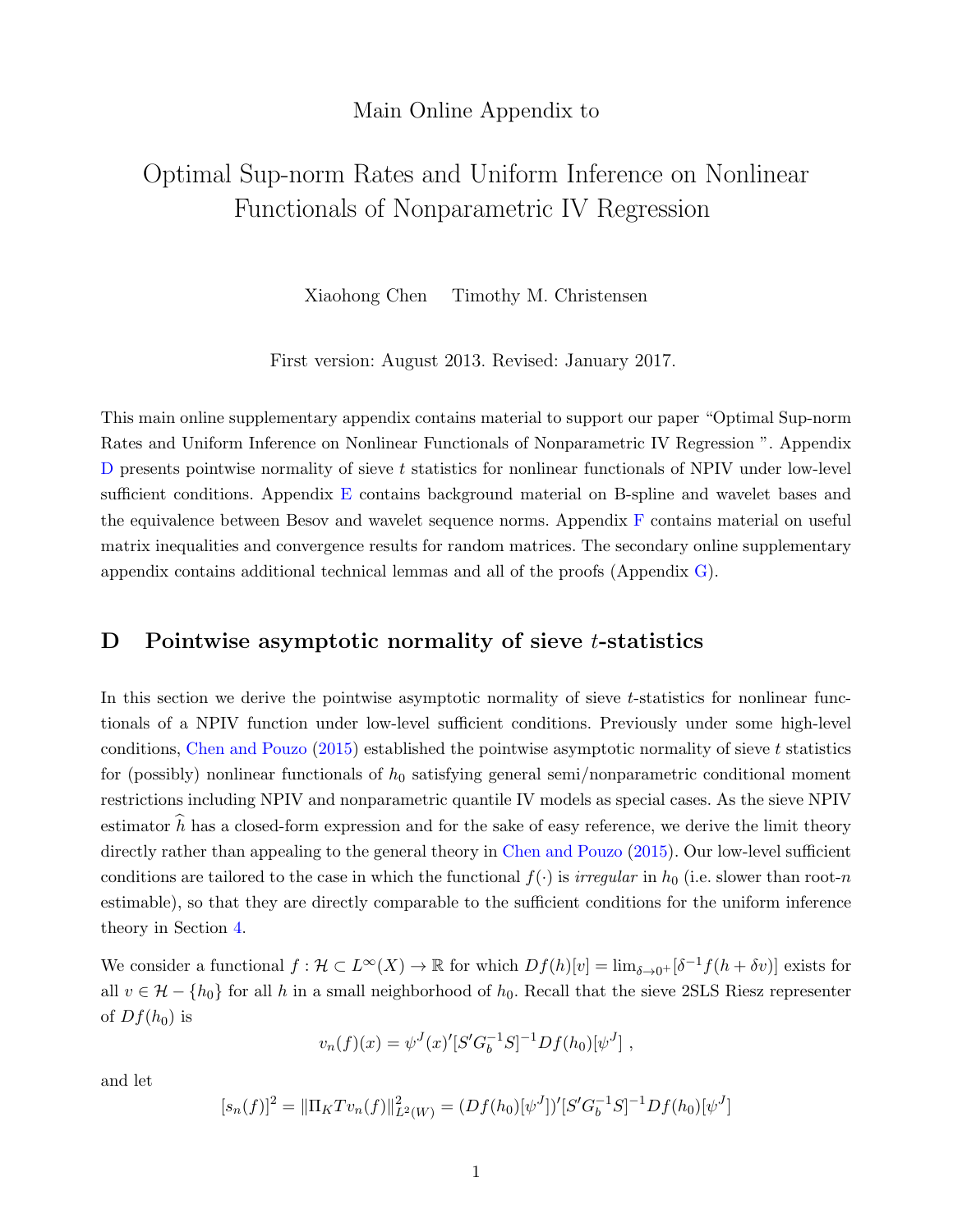Main Online Appendix to

# Optimal Sup-norm Rates and Uniform Inference on Nonlinear Functionals of Nonparametric IV Regression

Xiaohong Chen    Timothy M. Christensen

First version: August 2013. Revised: January 2017.

This main online supplementary appendix contains material to support our paper "Optimal Sup-norm Rates and Uniform Inference on Nonlinear Functionals of Nonparametric IV Regression ". Appendix D presents pointwise normality of sieve $t$ statistics for nonlinear functionals of NPIV under low-level sufficient conditions. Appendix E contains background material on B-spline and wavelet bases and the equivalence between Besov and wavelet sequence norms. Appendix F contains material on useful matrix inequalities and convergence results for random matrices. The secondary online supplementary appendix contains additional technical lemmas and all of the proofs (Appendix G).

## D Pointwise asymptotic normality of sieve $t$-statistics

In this section we derive the pointwise asymptotic normality of sieve $t$-statistics for nonlinear functionals of a NPIV function under low-level sufficient conditions. Previously under some high-level conditions, Chen and Pouzo (2015) established the pointwise asymptotic normality of sieve $t$ statistics for (possibly) nonlinear functionals of $h_0$ satisfying general semi/nonparametric conditional moment restrictions including NPIV and nonparametric quantile IV models as special cases. As the sieve NPIV estimator $\widehat{h}$ has a closed-form expression and for the sake of easy reference, we derive the limit theory directly rather than appealing to the general theory in Chen and Pouzo (2015). Our low-level sufficient conditions are tailored to the case in which the functional $f(\cdot)$ is *irregular* in $h_0$ (i.e. slower than root-$n$ estimable), so that they are directly comparable to the sufficient conditions for the uniform inference theory in Section 4.

We consider a functional $f : \mathcal{H} \subset L^\infty(X) \to \mathbb{R}$ for which $Df(h)[v] = \lim_{\delta \to 0^+}[\delta^{-1} f(h + \delta v)]$ exists for all $v \in \mathcal{H} - \{h_0\}$ for all $h$ in a small neighborhood of $h_0$. Recall that the sieve 2SLS Riesz representer of $Df(h_0)$ is

$$v_n(f)(x) = \psi^J(x)'[S'G_b^{-1}S]^{-1}Df(h_0)[\psi^J] \ ,$$

and let

$$[s_n(f)]^2 = \|\Pi_K T v_n(f)\|^2_{L^2(W)} = (Df(h_0)[\psi^J])'[S'G_b^{-1}S]^{-1}Df(h_0)[\psi^J]$$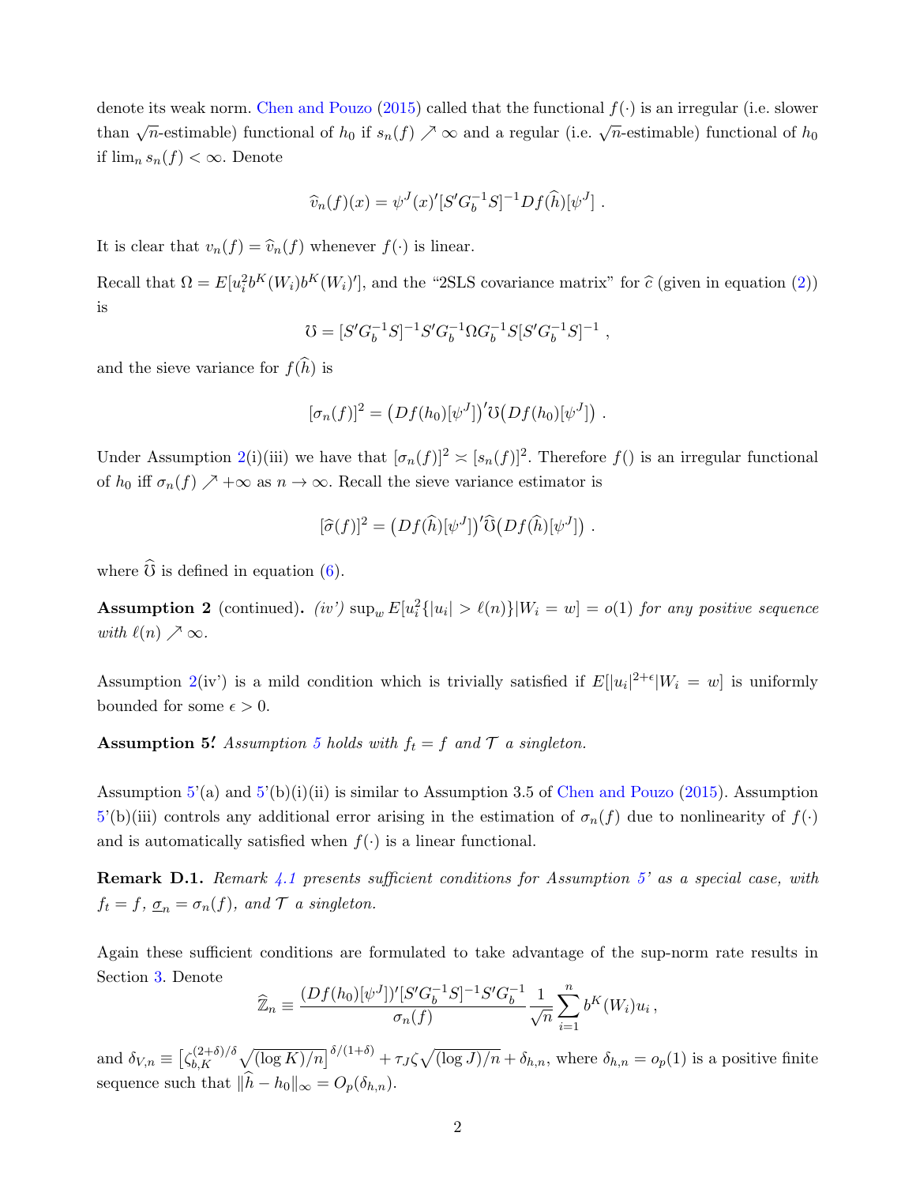denote its weak norm. Chen and Pouzo (2015) called that the functional $f(\cdot)$ is an irregular (i.e. slower than $\sqrt{n}$-estimable) functional of $h_0$ if $s_n(f) \nearrow \infty$ and a regular (i.e. $\sqrt{n}$-estimable) functional of $h_0$ if $\lim_n s_n(f) < \infty$. Denote

$$\widehat{v}_n(f)(x) = \psi^J(x)'[S'G_b^{-1}S]^{-1}Df(\widehat{h})[\psi^J] \ .$$

It is clear that $v_n(f) = \widehat{v}_n(f)$ whenever $f(\cdot)$ is linear.

Recall that $\Omega = E[u_i^2 b^K(W_i)b^K(W_i)']$, and the "2SLS covariance matrix" for $\widehat{c}$ (given in equation (2)) is

$$\mho = [S'G_b^{-1}S]^{-1}S'G_b^{-1}\Omega G_b^{-1}S[S'G_b^{-1}S]^{-1} \ ,$$

and the sieve variance for $f(\widehat{h})$ is

$$[\sigma_n(f)]^2 = \big(Df(h_0)[\psi^J]\big)'\mho\big(Df(h_0)[\psi^J]\big) \ .$$

Under Assumption 2(i)(iii) we have that $[\sigma_n(f)]^2 \asymp [s_n(f)]^2$. Therefore $f()$ is an irregular functional of $h_0$ iff $\sigma_n(f) \nearrow +\infty$ as $n \to \infty$. Recall the sieve variance estimator is

$$[\widehat{\sigma}(f)]^2 = \big(Df(\widehat{h})[\psi^J]\big)'\widehat{\mho}\big(Df(\widehat{h})[\psi^J]\big) \ .$$

where $\widehat{\mho}$ is defined in equation (6).

**Assumption 2** (continued)**.** *(iv') $\sup_w E[u_i^2\{|u_i| > \ell(n)\}|W_i = w] = o(1)$ for any positive sequence with $\ell(n) \nearrow \infty$.*

Assumption 2(iv') is a mild condition which is trivially satisfied if $E[|u_i|^{2+\epsilon}|W_i = w]$ is uniformly bounded for some $\epsilon > 0$.

**Assumption 5'** *Assumption 5 holds with $f_t = f$ and $\mathcal{T}$ a singleton.*

Assumption 5'(a) and 5'(b)(i)(ii) is similar to Assumption 3.5 of Chen and Pouzo (2015). Assumption 5'(b)(iii) controls any additional error arising in the estimation of $\sigma_n(f)$ due to nonlinearity of $f(\cdot)$ and is automatically satisfied when $f(\cdot)$ is a linear functional.

**Remark D.1.** *Remark 4.1 presents sufficient conditions for Assumption 5' as a special case, with $f_t = f$, $\underline{\sigma}_n = \sigma_n(f)$, and $\mathcal{T}$ a singleton.*

Again these sufficient conditions are formulated to take advantage of the sup-norm rate results in Section 3. Denote

$$\widehat{\mathbb{Z}}_n \equiv \frac{(Df(h_0)[\psi^J])'[S'G_b^{-1}S]^{-1}S'G_b^{-1}}{\sigma_n(f)} \frac{1}{\sqrt{n}}\sum_{i=1}^n b^K(W_i)u_i \, ,$$

and $\delta_{V,n} \equiv \big[\zeta_{b,K}^{(2+\delta)/\delta}\sqrt{(\log K)/n}\big]^{\delta/(1+\delta)} + \tau_J\zeta\sqrt{(\log J)/n} + \delta_{h,n}$, where $\delta_{h,n} = o_p(1)$ is a positive finite sequence such that $\|\widehat{h} - h_0\|_\infty = O_p(\delta_{h,n})$.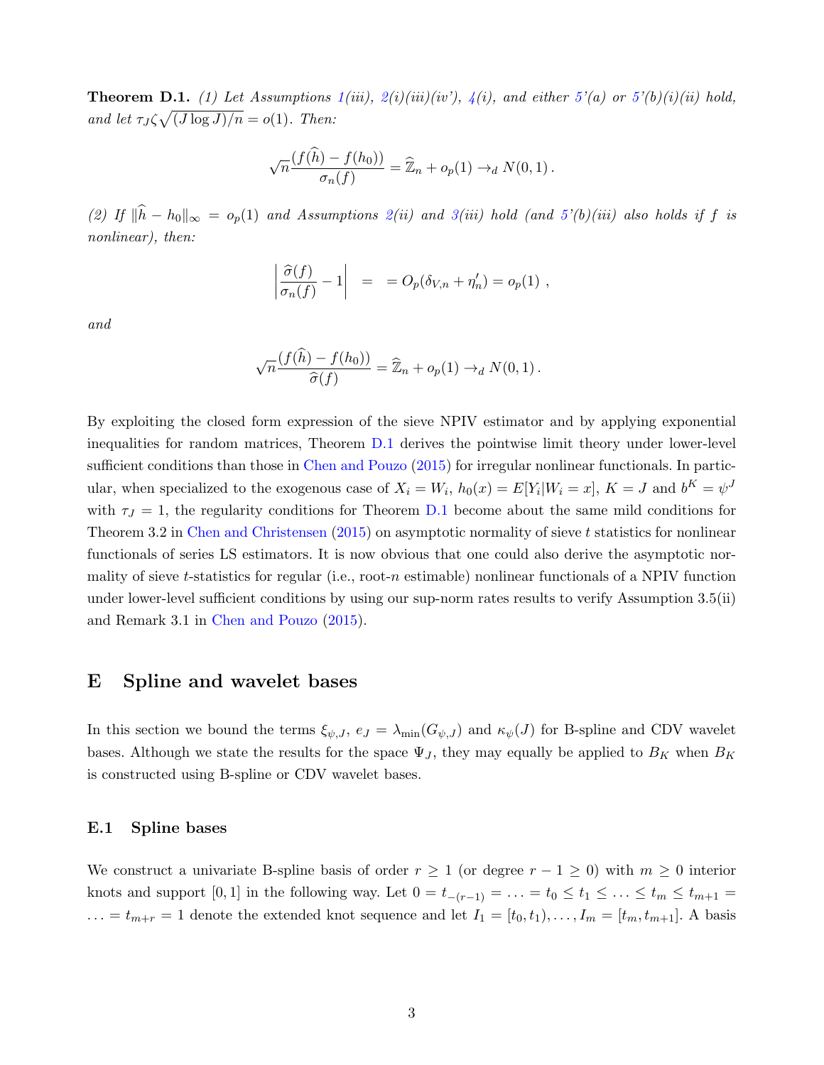**Theorem D.1.** *(1) Let Assumptions 1(iii), 2(i)(iii)(iv'), 4(i), and either 5'(a) or 5'(b)(i)(ii) hold, and let $\tau_J \zeta \sqrt{(J \log J)/n} = o(1)$. Then:*

$$\sqrt{n}\frac{(f(\widehat{h}) - f(h_0))}{\sigma_n(f)} = \widehat{\mathbb{Z}}_n + o_p(1) \to_d N(0,1)\,.$$

*(2) If $\|\widehat{h} - h_0\|_\infty = o_p(1)$ and Assumptions 2(ii) and 3(iii) hold (and 5'(b)(iii) also holds if $f$ is nonlinear), then:*

$$\left|\frac{\widehat{\sigma}(f)}{\sigma_n(f)} - 1\right| \;\;=\;\; = O_p(\delta_{V,n} + \eta_n') = o_p(1)\ ,$$

*and*

$$\sqrt{n}\frac{(f(\widehat{h}) - f(h_0))}{\widehat{\sigma}(f)} = \widehat{\mathbb{Z}}_n + o_p(1) \to_d N(0,1)\,.$$

By exploiting the closed form expression of the sieve NPIV estimator and by applying exponential inequalities for random matrices, Theorem D.1 derives the pointwise limit theory under lower-level sufficient conditions than those in Chen and Pouzo (2015) for irregular nonlinear functionals. In particular, when specialized to the exogenous case of $X_i = W_i$, $h_0(x) = E[Y_i|W_i = x]$, $K = J$ and $b^K = \psi^J$ with $\tau_J = 1$, the regularity conditions for Theorem D.1 become about the same mild conditions for Theorem 3.2 in Chen and Christensen (2015) on asymptotic normality of sieve $t$ statistics for nonlinear functionals of series LS estimators. It is now obvious that one could also derive the asymptotic normality of sieve $t$-statistics for regular (i.e., root-$n$ estimable) nonlinear functionals of a NPIV function under lower-level sufficient conditions by using our sup-norm rates results to verify Assumption 3.5(ii) and Remark 3.1 in Chen and Pouzo (2015).

# E Spline and wavelet bases

In this section we bound the terms $\xi_{\psi,J}$, $e_J = \lambda_{\min}(G_{\psi,J})$ and $\kappa_\psi(J)$ for B-spline and CDV wavelet bases. Although we state the results for the space $\Psi_J$, they may equally be applied to $B_K$ when $B_K$ is constructed using B-spline or CDV wavelet bases.

## E.1 Spline bases

We construct a univariate B-spline basis of order $r \geq 1$ (or degree $r-1 \geq 0$) with $m \geq 0$ interior knots and support $[0,1]$ in the following way. Let $0 = t_{-(r-1)} = \ldots = t_0 \leq t_1 \leq \ldots \leq t_m \leq t_{m+1} = \ldots = t_{m+r} = 1$ denote the extended knot sequence and let $I_1 = [t_0, t_1), \ldots, I_m = [t_m, t_{m+1}]$. A basis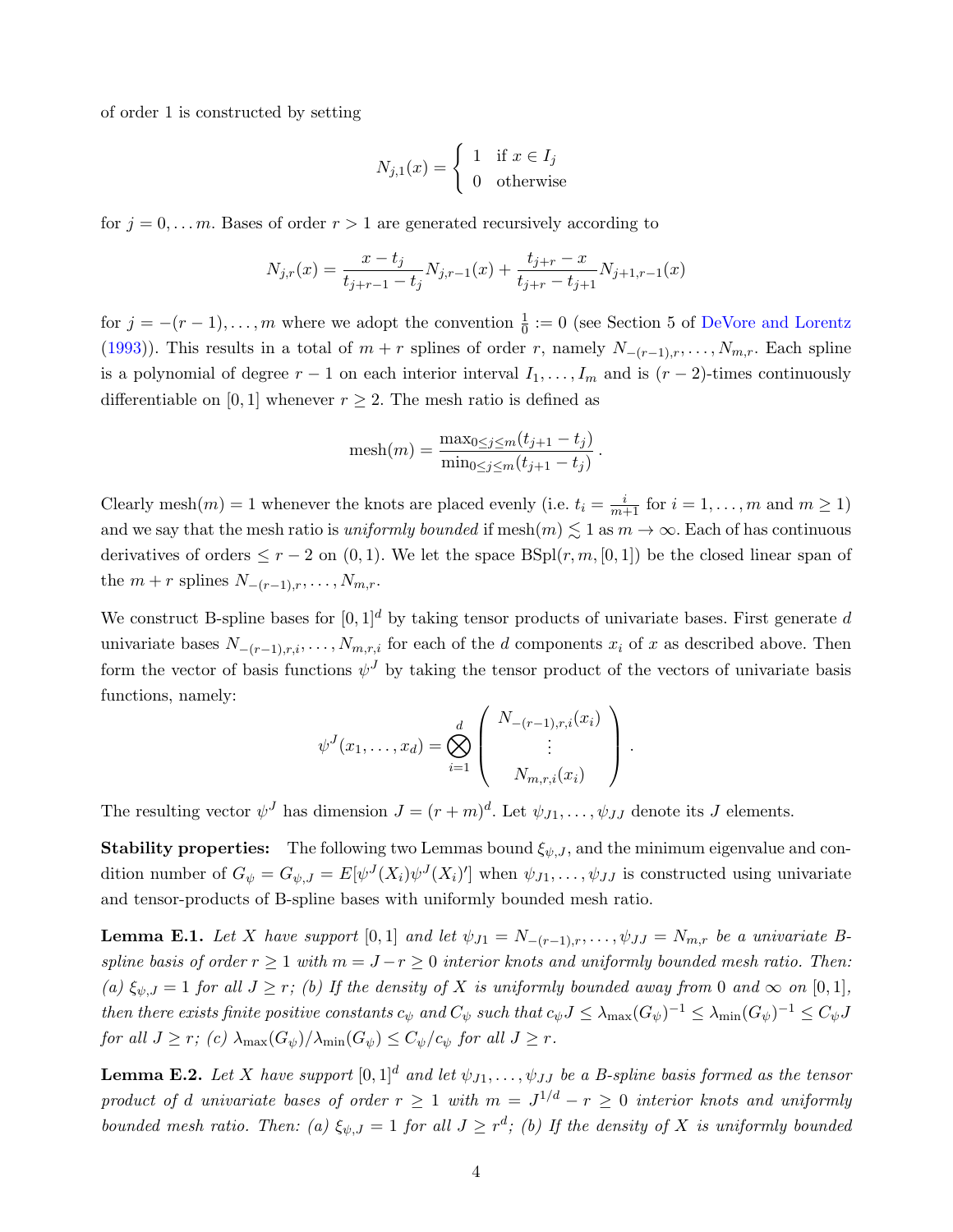of order 1 is constructed by setting

$$N_{j,1}(x) = \begin{cases} 1 & \text{if } x \in I_j \\ 0 & \text{otherwise} \end{cases}$$

for $j = 0, \ldots m$. Bases of order $r > 1$ are generated recursively according to

$$N_{j,r}(x) = \frac{x - t_j}{t_{j+r-1} - t_j} N_{j,r-1}(x) + \frac{t_{j+r} - x}{t_{j+r} - t_{j+1}} N_{j+1,r-1}(x)$$

for $j = -(r-1), \ldots, m$ where we adopt the convention $\frac{1}{0} := 0$ (see Section 5 of DeVore and Lorentz (1993)). This results in a total of $m + r$ splines of order $r$, namely $N_{-(r-1),r}, \ldots, N_{m,r}$. Each spline is a polynomial of degree $r - 1$ on each interior interval $I_1, \ldots, I_m$ and is $(r-2)$-times continuously differentiable on $[0, 1]$ whenever $r \geq 2$. The mesh ratio is defined as

$$\text{mesh}(m) = \frac{\max_{0 \leq j \leq m}(t_{j+1} - t_j)}{\min_{0 \leq j \leq m}(t_{j+1} - t_j)}.$$

Clearly $\text{mesh}(m) = 1$ whenever the knots are placed evenly (i.e. $t_i = \frac{i}{m+1}$ for $i = 1, \ldots, m$ and $m \geq 1$) and we say that the mesh ratio is *uniformly bounded* if $\text{mesh}(m) \lesssim 1$ as $m \to \infty$. Each of has continuous derivatives of orders $\leq r - 2$ on $(0, 1)$. We let the space $\text{BSpl}(r, m, [0, 1])$ be the closed linear span of the $m + r$ splines $N_{-(r-1),r}, \ldots, N_{m,r}$.

We construct B-spline bases for $[0, 1]^d$ by taking tensor products of univariate bases. First generate $d$ univariate bases $N_{-(r-1),r,i}, \ldots, N_{m,r,i}$ for each of the $d$ components $x_i$ of $x$ as described above. Then form the vector of basis functions $\psi^J$ by taking the tensor product of the vectors of univariate basis functions, namely:

$$\psi^J(x_1, \ldots, x_d) = \bigotimes_{i=1}^{d} \begin{pmatrix} N_{-(r-1),r,i}(x_i) \\ \vdots \\ N_{m,r,i}(x_i) \end{pmatrix}.$$

The resulting vector $\psi^J$ has dimension $J = (r + m)^d$. Let $\psi_{J1}, \ldots, \psi_{JJ}$ denote its $J$ elements.

**Stability properties:** The following two Lemmas bound $\xi_{\psi,J}$, and the minimum eigenvalue and condition number of $G_\psi = G_{\psi,J} = E[\psi^J(X_i)\psi^J(X_i)']$ when $\psi_{J1}, \ldots, \psi_{JJ}$ is constructed using univariate and tensor-products of B-spline bases with uniformly bounded mesh ratio.

**Lemma E.1.** *Let $X$ have support $[0, 1]$ and let $\psi_{J1} = N_{-(r-1),r}, \ldots, \psi_{JJ} = N_{m,r}$ be a univariate B-spline basis of order $r \geq 1$ with $m = J - r \geq 0$ interior knots and uniformly bounded mesh ratio. Then: (a) $\xi_{\psi,J} = 1$ for all $J \geq r$; (b) If the density of $X$ is uniformly bounded away from 0 and $\infty$ on $[0, 1]$, then there exists finite positive constants $c_\psi$ and $C_\psi$ such that $c_\psi J \leq \lambda_{\max}(G_\psi)^{-1} \leq \lambda_{\min}(G_\psi)^{-1} \leq C_\psi J$ for all $J \geq r$; (c) $\lambda_{\max}(G_\psi)/\lambda_{\min}(G_\psi) \leq C_\psi/c_\psi$ for all $J \geq r$.*

**Lemma E.2.** *Let $X$ have support $[0, 1]^d$ and let $\psi_{J1}, \ldots, \psi_{JJ}$ be a B-spline basis formed as the tensor product of $d$ univariate bases of order $r \geq 1$ with $m = J^{1/d} - r \geq 0$ interior knots and uniformly bounded mesh ratio. Then: (a) $\xi_{\psi,J} = 1$ for all $J \geq r^d$; (b) If the density of $X$ is uniformly bounded*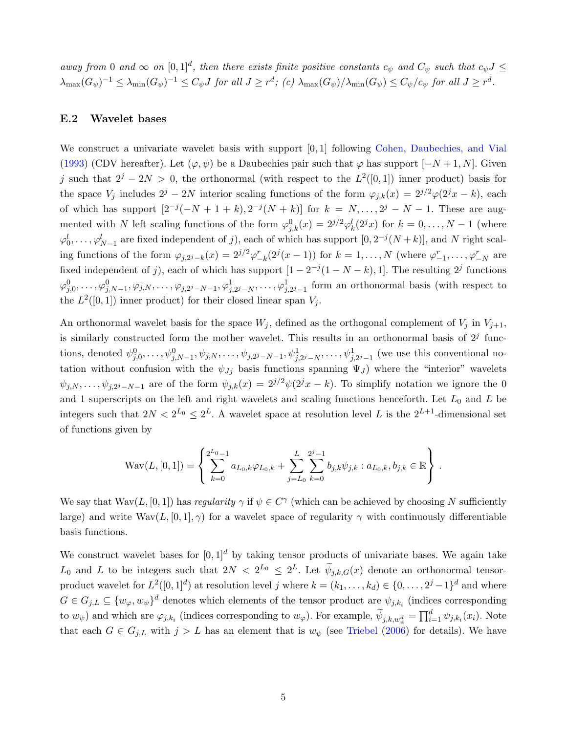*away from 0 and $\infty$ on $[0,1]^d$, then there exists finite positive constants $c_\psi$ and $C_\psi$ such that $c_\psi J \leq \lambda_{\max}(G_\psi)^{-1} \leq \lambda_{\min}(G_\psi)^{-1} \leq C_\psi J$ for all $J \geq r^d$; (c) $\lambda_{\max}(G_\psi)/\lambda_{\min}(G_\psi) \leq C_\psi/c_\psi$ for all $J \geq r^d$.*

### E.2 Wavelet bases

We construct a univariate wavelet basis with support $[0,1]$ following Cohen, Daubechies, and Vial (1993) (CDV hereafter). Let $(\varphi, \psi)$ be a Daubechies pair such that $\varphi$ has support $[-N+1, N]$. Given $j$ such that $2^j - 2N > 0$, the orthonormal (with respect to the $L^2([0,1])$ inner product) basis for the space $V_j$ includes $2^j - 2N$ interior scaling functions of the form $\varphi_{j,k}(x) = 2^{j/2}\varphi(2^j x - k)$, each of which has support $[2^{-j}(-N+1+k), 2^{-j}(N+k)]$ for $k = N, \ldots, 2^j - N - 1$. These are augmented with $N$ left scaling functions of the form $\varphi^0_{j,k}(x) = 2^{j/2}\varphi^l_k(2^j x)$ for $k = 0, \ldots, N-1$ (where $\varphi^l_0, \ldots, \varphi^l_{N-1}$ are fixed independent of $j$), each of which has support $[0, 2^{-j}(N+k)]$, and $N$ right scaling functions of the form $\varphi_{j,2^j-k}(x) = 2^{j/2}\varphi^r_{-k}(2^j(x-1))$ for $k = 1, \ldots, N$ (where $\varphi^r_{-1}, \ldots, \varphi^r_{-N}$ are fixed independent of $j$), each of which has support $[1 - 2^{-j}(1-N-k), 1]$. The resulting $2^j$ functions $\varphi^0_{j,0}, \ldots, \varphi^0_{j,N-1}, \varphi_{j,N}, \ldots, \varphi_{j,2^j-N-1}, \varphi^1_{j,2^j-N}, \ldots, \varphi^1_{j,2^j-1}$ form an orthonormal basis (with respect to the $L^2([0,1])$ inner product) for their closed linear span $V_j$.

An orthonormal wavelet basis for the space $W_j$, defined as the orthogonal complement of $V_j$ in $V_{j+1}$, is similarly constructed form the mother wavelet. This results in an orthonormal basis of $2^j$ functions, denoted $\psi^0_{j,0}, \ldots, \psi^0_{j,N-1}, \psi_{j,N}, \ldots, \psi_{j,2^j-N-1}, \psi^1_{j,2^j-N}, \ldots, \psi^1_{j,2^j-1}$ (we use this conventional notation without confusion with the $\psi_{Jj}$ basis functions spanning $\Psi_J$) where the "interior" wavelets $\psi_{j,N}, \ldots, \psi_{j,2^j-N-1}$ are of the form $\psi_{j,k}(x) = 2^{j/2}\psi(2^j x - k)$. To simplify notation we ignore the 0 and 1 superscripts on the left and right wavelets and scaling functions henceforth. Let $L_0$ and $L$ be integers such that $2N < 2^{L_0} \leq 2^L$. A wavelet space at resolution level $L$ is the $2^{L+1}$-dimensional set of functions given by

$$\mathrm{Wav}(L,[0,1]) = \left\{ \sum_{k=0}^{2^{L_0}-1} a_{L_0,k}\varphi_{L_0,k} + \sum_{j=L_0}^{L}\sum_{k=0}^{2^j-1} b_{j,k}\psi_{j,k} : a_{L_0,k}, b_{j,k} \in \mathbb{R} \right\}.$$

We say that $\mathrm{Wav}(L,[0,1])$ has *regularity* $\gamma$ if $\psi \in C^\gamma$ (which can be achieved by choosing $N$ sufficiently large) and write $\mathrm{Wav}(L,[0,1],\gamma)$ for a wavelet space of regularity $\gamma$ with continuously differentiable basis functions.

We construct wavelet bases for $[0,1]^d$ by taking tensor products of univariate bases. We again take $L_0$ and $L$ to be integers such that $2N < 2^{L_0} \leq 2^L$. Let $\widetilde{\psi}_{j,k,G}(x)$ denote an orthonormal tensor-product wavelet for $L^2([0,1]^d)$ at resolution level $j$ where $k = (k_1, \ldots, k_d) \in \{0, \ldots, 2^j - 1\}^d$ and where $G \in G_{j,L} \subseteq \{w_\varphi, w_\psi\}^d$ denotes which elements of the tensor product are $\psi_{j,k_i}$ (indices corresponding to $w_\psi$) and which are $\varphi_{j,k_i}$ (indices corresponding to $w_\varphi$). For example, $\widetilde{\psi}_{j,k,w_\psi^d} = \prod_{i=1}^d \psi_{j,k_i}(x_i)$. Note that each $G \in G_{j,L}$ with $j > L$ has an element that is $w_\psi$ (see Triebel (2006) for details). We have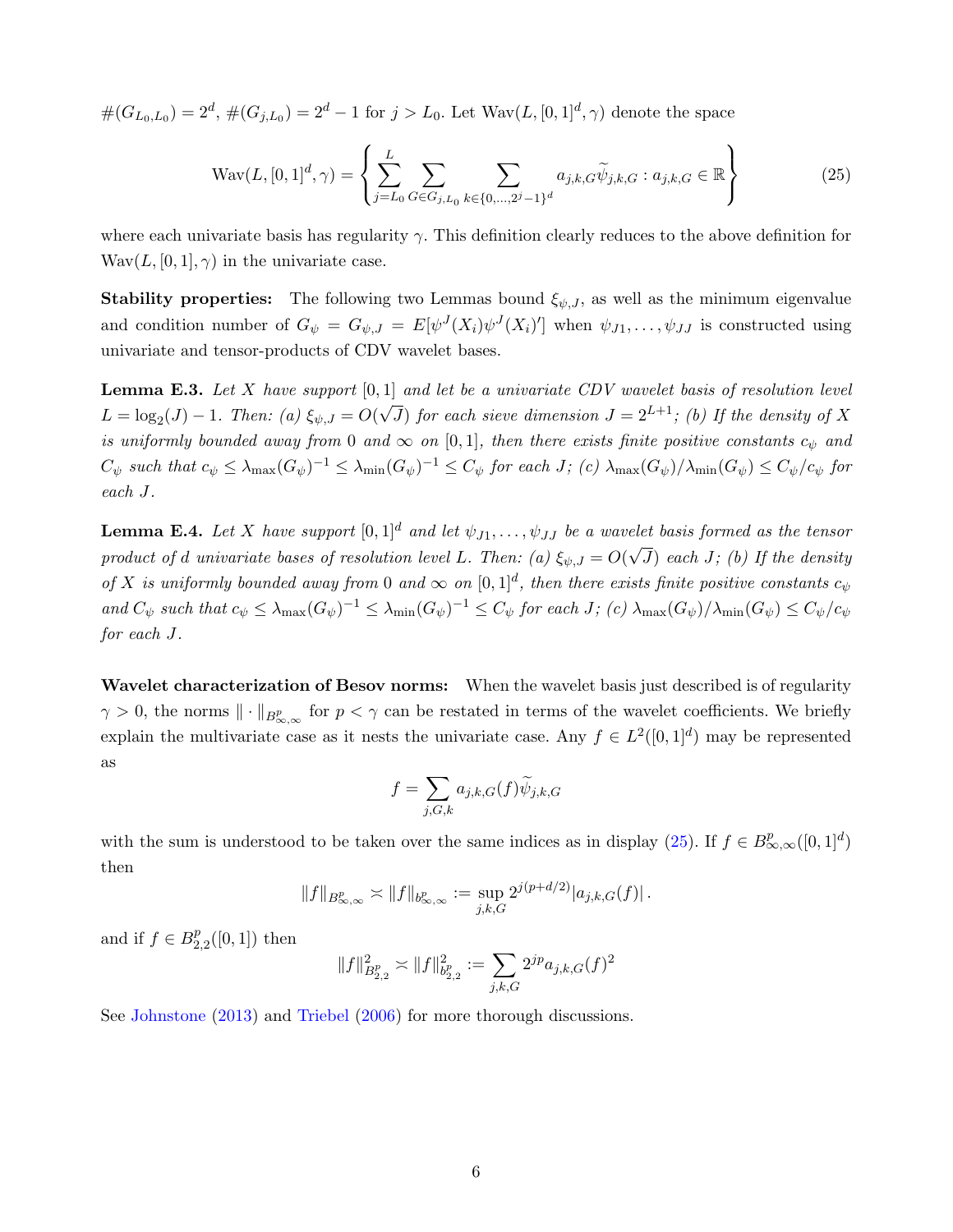$\#(G_{L_0,L_0}) = 2^d$, $\#(G_{j,L_0}) = 2^d - 1$ for $j > L_0$. Let $\text{Wav}(L, [0,1]^d, \gamma)$ denote the space

$$\text{Wav}(L, [0,1]^d, \gamma) = \left\{ \sum_{j=L_0}^{L} \sum_{G \in G_{j,L_0}} \sum_{k \in \{0,\ldots,2^j-1\}^d} a_{j,k,G} \widetilde{\psi}_{j,k,G} : a_{j,k,G} \in \mathbb{R} \right\} \tag{25}$$

where each univariate basis has regularity $\gamma$. This definition clearly reduces to the above definition for $\text{Wav}(L, [0,1], \gamma)$ in the univariate case.

**Stability properties:** The following two Lemmas bound $\xi_{\psi,J}$, as well as the minimum eigenvalue and condition number of $G_\psi = G_{\psi,J} = E[\psi^J(X_i)\psi^J(X_i)']$ when $\psi_{J1}, \ldots, \psi_{JJ}$ is constructed using univariate and tensor-products of CDV wavelet bases.

**Lemma E.3.** *Let $X$ have support $[0,1]$ and let be a univariate CDV wavelet basis of resolution level $L = \log_2(J) - 1$. Then: (a) $\xi_{\psi,J} = O(\sqrt{J})$ for each sieve dimension $J = 2^{L+1}$; (b) If the density of $X$ is uniformly bounded away from 0 and $\infty$ on $[0,1]$, then there exists finite positive constants $c_\psi$ and $C_\psi$ such that $c_\psi \leq \lambda_{\max}(G_\psi)^{-1} \leq \lambda_{\min}(G_\psi)^{-1} \leq C_\psi$ for each $J$; (c) $\lambda_{\max}(G_\psi)/\lambda_{\min}(G_\psi) \leq C_\psi/c_\psi$ for each $J$.*

**Lemma E.4.** *Let $X$ have support $[0,1]^d$ and let $\psi_{J1}, \ldots, \psi_{JJ}$ be a wavelet basis formed as the tensor product of $d$ univariate bases of resolution level $L$. Then: (a) $\xi_{\psi,J} = O(\sqrt{J})$ each $J$; (b) If the density of $X$ is uniformly bounded away from 0 and $\infty$ on $[0,1]^d$, then there exists finite positive constants $c_\psi$ and $C_\psi$ such that $c_\psi \leq \lambda_{\max}(G_\psi)^{-1} \leq \lambda_{\min}(G_\psi)^{-1} \leq C_\psi$ for each $J$; (c) $\lambda_{\max}(G_\psi)/\lambda_{\min}(G_\psi) \leq C_\psi/c_\psi$ for each $J$.*

**Wavelet characterization of Besov norms:** When the wavelet basis just described is of regularity $\gamma > 0$, the norms $\|\cdot\|_{B^p_{\infty,\infty}}$ for $p < \gamma$ can be restated in terms of the wavelet coefficients. We briefly explain the multivariate case as it nests the univariate case. Any $f \in L^2([0,1]^d)$ may be represented as

$$f = \sum_{j,G,k} a_{j,k,G}(f) \widetilde{\psi}_{j,k,G}$$

with the sum is understood to be taken over the same indices as in display (25). If $f \in B^p_{\infty,\infty}([0,1]^d)$ then

$$\|f\|_{B^p_{\infty,\infty}} \asymp \|f\|_{b^p_{\infty,\infty}} := \sup_{j,k,G} 2^{j(p+d/2)} |a_{j,k,G}(f)| \,.$$

and if $f \in B^p_{2,2}([0,1])$ then

$$\|f\|^2_{B^p_{2,2}} \asymp \|f\|^2_{b^p_{2,2}} := \sum_{j,k,G} 2^{jp} a_{j,k,G}(f)^2$$

See Johnstone (2013) and Triebel (2006) for more thorough discussions.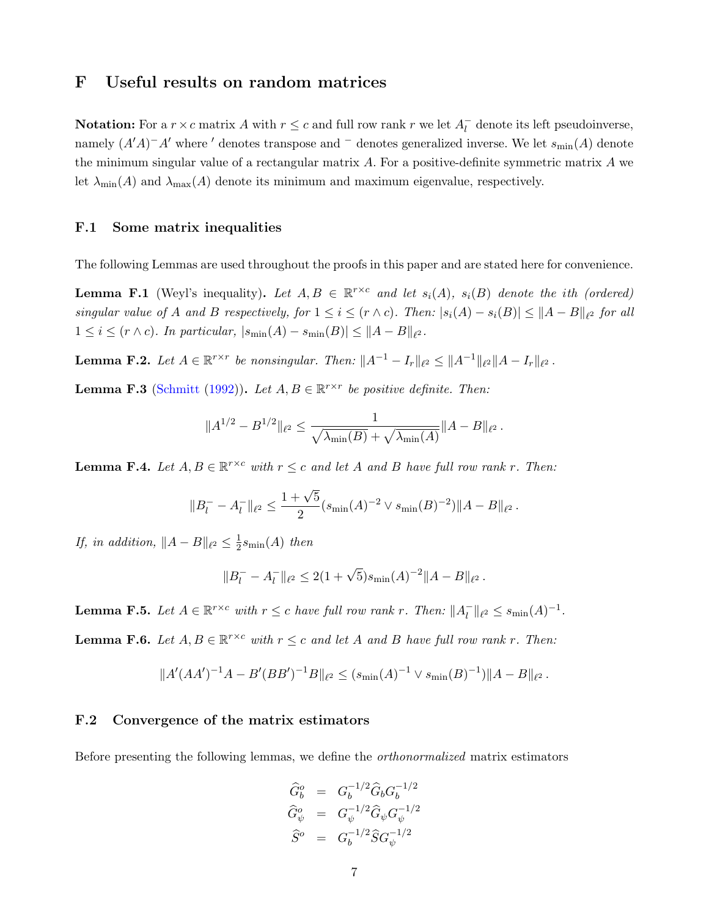# F Useful results on random matrices

**Notation:** For a $r \times c$ matrix $A$ with $r \leq c$ and full row rank $r$ we let $A_l^-$ denote its left pseudoinverse, namely $(A'A)^- A'$ where $'$ denotes transpose and $^-$ denotes generalized inverse. We let $s_{\min}(A)$ denote the minimum singular value of a rectangular matrix $A$. For a positive-definite symmetric matrix $A$ we let $\lambda_{\min}(A)$ and $\lambda_{\max}(A)$ denote its minimum and maximum eigenvalue, respectively.

## F.1 Some matrix inequalities

The following Lemmas are used throughout the proofs in this paper and are stated here for convenience.

**Lemma F.1** (Weyl's inequality)**.** *Let $A, B \in \mathbb{R}^{r \times c}$ and let $s_i(A)$, $s_i(B)$ denote the ith (ordered) singular value of $A$ and $B$ respectively, for $1 \leq i \leq (r \wedge c)$. Then: $|s_i(A) - s_i(B)| \leq \|A - B\|_{\ell^2}$ for all $1 \leq i \leq (r \wedge c)$. In particular, $|s_{\min}(A) - s_{\min}(B)| \leq \|A - B\|_{\ell^2}$.*

**Lemma F.2.** *Let $A \in \mathbb{R}^{r \times r}$ be nonsingular. Then: $\|A^{-1} - I_r\|_{\ell^2} \leq \|A^{-1}\|_{\ell^2} \|A - I_r\|_{\ell^2}$.*

**Lemma F.3** (Schmitt (1992))**.** *Let $A, B \in \mathbb{R}^{r \times r}$ be positive definite. Then:*

$$\|A^{1/2} - B^{1/2}\|_{\ell^2} \leq \frac{1}{\sqrt{\lambda_{\min}(B)} + \sqrt{\lambda_{\min}(A)}} \|A - B\|_{\ell^2} .$$

**Lemma F.4.** *Let $A, B \in \mathbb{R}^{r \times c}$ with $r \leq c$ and let $A$ and $B$ have full row rank $r$. Then:*

$$\|B_l^- - A_l^-\|_{\ell^2} \leq \frac{1 + \sqrt{5}}{2} (s_{\min}(A)^{-2} \vee s_{\min}(B)^{-2}) \|A - B\|_{\ell^2} .$$

*If, in addition, $\|A - B\|_{\ell^2} \leq \frac{1}{2} s_{\min}(A)$ then*

$$\|B_l^- - A_l^-\|_{\ell^2} \leq 2(1 + \sqrt{5}) s_{\min}(A)^{-2} \|A - B\|_{\ell^2} .$$

**Lemma F.5.** *Let $A \in \mathbb{R}^{r \times c}$ with $r \leq c$ have full row rank $r$. Then: $\|A_l^-\|_{\ell^2} \leq s_{\min}(A)^{-1}$.*

**Lemma F.6.** *Let $A, B \in \mathbb{R}^{r \times c}$ with $r \leq c$ and let $A$ and $B$ have full row rank $r$. Then:*

$$\|A'(AA')^{-1}A - B'(BB')^{-1}B\|_{\ell^2} \leq (s_{\min}(A)^{-1} \vee s_{\min}(B)^{-1}) \|A - B\|_{\ell^2} .$$

## F.2 Convergence of the matrix estimators

Before presenting the following lemmas, we define the *orthonormalized* matrix estimators

$$\begin{aligned}
\widehat{G}_b^o &= G_b^{-1/2} \widehat{G}_b G_b^{-1/2} \\
\widehat{G}_\psi^o &= G_\psi^{-1/2} \widehat{G}_\psi G_\psi^{-1/2} \\
\widehat{S}^o &= G_b^{-1/2} \widehat{S} G_\psi^{-1/2}
\end{aligned}$$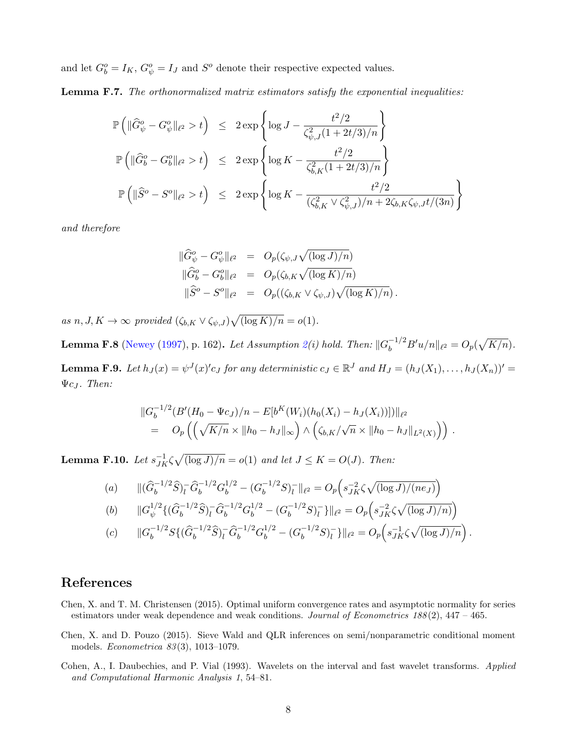and let $G_b^o = I_K$, $G_\psi^o = I_J$ and $S^o$ denote their respective expected values.

**Lemma F.7.** *The orthonormalized matrix estimators satisfy the exponential inequalities:*

$$
\begin{aligned}
\mathbb{P}\left(\|\widehat{G}_\psi^o - G_\psi^o\|_{\ell^2} > t\right) &\leq 2\exp\left\{\log J - \frac{t^2/2}{\zeta_{\psi,J}^2(1+2t/3)/n}\right\} \\
\mathbb{P}\left(\|\widehat{G}_b^o - G_b^o\|_{\ell^2} > t\right) &\leq 2\exp\left\{\log K - \frac{t^2/2}{\zeta_{b,K}^2(1+2t/3)/n}\right\} \\
\mathbb{P}\left(\|\widehat{S}^o - S^o\|_{\ell^2} > t\right) &\leq 2\exp\left\{\log K - \frac{t^2/2}{(\zeta_{b,K}^2 \vee \zeta_{\psi,J}^2)/n + 2\zeta_{b,K}\zeta_{\psi,J}t/(3n)}\right\}
\end{aligned}
$$

*and therefore*

$$
\begin{aligned}
\|\widehat{G}_\psi^o - G_\psi^o\|_{\ell^2} &= O_p(\zeta_{\psi,J}\sqrt{(\log J)/n}) \\
\|\widehat{G}_b^o - G_b^o\|_{\ell^2} &= O_p(\zeta_{b,K}\sqrt{(\log K)/n}) \\
\|\widehat{S}^o - S^o\|_{\ell^2} &= O_p((\zeta_{b,K} \vee \zeta_{\psi,J})\sqrt{(\log K)/n}).
\end{aligned}
$$

*as $n, J, K \to \infty$ provided $(\zeta_{b,K} \vee \zeta_{\psi,J})\sqrt{(\log K)/n} = o(1)$.*

**Lemma F.8** (Newey (1997), p. 162)**.** *Let Assumption 2(i) hold. Then: $\|G_b^{-1/2}B'u/n\|_{\ell^2} = O_p(\sqrt{K/n})$.*

**Lemma F.9.** *Let $h_J(x) = \psi^J(x)'c_J$ for any deterministic $c_J \in \mathbb{R}^J$ and $H_J = (h_J(X_1), \ldots, h_J(X_n))' = \Psi c_J$. Then:*

$$
\begin{aligned}
& \|G_b^{-1/2}(B'(H_0 - \Psi c_J)/n - E[b^K(W_i)(h_0(X_i) - h_J(X_i))])\|_{\ell^2} \\
= \; & O_p\left(\left(\sqrt{K/n} \times \|h_0 - h_J\|_\infty\right) \wedge \left(\zeta_{b,K}/\sqrt{n} \times \|h_0 - h_J\|_{L^2(X)}\right)\right).
\end{aligned}
$$

**Lemma F.10.** *Let $s_{JK}^{-1}\zeta\sqrt{(\log J)/n} = o(1)$ and let $J \leq K = O(J)$. Then:*

$$
\begin{aligned}
&(a) \qquad \|(\widehat{G}_b^{-1/2}\widehat{S})_l^- \widehat{G}_b^{-1/2} G_b^{1/2} - (G_b^{-1/2}S)_l^-\|_{\ell^2} = O_p\left(s_{JK}^{-2}\zeta\sqrt{(\log J)/(ne_J)}\right) \\
&(b) \qquad \|G_\psi^{1/2}\{(\widehat{G}_b^{-1/2}\widehat{S})_l^- \widehat{G}_b^{-1/2} G_b^{1/2} - (G_b^{-1/2}S)_l^-\}\|_{\ell^2} = O_p\left(s_{JK}^{-2}\zeta\sqrt{(\log J)/n}\right) \\
&(c) \qquad \|G_b^{-1/2}S\{(\widehat{G}_b^{-1/2}\widehat{S})_l^- \widehat{G}_b^{-1/2} G_b^{1/2} - (G_b^{-1/2}S)_l^-\}\|_{\ell^2} = O_p\left(s_{JK}^{-1}\zeta\sqrt{(\log J)/n}\right).
\end{aligned}
$$

## References

Chen, X. and T. M. Christensen (2015). Optimal uniform convergence rates and asymptotic normality for series estimators under weak dependence and weak conditions. *Journal of Econometrics 188*(2), 447 – 465.

Chen, X. and D. Pouzo (2015). Sieve Wald and QLR inferences on semi/nonparametric conditional moment models. *Econometrica 83*(3), 1013–1079.

Cohen, A., I. Daubechies, and P. Vial (1993). Wavelets on the interval and fast wavelet transforms. *Applied and Computational Harmonic Analysis 1*, 54–81.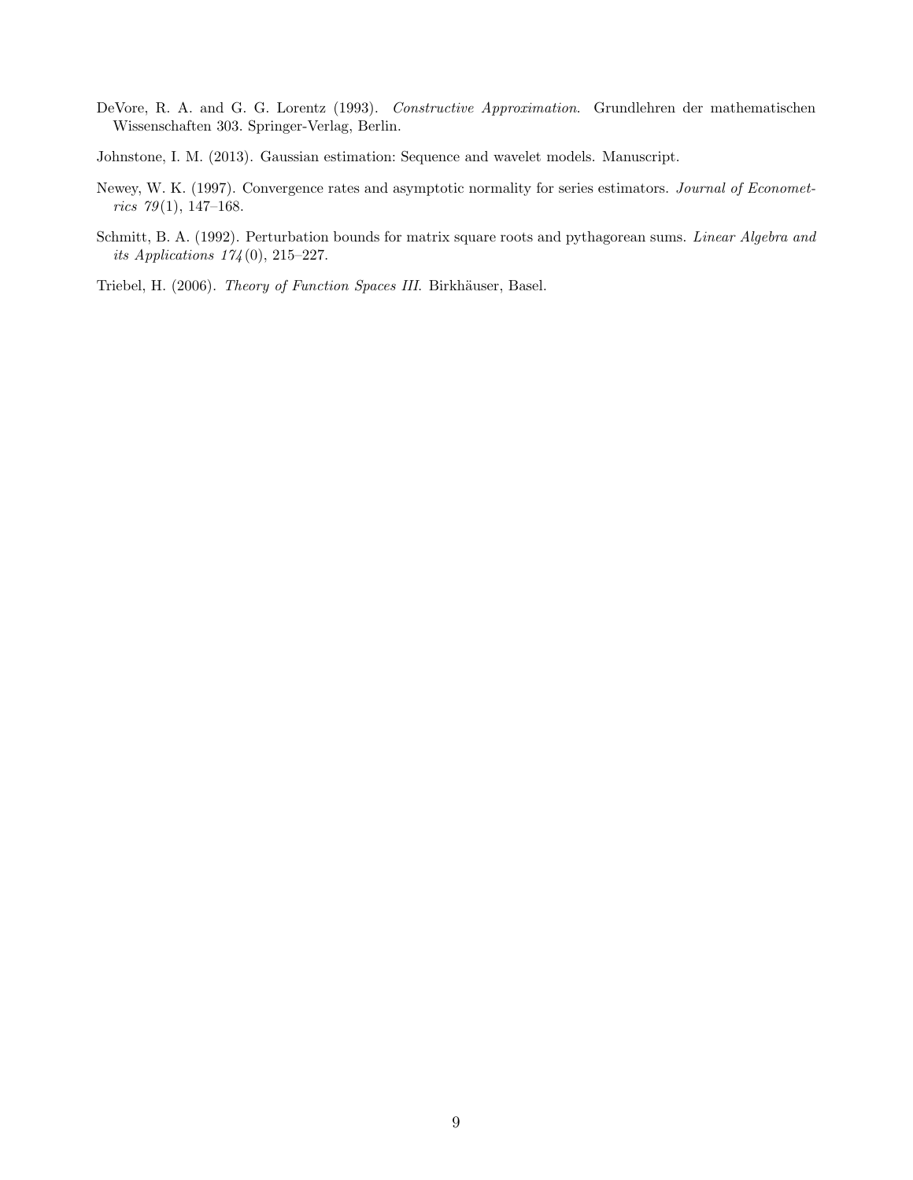DeVore, R. A. and G. G. Lorentz (1993). *Constructive Approximation*. Grundlehren der mathematischen Wissenschaften 303. Springer-Verlag, Berlin.

Johnstone, I. M. (2013). Gaussian estimation: Sequence and wavelet models. Manuscript.

Newey, W. K. (1997). Convergence rates and asymptotic normality for series estimators. *Journal of Econometrics 79*(1), 147–168.

Schmitt, B. A. (1992). Perturbation bounds for matrix square roots and pythagorean sums. *Linear Algebra and its Applications 174*(0), 215–227.

Triebel, H. (2006). *Theory of Function Spaces III*. Birkhäuser, Basel.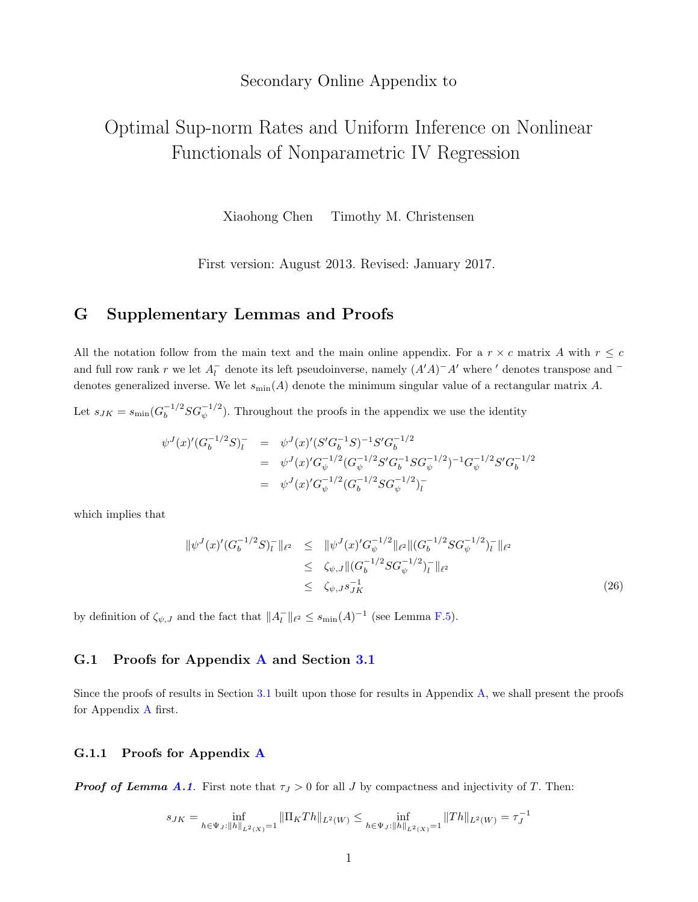Secondary Online Appendix to

# Optimal Sup-norm Rates and Uniform Inference on Nonlinear Functionals of Nonparametric IV Regression

Xiaohong Chen Timothy M. Christensen

First version: August 2013. Revised: January 2017.

## G Supplementary Lemmas and Proofs

All the notation follow from the main text and the main online appendix. For a $r \times c$ matrix $A$ with $r \leq c$ and full row rank $r$ we let $A_l^-$ denote its left pseudoinverse, namely $(A'A)^- A'$ where $'$ denotes transpose and $^-$ denotes generalized inverse. We let $s_{\min}(A)$ denote the minimum singular value of a rectangular matrix $A$.

Let $s_{JK} = s_{\min}(G_b^{-1/2} S G_\psi^{-1/2})$. Throughout the proofs in the appendix we use the identity

$$
\begin{aligned}
\psi^J(x)'(G_b^{-1/2}S)_l^- &= \psi^J(x)'(S'G_b^{-1}S)^{-1}S'G_b^{-1/2} \\
&= \psi^J(x)'G_\psi^{-1/2}(G_\psi^{-1/2}S'G_b^{-1}SG_\psi^{-1/2})^{-1}G_\psi^{-1/2}S'G_b^{-1/2} \\
&= \psi^J(x)'G_\psi^{-1/2}(G_b^{-1/2}SG_\psi^{-1/2})_l^-
\end{aligned}
$$

which implies that

$$
\begin{aligned}
\|\psi^J(x)'(G_b^{-1/2}S)_l^-\|_{\ell^2} &\leq \|\psi^J(x)'G_\psi^{-1/2}\|_{\ell^2}\|(G_b^{-1/2}SG_\psi^{-1/2})_l^-\|_{\ell^2} \\
&\leq \zeta_{\psi,J}\|(G_b^{-1/2}SG_\psi^{-1/2})_l^-\|_{\ell^2} \\
&\leq \zeta_{\psi,J}s_{JK}^{-1} \qquad (26)
\end{aligned}
$$

by definition of $\zeta_{\psi,J}$ and the fact that $\|A_l^-\|_{\ell^2} \leq s_{\min}(A)^{-1}$ (see Lemma F.5).

### G.1 Proofs for Appendix A and Section 3.1

Since the proofs of results in Section 3.1 built upon those for results in Appendix A, we shall present the proofs for Appendix A first.

#### G.1.1 Proofs for Appendix A

***Proof of Lemma A.1.*** First note that $\tau_J > 0$ for all $J$ by compactness and injectivity of $T$. Then:

$$
s_{JK} = \inf_{h \in \Psi_J : \|h\|_{L^2(X)}=1} \|\Pi_K T h\|_{L^2(W)} \leq \inf_{h \in \Psi_J : \|h\|_{L^2(X)}=1} \|Th\|_{L^2(W)} = \tau_J^{-1}
$$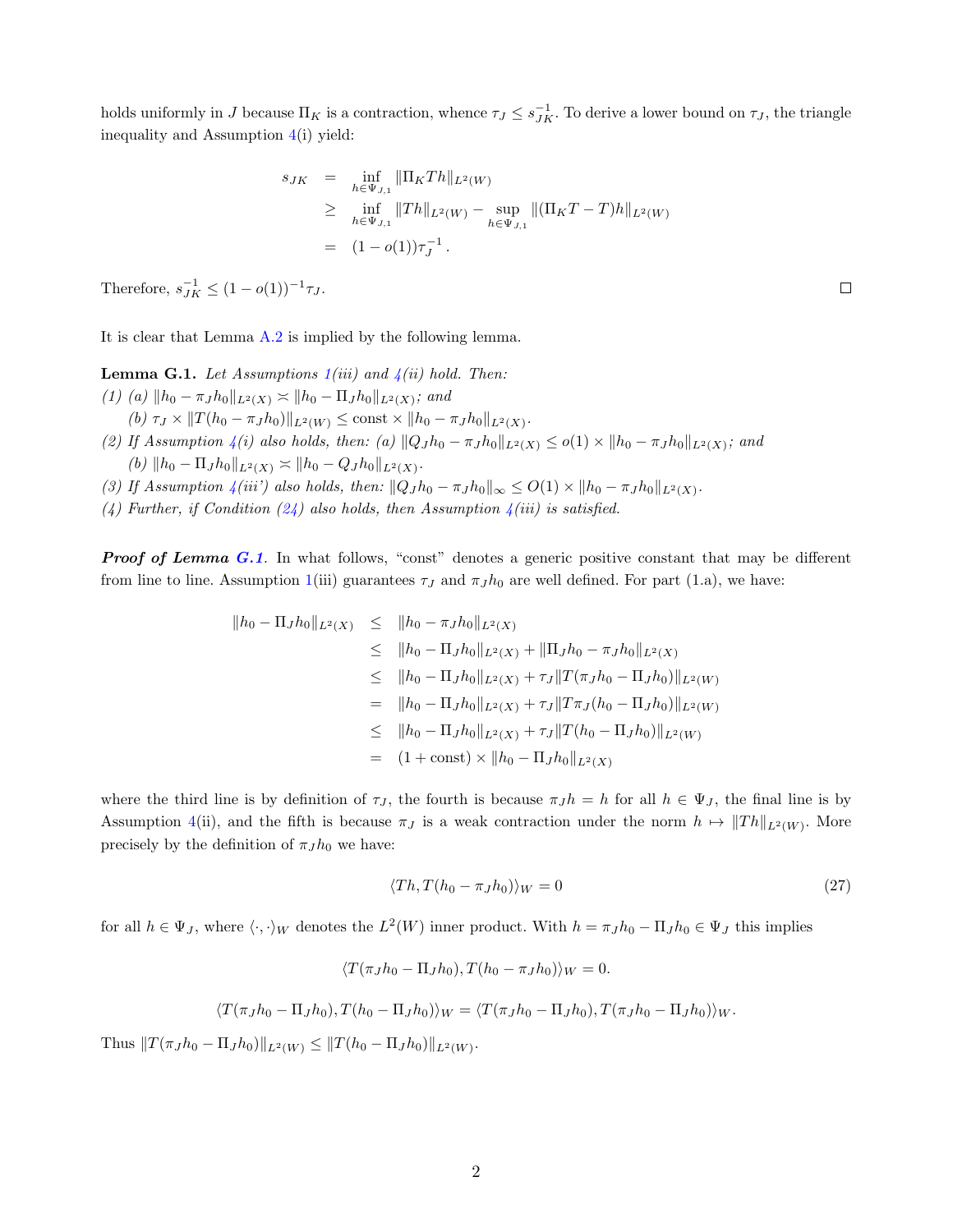holds uniformly in $J$ because $\Pi_K$ is a contraction, whence $\tau_J \leq s_{JK}^{-1}$. To derive a lower bound on $\tau_J$, the triangle inequality and Assumption 4(i) yield:

$$
\begin{aligned}
s_{JK} &= \inf_{h \in \Psi_{J,1}} \|\Pi_K T h\|_{L^2(W)} \\
&\geq \inf_{h \in \Psi_{J,1}} \|T h\|_{L^2(W)} - \sup_{h \in \Psi_{J,1}} \|(\Pi_K T - T)h\|_{L^2(W)} \\
&= (1 - o(1))\tau_J^{-1}\,.
\end{aligned}
$$

Therefore, $s_{JK}^{-1} \leq (1 - o(1))^{-1}\tau_J$. □

It is clear that Lemma A.2 is implied by the following lemma.

**Lemma G.1.** *Let Assumptions 1(iii) and 4(ii) hold. Then:*

*(1) (a) $\|h_0 - \pi_J h_0\|_{L^2(X)} \asymp \|h_0 - \Pi_J h_0\|_{L^2(X)}$; and*
*(b) $\tau_J \times \|T(h_0 - \pi_J h_0)\|_{L^2(W)} \leq \text{const} \times \|h_0 - \pi_J h_0\|_{L^2(X)}$.*

*(2) If Assumption 4(i) also holds, then: (a) $\|Q_J h_0 - \pi_J h_0\|_{L^2(X)} \leq o(1) \times \|h_0 - \pi_J h_0\|_{L^2(X)}$; and*
*(b) $\|h_0 - \Pi_J h_0\|_{L^2(X)} \asymp \|h_0 - Q_J h_0\|_{L^2(X)}$.*

*(3) If Assumption 4(iii') also holds, then: $\|Q_J h_0 - \pi_J h_0\|_\infty \leq O(1) \times \|h_0 - \pi_J h_0\|_{L^2(X)}$.*

*(4) Further, if Condition (24) also holds, then Assumption 4(iii) is satisfied.*

***Proof of Lemma G.1*.** In what follows, "const" denotes a generic positive constant that may be different from line to line. Assumption 1(iii) guarantees $\tau_J$ and $\pi_J h_0$ are well defined. For part (1.a), we have:

$$
\begin{aligned}
\|h_0 - \Pi_J h_0\|_{L^2(X)} &\leq \|h_0 - \pi_J h_0\|_{L^2(X)} \\
&\leq \|h_0 - \Pi_J h_0\|_{L^2(X)} + \|\Pi_J h_0 - \pi_J h_0\|_{L^2(X)} \\
&\leq \|h_0 - \Pi_J h_0\|_{L^2(X)} + \tau_J \|T(\pi_J h_0 - \Pi_J h_0)\|_{L^2(W)} \\
&= \|h_0 - \Pi_J h_0\|_{L^2(X)} + \tau_J \|T\pi_J(h_0 - \Pi_J h_0)\|_{L^2(W)} \\
&\leq \|h_0 - \Pi_J h_0\|_{L^2(X)} + \tau_J \|T(h_0 - \Pi_J h_0)\|_{L^2(W)} \\
&= (1 + \text{const}) \times \|h_0 - \Pi_J h_0\|_{L^2(X)}
\end{aligned}
$$

where the third line is by definition of $\tau_J$, the fourth is because $\pi_J h = h$ for all $h \in \Psi_J$, the final line is by Assumption 4(ii), and the fifth is because $\pi_J$ is a weak contraction under the norm $h \mapsto \|Th\|_{L^2(W)}$. More precisely by the definition of $\pi_J h_0$ we have:

$$
\langle Th, T(h_0 - \pi_J h_0)\rangle_W = 0 \tag{27}
$$

for all $h \in \Psi_J$, where $\langle \cdot, \cdot \rangle_W$ denotes the $L^2(W)$ inner product. With $h = \pi_J h_0 - \Pi_J h_0 \in \Psi_J$ this implies

$$
\langle T(\pi_J h_0 - \Pi_J h_0), T(h_0 - \pi_J h_0)\rangle_W = 0.
$$

$$
\langle T(\pi_J h_0 - \Pi_J h_0), T(h_0 - \Pi_J h_0)\rangle_W = \langle T(\pi_J h_0 - \Pi_J h_0), T(\pi_J h_0 - \Pi_J h_0)\rangle_W.
$$

Thus $\|T(\pi_J h_0 - \Pi_J h_0)\|_{L^2(W)} \leq \|T(h_0 - \Pi_J h_0)\|_{L^2(W)}$.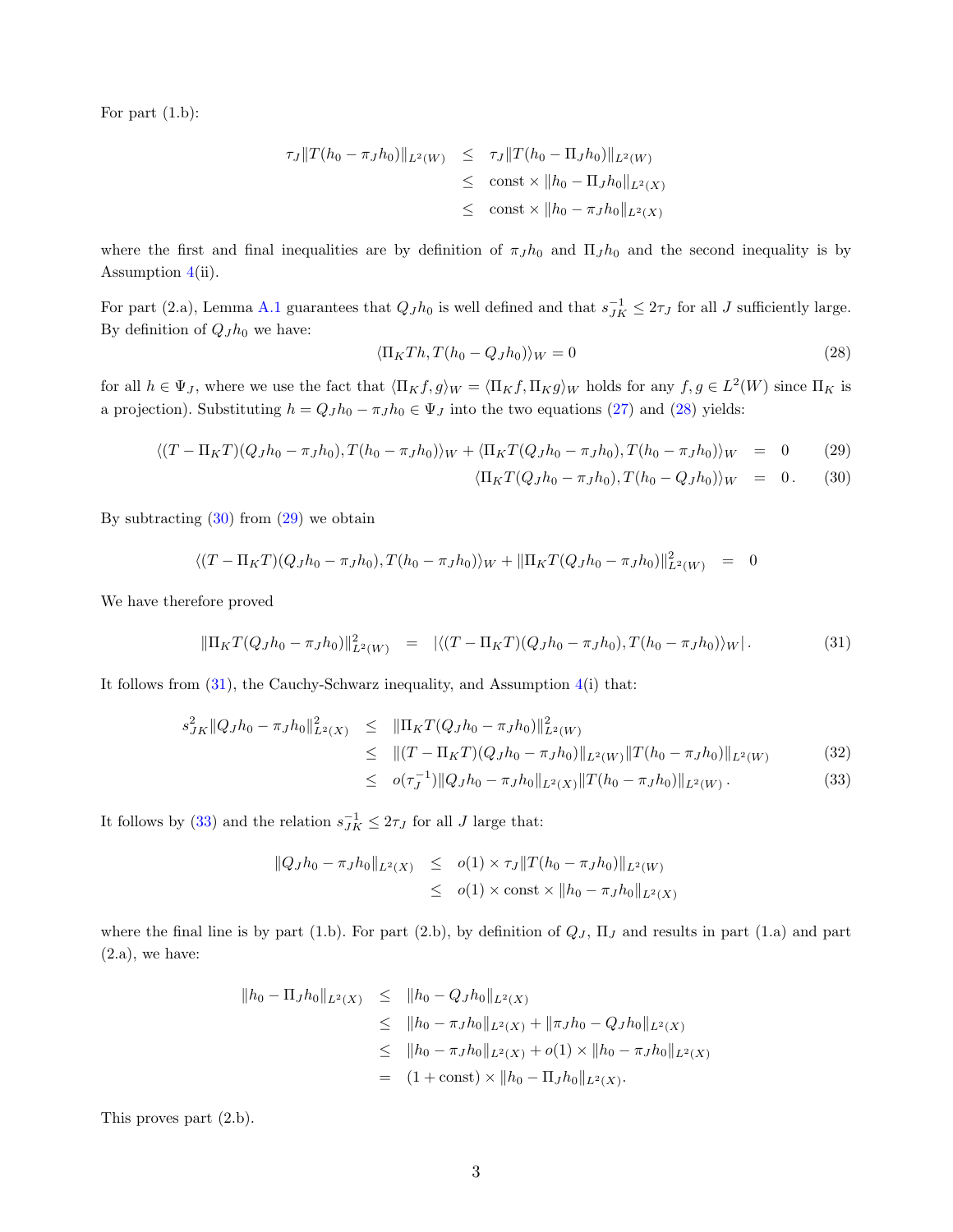For part (1.b):

$$
\begin{aligned}
\tau_J \|T(h_0 - \pi_J h_0)\|_{L^2(W)} &\leq \tau_J \|T(h_0 - \Pi_J h_0)\|_{L^2(W)} \\
&\leq \text{const} \times \|h_0 - \Pi_J h_0\|_{L^2(X)} \\
&\leq \text{const} \times \|h_0 - \pi_J h_0\|_{L^2(X)}
\end{aligned}
$$

where the first and final inequalities are by definition of $\pi_J h_0$ and $\Pi_J h_0$ and the second inequality is by Assumption 4(ii).

For part (2.a), Lemma A.1 guarantees that $Q_J h_0$ is well defined and that $s_{JK}^{-1} \leq 2\tau_J$ for all $J$ sufficiently large. By definition of $Q_J h_0$ we have:

$$
\langle \Pi_K T h, T(h_0 - Q_J h_0)\rangle_W = 0 \tag{28}
$$

for all $h \in \Psi_J$, where we use the fact that $\langle \Pi_K f, g\rangle_W = \langle \Pi_K f, \Pi_K g\rangle_W$ holds for any $f, g \in L^2(W)$ since $\Pi_K$ is a projection). Substituting $h = Q_J h_0 - \pi_J h_0 \in \Psi_J$ into the two equations (27) and (28) yields:

$$
\langle (T - \Pi_K T)(Q_J h_0 - \pi_J h_0), T(h_0 - \pi_J h_0)\rangle_W + \langle \Pi_K T(Q_J h_0 - \pi_J h_0), T(h_0 - \pi_J h_0)\rangle_W = 0 \tag{29}
$$

$$
\langle \Pi_K T(Q_J h_0 - \pi_J h_0), T(h_0 - Q_J h_0)\rangle_W = 0\,. \tag{30}
$$

By subtracting (30) from (29) we obtain

$$
\langle (T - \Pi_K T)(Q_J h_0 - \pi_J h_0), T(h_0 - \pi_J h_0)\rangle_W + \|\Pi_K T(Q_J h_0 - \pi_J h_0)\|_{L^2(W)}^2 = 0
$$

We have therefore proved

$$
\|\Pi_K T(Q_J h_0 - \pi_J h_0)\|_{L^2(W)}^2 = |\langle (T - \Pi_K T)(Q_J h_0 - \pi_J h_0), T(h_0 - \pi_J h_0)\rangle_W|\,. \tag{31}
$$

It follows from (31), the Cauchy-Schwarz inequality, and Assumption 4(i) that:

$$
\begin{aligned}
s_{JK}^2 \|Q_J h_0 - \pi_J h_0\|_{L^2(X)}^2 &\leq \|\Pi_K T(Q_J h_0 - \pi_J h_0)\|_{L^2(W)}^2 \\
&\leq \|(T - \Pi_K T)(Q_J h_0 - \pi_J h_0)\|_{L^2(W)} \|T(h_0 - \pi_J h_0)\|_{L^2(W)} \qquad (32) \\
&\leq o(\tau_J^{-1}) \|Q_J h_0 - \pi_J h_0\|_{L^2(X)} \|T(h_0 - \pi_J h_0)\|_{L^2(W)}\,. \qquad (33)
\end{aligned}
$$

It follows by (33) and the relation $s_{JK}^{-1} \leq 2\tau_J$ for all $J$ large that:

$$
\begin{aligned}
\|Q_J h_0 - \pi_J h_0\|_{L^2(X)} &\leq o(1) \times \tau_J \|T(h_0 - \pi_J h_0)\|_{L^2(W)} \\
&\leq o(1) \times \text{const} \times \|h_0 - \pi_J h_0\|_{L^2(X)}
\end{aligned}
$$

where the final line is by part (1.b). For part (2.b), by definition of $Q_J$, $\Pi_J$ and results in part (1.a) and part (2.a), we have:

$$
\begin{aligned}
\|h_0 - \Pi_J h_0\|_{L^2(X)} &\leq \|h_0 - Q_J h_0\|_{L^2(X)} \\
&\leq \|h_0 - \pi_J h_0\|_{L^2(X)} + \|\pi_J h_0 - Q_J h_0\|_{L^2(X)} \\
&\leq \|h_0 - \pi_J h_0\|_{L^2(X)} + o(1) \times \|h_0 - \pi_J h_0\|_{L^2(X)} \\
&= (1 + \text{const}) \times \|h_0 - \Pi_J h_0\|_{L^2(X)}.
\end{aligned}
$$

This proves part (2.b).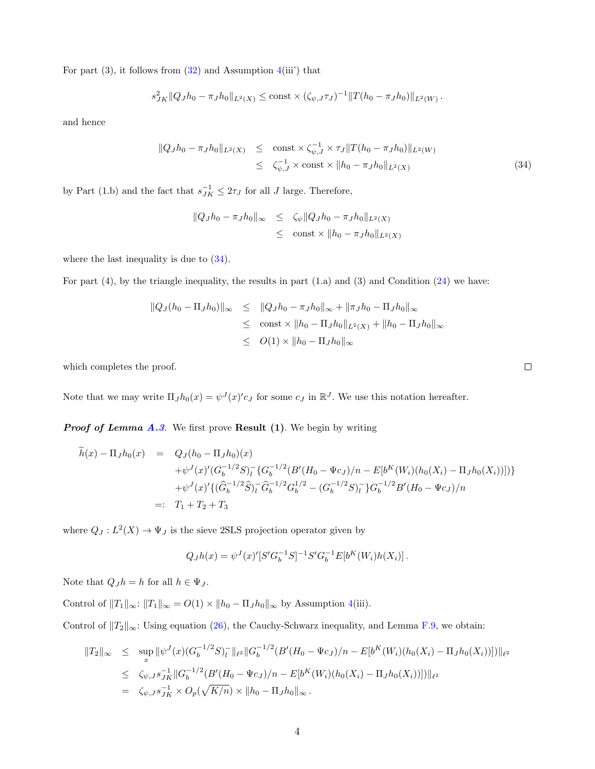For part (3), it follows from (32) and Assumption 4(iii') that

$$s_{JK}^2 \|Q_J h_0 - \pi_J h_0\|_{L^2(X)} \leq \text{const} \times (\zeta_{\psi,J}\tau_J)^{-1} \|T(h_0 - \pi_J h_0)\|_{L^2(W)} .$$

and hence

$$\begin{aligned}
\|Q_J h_0 - \pi_J h_0\|_{L^2(X)} &\leq \text{const} \times \zeta_{\psi,J}^{-1} \times \tau_J \|T(h_0 - \pi_J h_0)\|_{L^2(W)} \\
&\leq \zeta_{\psi,J}^{-1} \times \text{const} \times \|h_0 - \pi_J h_0\|_{L^2(X)}
\end{aligned} \tag{34}$$

by Part (1.b) and the fact that $s_{JK}^{-1} \leq 2\tau_J$ for all $J$ large. Therefore,

$$\begin{aligned}
\|Q_J h_0 - \pi_J h_0\|_\infty &\leq \zeta_\psi \|Q_J h_0 - \pi_J h_0\|_{L^2(X)} \\
&\leq \text{const} \times \|h_0 - \pi_J h_0\|_{L^2(X)}
\end{aligned}$$

where the last inequality is due to (34).

For part (4), by the triangle inequality, the results in part (1.a) and (3) and Condition (24) we have:

$$\begin{aligned}
\|Q_J(h_0 - \Pi_J h_0)\|_\infty &\leq \|Q_J h_0 - \pi_J h_0\|_\infty + \|\pi_J h_0 - \Pi_J h_0\|_\infty \\
&\leq \text{const} \times \|h_0 - \Pi_J h_0\|_{L^2(X)} + \|h_0 - \Pi_J h_0\|_\infty \\
&\leq O(1) \times \|h_0 - \Pi_J h_0\|_\infty
\end{aligned}$$

which completes the proof. $\square$

Note that we may write $\Pi_J h_0(x) = \psi^J(x)' c_J$ for some $c_J$ in $\mathbb{R}^J$. We use this notation hereafter.

***Proof of Lemma A.3***. We first prove **Result (1)**. We begin by writing

$$\begin{aligned}
\widetilde{h}(x) - \Pi_J h_0(x) &= Q_J(h_0 - \Pi_J h_0)(x) \\
&\quad + \psi^J(x)'(G_b^{-1/2} S)_l^- \{G_b^{-1/2}(B'(H_0 - \Psi c_J)/n - E[b^K(W_i)(h_0(X_i) - \Pi_J h_0(X_i))])\} \\
&\quad + \psi^J(x)' \{(\widehat{G}_b^{-1/2} \widehat{S})_l^- \widehat{G}_b^{-1/2} G_b^{1/2} - (G_b^{-1/2} S)_l^-\} G_b^{-1/2} B'(H_0 - \Psi c_J)/n \\
&=: T_1 + T_2 + T_3
\end{aligned}$$

where $Q_J : L^2(X) \to \Psi_J$ is the sieve 2SLS projection operator given by

$$Q_J h(x) = \psi^J(x)'[S' G_b^{-1} S]^{-1} S' G_b^{-1} E[b^K(W_i) h(X_i)] .$$

Note that $Q_J h = h$ for all $h \in \Psi_J$.

Control of $\|T_1\|_\infty$: $\|T_1\|_\infty = O(1) \times \|h_0 - \Pi_J h_0\|_\infty$ by Assumption 4(iii).

Control of $\|T_2\|_\infty$: Using equation (26), the Cauchy-Schwarz inequality, and Lemma F.9, we obtain:

$$\begin{aligned}
\|T_2\|_\infty &\leq \sup_x \|\psi^J(x)(G_b^{-1/2} S)_l^-\|_{\ell^2} \|G_b^{-1/2}(B'(H_0 - \Psi c_J)/n - E[b^K(W_i)(h_0(X_i) - \Pi_J h_0(X_i))])\|_{\ell^2} \\
&\leq \zeta_{\psi,J} s_{JK}^{-1} \|G_b^{-1/2}(B'(H_0 - \Psi c_J)/n - E[b^K(W_i)(h_0(X_i) - \Pi_J h_0(X_i))])\|_{\ell^2} \\
&= \zeta_{\psi,J} s_{JK}^{-1} \times O_p(\sqrt{K/n}) \times \|h_0 - \Pi_J h_0\|_\infty .
\end{aligned}$$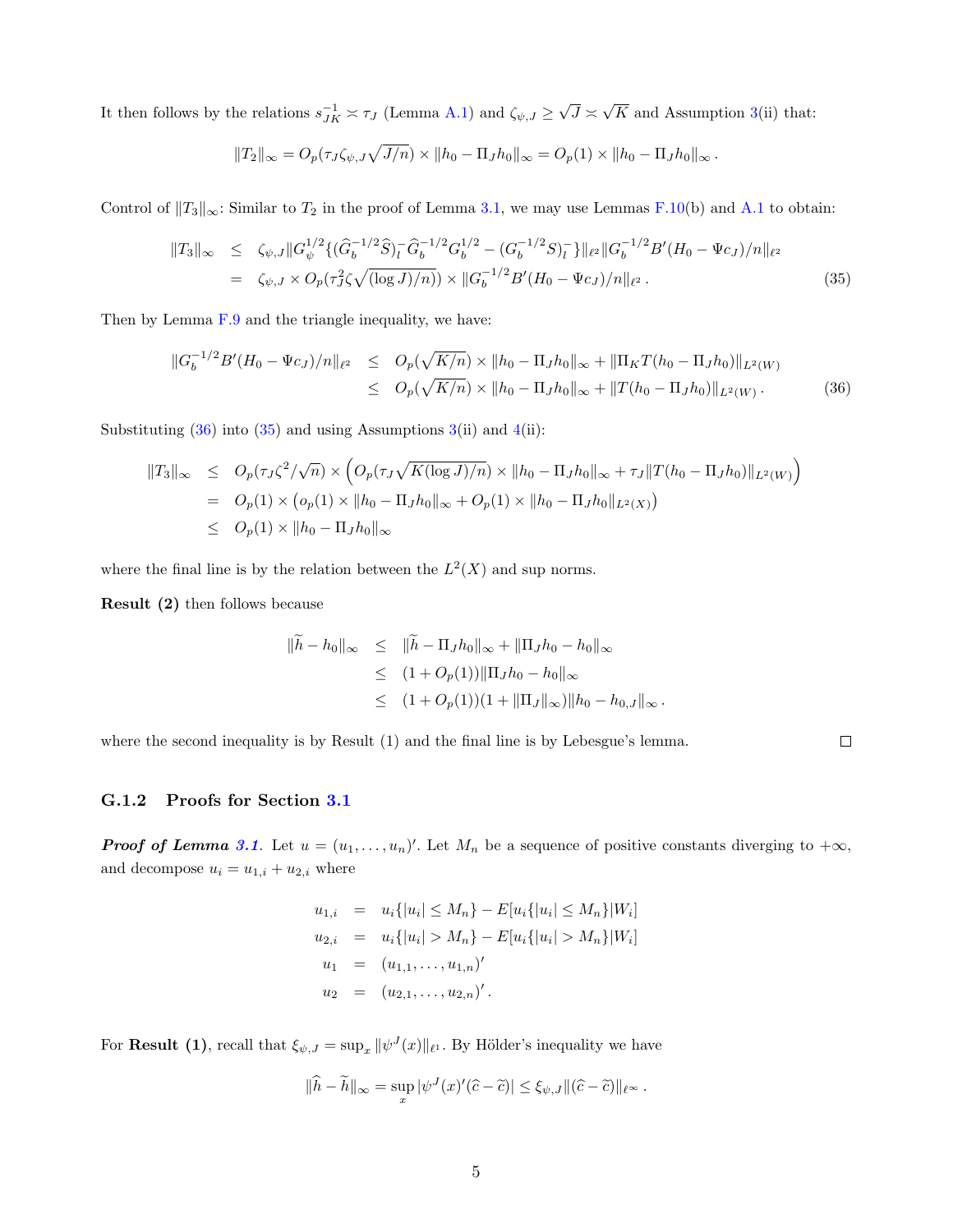It then follows by the relations $s_{JK}^{-1} \asymp \tau_J$ (Lemma A.1) and $\zeta_{\psi,J} \geq \sqrt{J} \asymp \sqrt{K}$ and Assumption 3(ii) that:

$$\|T_2\|_\infty = O_p(\tau_J \zeta_{\psi,J}\sqrt{J/n}) \times \|h_0 - \Pi_J h_0\|_\infty = O_p(1) \times \|h_0 - \Pi_J h_0\|_\infty .$$

Control of $\|T_3\|_\infty$: Similar to $T_2$ in the proof of Lemma 3.1, we may use Lemmas F.10(b) and A.1 to obtain:

$$\begin{aligned}
\|T_3\|_\infty &\leq \zeta_{\psi,J}\|G_\psi^{1/2}\{(\widehat{G}_b^{-1/2}\widehat{S})_l^- \widehat{G}_b^{-1/2} G_b^{1/2} - (G_b^{-1/2}S)_l^-\}\|_{\ell^2} \|G_b^{-1/2}B'(H_0 - \Psi c_J)/n\|_{\ell^2} \\
&= \zeta_{\psi,J} \times O_p(\tau_J^2 \zeta \sqrt{(\log J)/n})) \times \|G_b^{-1/2}B'(H_0 - \Psi c_J)/n\|_{\ell^2} . \qquad (35)
\end{aligned}$$

Then by Lemma F.9 and the triangle inequality, we have:

$$\begin{aligned}
\|G_b^{-1/2}B'(H_0 - \Psi c_J)/n\|_{\ell^2} &\leq O_p(\sqrt{K/n}) \times \|h_0 - \Pi_J h_0\|_\infty + \|\Pi_K T(h_0 - \Pi_J h_0)\|_{L^2(W)} \\
&\leq O_p(\sqrt{K/n}) \times \|h_0 - \Pi_J h_0\|_\infty + \|T(h_0 - \Pi_J h_0)\|_{L^2(W)} . \qquad (36)
\end{aligned}$$

Substituting (36) into (35) and using Assumptions 3(ii) and 4(ii):

$$\begin{aligned}
\|T_3\|_\infty &\leq O_p(\tau_J \zeta^2/\sqrt{n}) \times \Big( O_p(\tau_J \sqrt{K(\log J)/n}) \times \|h_0 - \Pi_J h_0\|_\infty + \tau_J \|T(h_0 - \Pi_J h_0)\|_{L^2(W)} \Big) \\
&= O_p(1) \times \big( o_p(1) \times \|h_0 - \Pi_J h_0\|_\infty + O_p(1) \times \|h_0 - \Pi_J h_0\|_{L^2(X)} \big) \\
&\leq O_p(1) \times \|h_0 - \Pi_J h_0\|_\infty
\end{aligned}$$

where the final line is by the relation between the $L^2(X)$ and sup norms.

**Result (2)** then follows because

$$\begin{aligned}
\|\widetilde{h} - h_0\|_\infty &\leq \|\widetilde{h} - \Pi_J h_0\|_\infty + \|\Pi_J h_0 - h_0\|_\infty \\
&\leq (1 + O_p(1))\|\Pi_J h_0 - h_0\|_\infty \\
&\leq (1 + O_p(1))(1 + \|\Pi_J\|_\infty)\|h_0 - h_{0,J}\|_\infty .
\end{aligned}$$

where the second inequality is by Result (1) and the final line is by Lebesgue's lemma. □

### G.1.2 Proofs for Section 3.1

***Proof of Lemma 3.1.*** Let $u = (u_1, \ldots, u_n)'$. Let $M_n$ be a sequence of positive constants diverging to $+\infty$, and decompose $u_i = u_{1,i} + u_{2,i}$ where

$$\begin{aligned}
u_{1,i} &= u_i\{|u_i| \leq M_n\} - E[u_i\{|u_i| \leq M_n\}|W_i] \\
u_{2,i} &= u_i\{|u_i| > M_n\} - E[u_i\{|u_i| > M_n\}|W_i] \\
u_1 &= (u_{1,1}, \ldots, u_{1,n})' \\
u_2 &= (u_{2,1}, \ldots, u_{2,n})' .
\end{aligned}$$

For **Result (1)**, recall that $\xi_{\psi,J} = \sup_x \|\psi^J(x)\|_{\ell^1}$. By Hölder's inequality we have

$$\|\widehat{h} - \widetilde{h}\|_\infty = \sup_x |\psi^J(x)'(\widehat{c} - \widetilde{c})| \leq \xi_{\psi,J}\|(\widehat{c} - \widetilde{c})\|_{\ell^\infty} .$$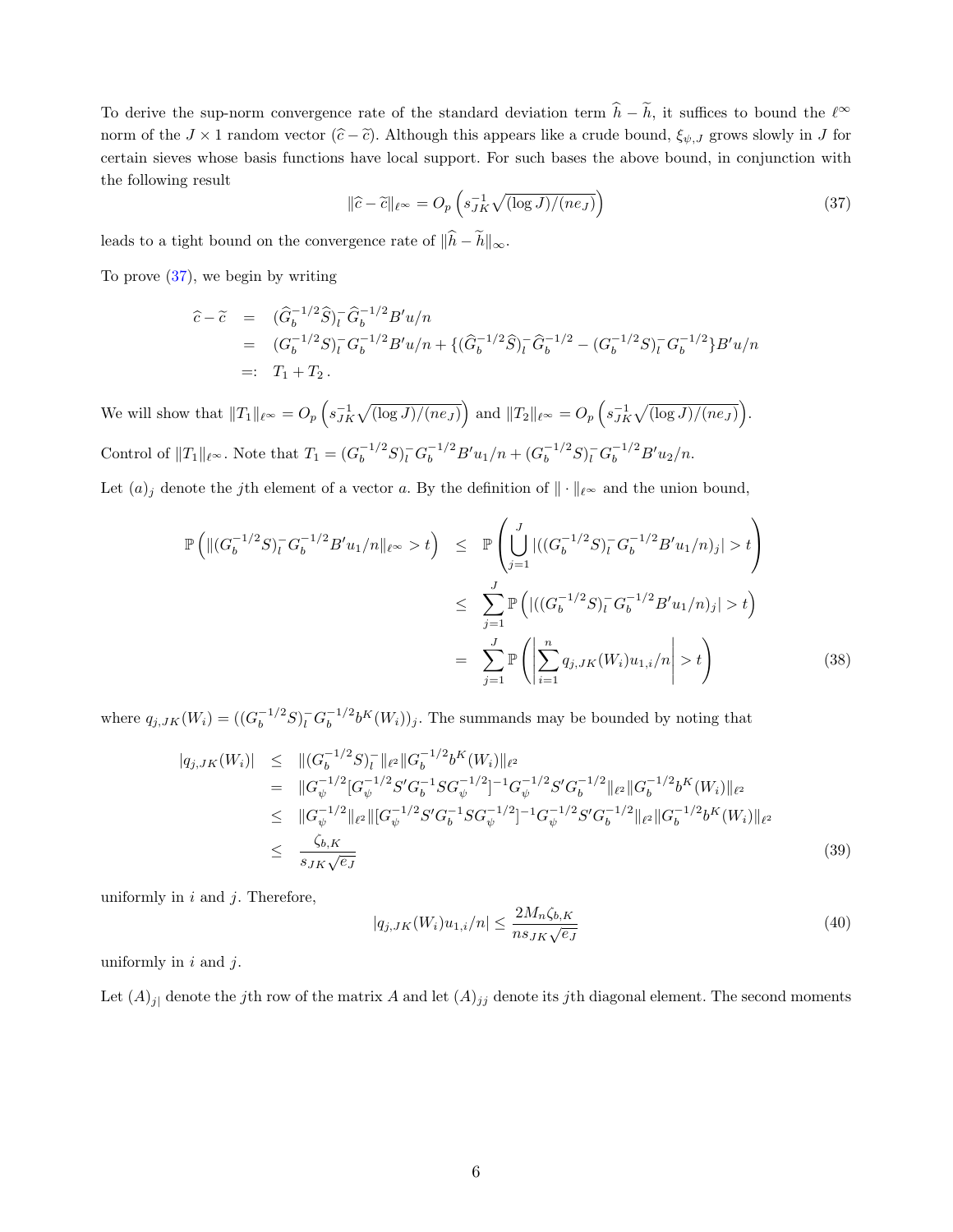To derive the sup-norm convergence rate of the standard deviation term $\widehat{h} - \widetilde{h}$, it suffices to bound the $\ell^\infty$ norm of the $J \times 1$ random vector $(\widehat{c} - \widetilde{c})$. Although this appears like a crude bound, $\xi_{\psi,J}$ grows slowly in $J$ for certain sieves whose basis functions have local support. For such bases the above bound, in conjunction with the following result

$$\|\widehat{c} - \widetilde{c}\|_{\ell^\infty} = O_p\left(s_{JK}^{-1}\sqrt{(\log J)/(ne_J)}\right) \tag{37}$$

leads to a tight bound on the convergence rate of $\|\widehat{h} - \widetilde{h}\|_\infty$.

To prove (37), we begin by writing

$$\begin{aligned}
\widehat{c} - \widetilde{c} &= (\widehat{G}_b^{-1/2}\widehat{S})_l^- \widehat{G}_b^{-1/2} B'u/n \\
&= (G_b^{-1/2}S)_l^- G_b^{-1/2} B'u/n + \{(\widehat{G}_b^{-1/2}\widehat{S})_l^- \widehat{G}_b^{-1/2} - (G_b^{-1/2}S)_l^- G_b^{-1/2}\}B'u/n \\
&=: T_1 + T_2\,.
\end{aligned}$$

We will show that $\|T_1\|_{\ell^\infty} = O_p\left(s_{JK}^{-1}\sqrt{(\log J)/(ne_J)}\right)$ and $\|T_2\|_{\ell^\infty} = O_p\left(s_{JK}^{-1}\sqrt{(\log J)/(ne_J)}\right)$.

Control of $\|T_1\|_{\ell^\infty}$. Note that $T_1 = (G_b^{-1/2}S)_l^- G_b^{-1/2}B'u_1/n + (G_b^{-1/2}S)_l^- G_b^{-1/2}B'u_2/n$.

Let $(a)_j$ denote the $j$th element of a vector $a$. By the definition of $\|\cdot\|_{\ell^\infty}$ and the union bound,

$$\begin{aligned}
\mathbb{P}\left(\|(G_b^{-1/2}S)_l^- G_b^{-1/2}B'u_1/n\|_{\ell^\infty} > t\right) &\leq \mathbb{P}\left(\bigcup_{j=1}^J |((G_b^{-1/2}S)_l^- G_b^{-1/2}B'u_1/n)_j| > t\right) \\
&\leq \sum_{j=1}^J \mathbb{P}\left(|((G_b^{-1/2}S)_l^- G_b^{-1/2}B'u_1/n)_j| > t\right) \\
&= \sum_{j=1}^J \mathbb{P}\left(\left|\sum_{i=1}^n q_{j,JK}(W_i)u_{1,i}/n\right| > t\right)
\end{aligned} \tag{38}$$

where $q_{j,JK}(W_i) = ((G_b^{-1/2}S)_l^- G_b^{-1/2}b^K(W_i))_j$. The summands may be bounded by noting that

$$\begin{aligned}
|q_{j,JK}(W_i)| &\leq \|(G_b^{-1/2}S)_l^-\|_{\ell^2}\|G_b^{-1/2}b^K(W_i)\|_{\ell^2} \\
&= \|G_\psi^{-1/2}[G_\psi^{-1/2}S'G_b^{-1}SG_\psi^{-1/2}]^{-1}G_\psi^{-1/2}S'G_b^{-1/2}\|_{\ell^2}\|G_b^{-1/2}b^K(W_i)\|_{\ell^2} \\
&\leq \|G_\psi^{-1/2}\|_{\ell^2}\|[G_\psi^{-1/2}S'G_b^{-1}SG_\psi^{-1/2}]^{-1}G_\psi^{-1/2}S'G_b^{-1/2}\|_{\ell^2}\|G_b^{-1/2}b^K(W_i)\|_{\ell^2} \\
&\leq \frac{\zeta_{b,K}}{s_{JK}\sqrt{e_J}}
\end{aligned} \tag{39}$$

uniformly in $i$ and $j$. Therefore,

$$|q_{j,JK}(W_i)u_{1,i}/n| \leq \frac{2M_n\zeta_{b,K}}{ns_{JK}\sqrt{e_J}} \tag{40}$$

uniformly in $i$ and $j$.

Let $(A)_{j|}$ denote the $j$th row of the matrix $A$ and let $(A)_{jj}$ denote its $j$th diagonal element. The second moments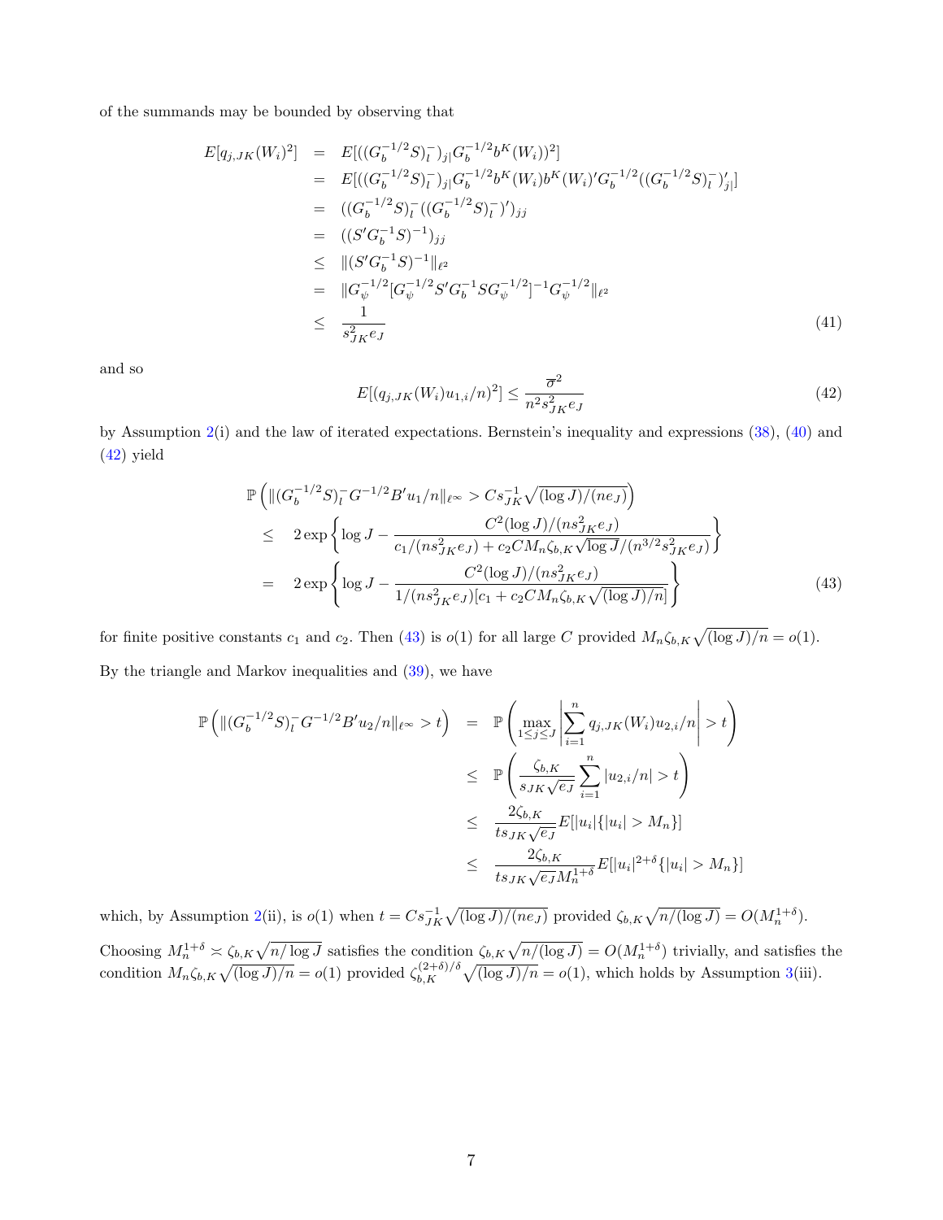of the summands may be bounded by observing that

$$
\begin{aligned}
E[q_{j,JK}(W_i)^2] &= E[((G_b^{-1/2}S)_l^-)_{j|}G_b^{-1/2}b^K(W_i))^2] \\
&= E[((G_b^{-1/2}S)_l^-)_{j|}G_b^{-1/2}b^K(W_i)b^K(W_i)'G_b^{-1/2}((G_b^{-1/2}S)_l^-)'_{j|}] \\
&= ((G_b^{-1/2}S)_l^-((G_b^{-1/2}S)_l^-)')_{jj} \\
&= ((S'G_b^{-1}S)^{-1})_{jj} \\
&\leq \|(S'G_b^{-1}S)^{-1}\|_{\ell^2} \\
&= \|G_\psi^{-1/2}[G_\psi^{-1/2}S'G_b^{-1}SG_\psi^{-1/2}]^{-1}G_\psi^{-1/2}\|_{\ell^2} \\
&\leq \frac{1}{s_{JK}^2 e_J}
\end{aligned}
\tag{41}
$$

and so

$$
E[(q_{j,JK}(W_i)u_{1,i}/n)^2] \leq \frac{\overline{\sigma}^2}{n^2 s_{JK}^2 e_J} \tag{42}
$$

by Assumption 2(i) and the law of iterated expectations. Bernstein's inequality and expressions (38), (40) and (42) yield

$$
\begin{aligned}
&\mathbb{P}\left(\|(G_b^{-1/2}S)_l^- G^{-1/2}B'u_1/n\|_{\ell^\infty} > Cs_{JK}^{-1}\sqrt{(\log J)/(ne_J)}\right) \\
&\leq \quad 2\exp\left\{\log J - \frac{C^2(\log J)/(ns_{JK}^2 e_J)}{c_1/(ns_{JK}^2 e_J) + c_2 CM_n\zeta_{b,K}\sqrt{\log J}/(n^{3/2}s_{JK}^2 e_J)}\right\} \\
&= \quad 2\exp\left\{\log J - \frac{C^2(\log J)/(ns_{JK}^2 e_J)}{1/(ns_{JK}^2 e_J)[c_1 + c_2 CM_n\zeta_{b,K}\sqrt{(\log J)/n}]}\right\}
\end{aligned}
\tag{43}
$$

for finite positive constants $c_1$ and $c_2$. Then (43) is $o(1)$ for all large $C$ provided $M_n\zeta_{b,K}\sqrt{(\log J)/n} = o(1)$.

By the triangle and Markov inequalities and (39), we have

$$
\begin{aligned}
\mathbb{P}\left(\|(G_b^{-1/2}S)_l^- G^{-1/2}B'u_2/n\|_{\ell^\infty} > t\right) &= \mathbb{P}\left(\max_{1\leq j\leq J}\left|\sum_{i=1}^n q_{j,JK}(W_i)u_{2,i}/n\right| > t\right) \\
&\leq \mathbb{P}\left(\frac{\zeta_{b,K}}{s_{JK}\sqrt{e_J}}\sum_{i=1}^n |u_{2,i}/n| > t\right) \\
&\leq \frac{2\zeta_{b,K}}{ts_{JK}\sqrt{e_J}}E[|u_i|\{|u_i| > M_n\}] \\
&\leq \frac{2\zeta_{b,K}}{ts_{JK}\sqrt{e_J}M_n^{1+\delta}}E[|u_i|^{2+\delta}\{|u_i| > M_n\}]
\end{aligned}
$$

which, by Assumption 2(ii), is $o(1)$ when $t = Cs_{JK}^{-1}\sqrt{(\log J)/(ne_J)}$ provided $\zeta_{b,K}\sqrt{n/(\log J)} = O(M_n^{1+\delta})$.

Choosing $M_n^{1+\delta} \asymp \zeta_{b,K}\sqrt{n/\log J}$ satisfies the condition $\zeta_{b,K}\sqrt{n/(\log J)} = O(M_n^{1+\delta})$ trivially, and satisfies the condition $M_n\zeta_{b,K}\sqrt{(\log J)/n} = o(1)$ provided $\zeta_{b,K}^{(2+\delta)/\delta}\sqrt{(\log J)/n} = o(1)$, which holds by Assumption 3(iii).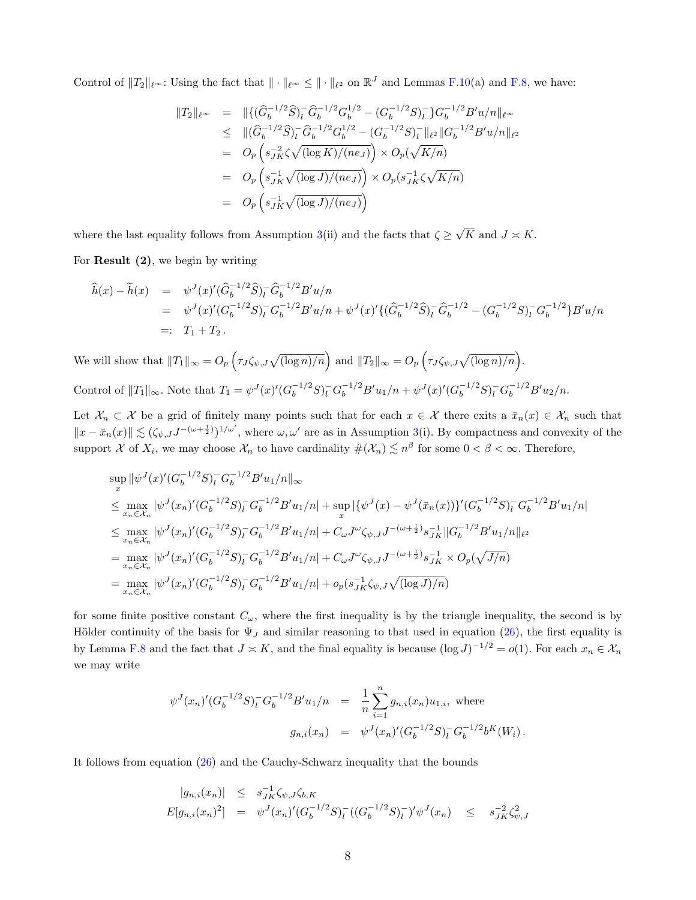Control of $\|T_2\|_{\ell^\infty}$: Using the fact that $\|\cdot\|_{\ell^\infty} \le \|\cdot\|_{\ell^2}$ on $\mathbb{R}^J$ and Lemmas F.10(a) and F.8, we have:

$$
\begin{aligned}
\|T_2\|_{\ell^\infty} &= \|\{(\widehat{G}_b^{-1/2}\widehat{S})_l^- \widehat{G}_b^{-1/2} G_b^{1/2} - (G_b^{-1/2}S)_l^-\} G_b^{-1/2} B' u/n\|_{\ell^\infty} \\
&\le \|(\widehat{G}_b^{-1/2}\widehat{S})_l^- \widehat{G}_b^{-1/2} G_b^{1/2} - (G_b^{-1/2}S)_l^-\|_{\ell^2} \|G_b^{-1/2} B' u/n\|_{\ell^2} \\
&= O_p\left(s_{JK}^{-2}\zeta\sqrt{(\log K)/(ne_J)}\right) \times O_p(\sqrt{K/n}) \\
&= O_p\left(s_{JK}^{-1}\sqrt{(\log J)/(ne_J)}\right) \times O_p(s_{JK}^{-1}\zeta\sqrt{K/n}) \\
&= O_p\left(s_{JK}^{-1}\sqrt{(\log J)/(ne_J)}\right)
\end{aligned}
$$

where the last equality follows from Assumption 3(ii) and the facts that $\zeta \ge \sqrt{K}$ and $J \asymp K$.

For **Result (2)**, we begin by writing

$$
\begin{aligned}
\widehat{h}(x) - \widetilde{h}(x) &= \psi^J(x)'(\widehat{G}_b^{-1/2}\widehat{S})_l^- \widehat{G}_b^{-1/2} B' u/n \\
&= \psi^J(x)'(G_b^{-1/2}S)_l^- G_b^{-1/2} B' u/n + \psi^J(x)'\{(\widehat{G}_b^{-1/2}\widehat{S})_l^- \widehat{G}_b^{-1/2} - (G_b^{-1/2}S)_l^- G_b^{-1/2}\} B' u/n \\
&=: T_1 + T_2 \,.
\end{aligned}
$$

We will show that $\|T_1\|_\infty = O_p\left(\tau_J \zeta_{\psi,J}\sqrt{(\log n)/n}\right)$ and $\|T_2\|_\infty = O_p\left(\tau_J \zeta_{\psi,J}\sqrt{(\log n)/n}\right)$.

Control of $\|T_1\|_\infty$. Note that $T_1 = \psi^J(x)'(G_b^{-1/2}S)_l^- G_b^{-1/2} B' u_1/n + \psi^J(x)'(G_b^{-1/2}S)_l^- G_b^{-1/2} B' u_2/n$.

Let $\mathcal{X}_n \subset \mathcal{X}$ be a grid of finitely many points such that for each $x \in \mathcal{X}$ there exits a $\bar{x}_n(x) \in \mathcal{X}_n$ such that $\|x - \bar{x}_n(x)\| \lesssim (\zeta_{\psi,J} J^{-(\omega+\frac{1}{2})})^{1/\omega'}$, where $\omega, \omega'$ are as in Assumption 3(i). By compactness and convexity of the support $\mathcal{X}$ of $X_i$, we may choose $\mathcal{X}_n$ to have cardinality $\#(\mathcal{X}_n) \lesssim n^\beta$ for some $0 < \beta < \infty$. Therefore,

$$
\begin{aligned}
&\sup_x \|\psi^J(x)'(G_b^{-1/2}S)_l^- G_b^{-1/2} B' u_1/n\|_\infty \\
&\le \max_{x_n \in \mathcal{X}_n} |\psi^J(x_n)'(G_b^{-1/2}S)_l^- G_b^{-1/2} B' u_1/n| + \sup_x |\{\psi^J(x) - \psi^J(\bar{x}_n(x))\}'(G_b^{-1/2}S)_l^- G_b^{-1/2} B' u_1/n| \\
&\le \max_{x_n \in \mathcal{X}_n} |\psi^J(x_n)'(G_b^{-1/2}S)_l^- G_b^{-1/2} B' u_1/n| + C_\omega J^\omega \zeta_{\psi,J} J^{-(\omega+\frac{1}{2})} s_{JK}^{-1} \|G_b^{-1/2} B' u_1/n\|_{\ell^2} \\
&= \max_{x_n \in \mathcal{X}_n} |\psi^J(x_n)'(G_b^{-1/2}S)_l^- G_b^{-1/2} B' u_1/n| + C_\omega J^\omega \zeta_{\psi,J} J^{-(\omega+\frac{1}{2})} s_{JK}^{-1} \times O_p(\sqrt{J/n}) \\
&= \max_{x_n \in \mathcal{X}_n} |\psi^J(x_n)'(G_b^{-1/2}S)_l^- G_b^{-1/2} B' u_1/n| + o_p(s_{JK}^{-1}\zeta_{\psi,J}\sqrt{(\log J)/n})
\end{aligned}
$$

for some finite positive constant $C_\omega$, where the first inequality is by the triangle inequality, the second is by Hölder continuity of the basis for $\Psi_J$ and similar reasoning to that used in equation (26), the first equality is by Lemma F.8 and the fact that $J \asymp K$, and the final equality is because $(\log J)^{-1/2} = o(1)$. For each $x_n \in \mathcal{X}_n$ we may write

$$
\begin{aligned}
\psi^J(x_n)'(G_b^{-1/2}S)_l^- G_b^{-1/2} B' u_1/n &= \frac{1}{n}\sum_{i=1}^n g_{n,i}(x_n) u_{1,i}, \text{ where} \\
g_{n,i}(x_n) &= \psi^J(x_n)'(G_b^{-1/2}S)_l^- G_b^{-1/2} b^K(W_i)\,.
\end{aligned}
$$

It follows from equation (26) and the Cauchy-Schwarz inequality that the bounds

$$
\begin{aligned}
|g_{n,i}(x_n)| &\le s_{JK}^{-1}\zeta_{\psi,J}\zeta_{b,K} \\
E[g_{n,i}(x_n)^2] &= \psi^J(x_n)'(G_b^{-1/2}S)_l^-((G_b^{-1/2}S)_l^-)'\psi^J(x_n) \quad \le \quad s_{JK}^{-2}\zeta_{\psi,J}^2
\end{aligned}
$$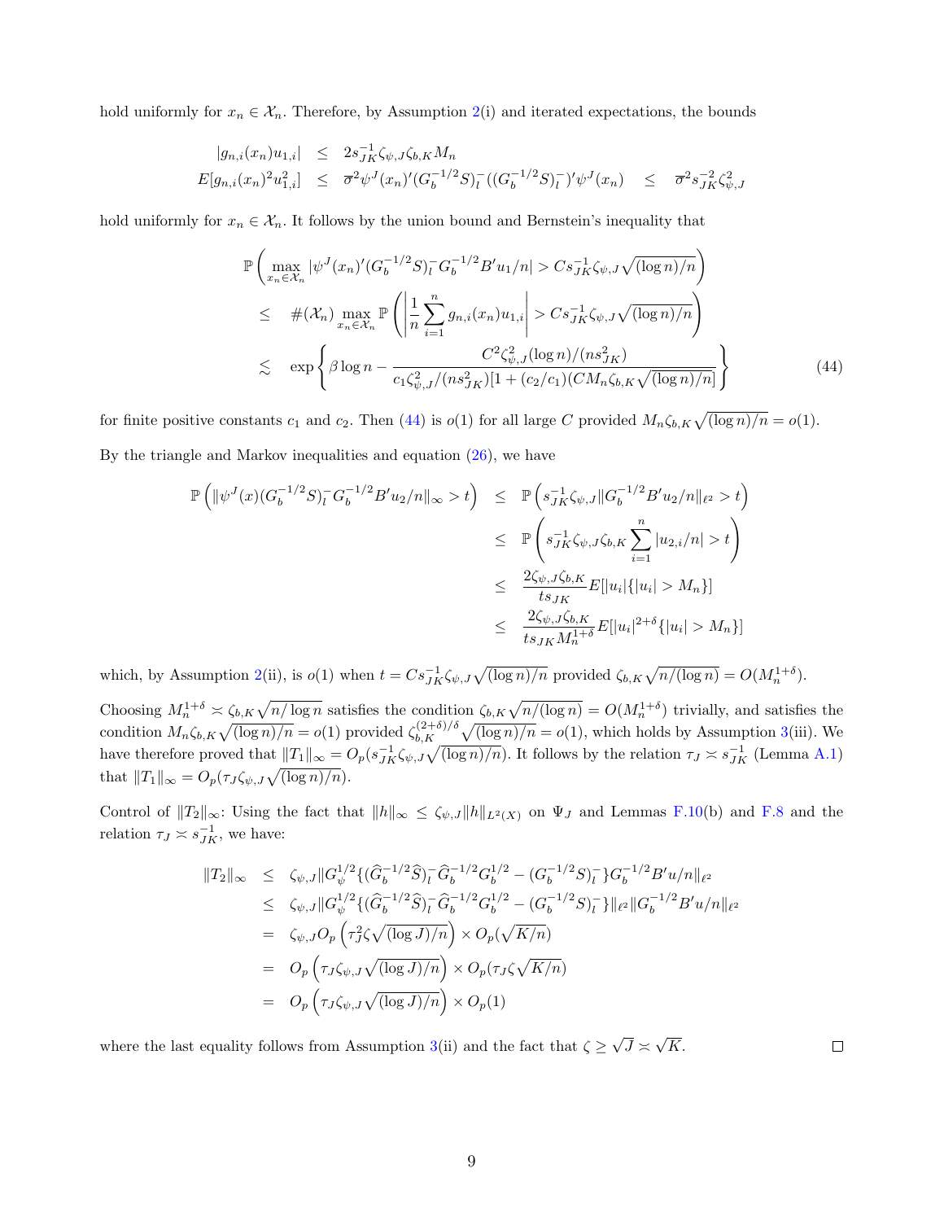hold uniformly for $x_n \in \mathcal{X}_n$. Therefore, by Assumption 2(i) and iterated expectations, the bounds

$$
\begin{aligned}
|g_{n,i}(x_n)u_{1,i}| &\leq 2s_{JK}^{-1}\zeta_{\psi,J}\zeta_{b,K}M_n \\
E[g_{n,i}(x_n)^2u_{1,i}^2] &\leq \overline{\sigma}^2\psi^J(x_n)'(G_b^{-1/2}S)_l^-((G_b^{-1/2}S)_l^-)'\psi^J(x_n) \quad \leq \quad \overline{\sigma}^2 s_{JK}^{-2}\zeta_{\psi,J}^2
\end{aligned}
$$

hold uniformly for $x_n \in \mathcal{X}_n$. It follows by the union bound and Bernstein's inequality that

$$
\begin{aligned}
&\mathbb{P}\left(\max_{x_n\in\mathcal{X}_n}|\psi^J(x_n)'(G_b^{-1/2}S)_l^-G_b^{-1/2}B'u_1/n| > Cs_{JK}^{-1}\zeta_{\psi,J}\sqrt{(\log n)/n}\right)\\
&\leq \quad \#(\mathcal{X}_n)\max_{x_n\in\mathcal{X}_n}\mathbb{P}\left(\left|\frac{1}{n}\sum_{i=1}^n g_{n,i}(x_n)u_{1,i}\right| > Cs_{JK}^{-1}\zeta_{\psi,J}\sqrt{(\log n)/n}\right)\\
&\lesssim \quad \exp\left\{\beta\log n - \frac{C^2\zeta_{\psi,J}^2(\log n)/(ns_{JK}^2)}{c_1\zeta_{\psi,J}^2/(ns_{JK}^2)[1+(c_2/c_1)(CM_n\zeta_{b,K}\sqrt{(\log n)/n}]}\right\} \qquad (44)
\end{aligned}
$$

for finite positive constants $c_1$ and $c_2$. Then (44) is $o(1)$ for all large $C$ provided $M_n\zeta_{b,K}\sqrt{(\log n)/n} = o(1)$.

By the triangle and Markov inequalities and equation (26), we have

$$
\begin{aligned}
\mathbb{P}\left(\|\psi^J(x)(G_b^{-1/2}S)_l^-G_b^{-1/2}B'u_2/n\|_\infty > t\right) &\leq \mathbb{P}\left(s_{JK}^{-1}\zeta_{\psi,J}\|G_b^{-1/2}B'u_2/n\|_{\ell^2} > t\right)\\
&\leq \mathbb{P}\left(s_{JK}^{-1}\zeta_{\psi,J}\zeta_{b,K}\sum_{i=1}^n|u_{2,i}/n| > t\right)\\
&\leq \frac{2\zeta_{\psi,J}\zeta_{b,K}}{ts_{JK}}E[|u_i|\{|u_i|>M_n\}]\\
&\leq \frac{2\zeta_{\psi,J}\zeta_{b,K}}{ts_{JK}M_n^{1+\delta}}E[|u_i|^{2+\delta}\{|u_i|>M_n\}]
\end{aligned}
$$

which, by Assumption 2(ii), is $o(1)$ when $t = Cs_{JK}^{-1}\zeta_{\psi,J}\sqrt{(\log n)/n}$ provided $\zeta_{b,K}\sqrt{n/(\log n)} = O(M_n^{1+\delta})$.

Choosing $M_n^{1+\delta} \asymp \zeta_{b,K}\sqrt{n/\log n}$ satisfies the condition $\zeta_{b,K}\sqrt{n/(\log n)} = O(M_n^{1+\delta})$ trivially, and satisfies the condition $M_n\zeta_{b,K}\sqrt{(\log n)/n} = o(1)$ provided $\zeta_{b,K}^{(2+\delta)/\delta}\sqrt{(\log n)/n} = o(1)$, which holds by Assumption 3(iii). We have therefore proved that $\|T_1\|_\infty = O_p(s_{JK}^{-1}\zeta_{\psi,J}\sqrt{(\log n)/n})$. It follows by the relation $\tau_J \asymp s_{JK}^{-1}$ (Lemma A.1) that $\|T_1\|_\infty = O_p(\tau_J\zeta_{\psi,J}\sqrt{(\log n)/n})$.

Control of $\|T_2\|_\infty$: Using the fact that $\|h\|_\infty \leq \zeta_{\psi,J}\|h\|_{L^2(X)}$ on $\Psi_J$ and Lemmas F.10(b) and F.8 and the relation $\tau_J \asymp s_{JK}^{-1}$, we have:

$$
\begin{aligned}
\|T_2\|_\infty &\leq \zeta_{\psi,J}\|G_\psi^{1/2}\{(\widehat{G}_b^{-1/2}\widehat{S})_l^-\widehat{G}_b^{-1/2}G_b^{1/2} - (G_b^{-1/2}S)_l^-\}G_b^{-1/2}B'u/n\|_{\ell^2}\\
&\leq \zeta_{\psi,J}\|G_\psi^{1/2}\{(\widehat{G}_b^{-1/2}\widehat{S})_l^-\widehat{G}_b^{-1/2}G_b^{1/2} - (G_b^{-1/2}S)_l^-\}\|_{\ell^2}\|G_b^{-1/2}B'u/n\|_{\ell^2}\\
&= \zeta_{\psi,J}O_p\left(\tau_J^2\zeta\sqrt{(\log J)/n}\right)\times O_p(\sqrt{K/n})\\
&= O_p\left(\tau_J\zeta_{\psi,J}\sqrt{(\log J)/n}\right)\times O_p(\tau_J\zeta\sqrt{K/n})\\
&= O_p\left(\tau_J\zeta_{\psi,J}\sqrt{(\log J)/n}\right)\times O_p(1)
\end{aligned}
$$

where the last equality follows from Assumption 3(ii) and the fact that $\zeta \geq \sqrt{J} \asymp \sqrt{K}$. $\square$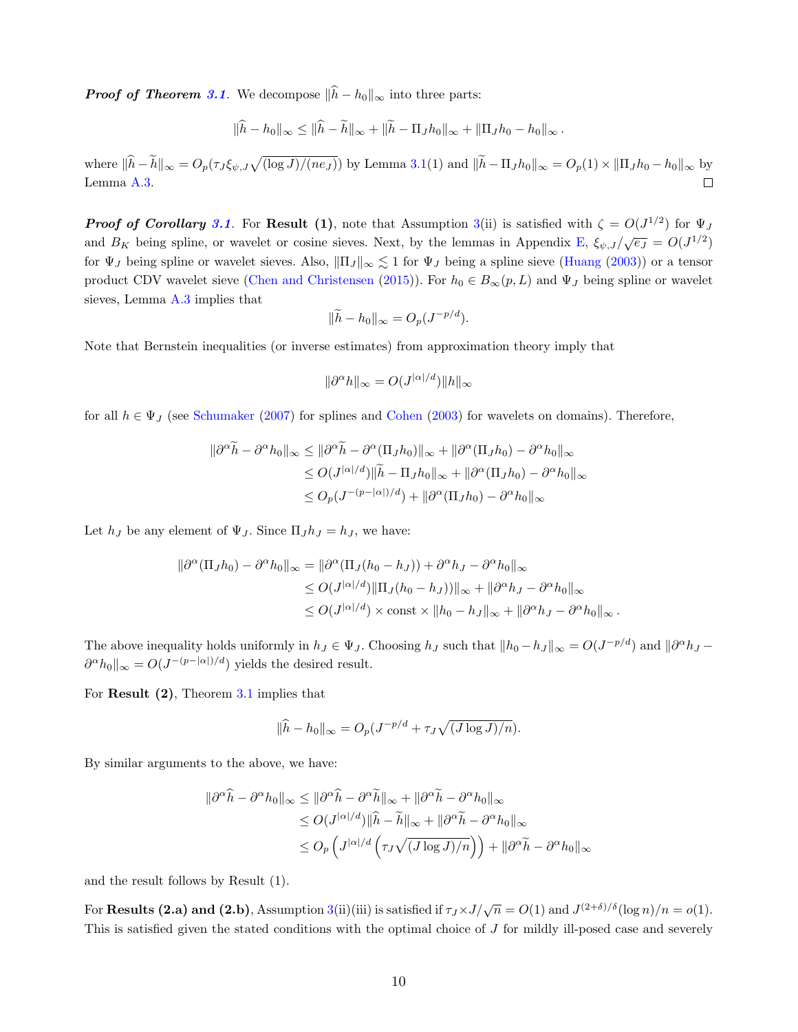***Proof of Theorem 3.1.*** We decompose $\|\widehat{h} - h_0\|_\infty$ into three parts:

$$\|\widehat{h} - h_0\|_\infty \le \|\widehat{h} - \widetilde{h}\|_\infty + \|\widetilde{h} - \Pi_J h_0\|_\infty + \|\Pi_J h_0 - h_0\|_\infty .$$

where $\|\widehat{h} - \widetilde{h}\|_\infty = O_p(\tau_J \xi_{\psi,J}\sqrt{(\log J)/(ne_J)})$ by Lemma 3.1(1) and $\|\widetilde{h} - \Pi_J h_0\|_\infty = O_p(1) \times \|\Pi_J h_0 - h_0\|_\infty$ by Lemma A.3. □

***Proof of Corollary 3.1.*** For **Result (1)**, note that Assumption 3(ii) is satisfied with $\zeta = O(J^{1/2})$ for $\Psi_J$ and $B_K$ being spline, or wavelet or cosine sieves. Next, by the lemmas in Appendix E, $\xi_{\psi,J}/\sqrt{e_J} = O(J^{1/2})$ for $\Psi_J$ being spline or wavelet sieves. Also, $\|\Pi_J\|_\infty \lesssim 1$ for $\Psi_J$ being a spline sieve (Huang (2003)) or a tensor product CDV wavelet sieve (Chen and Christensen (2015)). For $h_0 \in B_\infty(p, L)$ and $\Psi_J$ being spline or wavelet sieves, Lemma A.3 implies that

$$\|\widetilde{h} - h_0\|_\infty = O_p(J^{-p/d}).$$

Note that Bernstein inequalities (or inverse estimates) from approximation theory imply that

$$\|\partial^\alpha h\|_\infty = O(J^{|\alpha|/d})\|h\|_\infty$$

for all $h \in \Psi_J$ (see Schumaker (2007) for splines and Cohen (2003) for wavelets on domains). Therefore,

$$\begin{aligned}
\|\partial^\alpha \widetilde{h} - \partial^\alpha h_0\|_\infty &\le \|\partial^\alpha \widetilde{h} - \partial^\alpha(\Pi_J h_0)\|_\infty + \|\partial^\alpha(\Pi_J h_0) - \partial^\alpha h_0\|_\infty \\
&\le O(J^{|\alpha|/d})\|\widetilde{h} - \Pi_J h_0\|_\infty + \|\partial^\alpha(\Pi_J h_0) - \partial^\alpha h_0\|_\infty \\
&\le O_p(J^{-(p-|\alpha|)/d}) + \|\partial^\alpha(\Pi_J h_0) - \partial^\alpha h_0\|_\infty
\end{aligned}$$

Let $h_J$ be any element of $\Psi_J$. Since $\Pi_J h_J = h_J$, we have:

$$\begin{aligned}
\|\partial^\alpha(\Pi_J h_0) - \partial^\alpha h_0\|_\infty &= \|\partial^\alpha(\Pi_J(h_0 - h_J)) + \partial^\alpha h_J - \partial^\alpha h_0\|_\infty \\
&\le O(J^{|\alpha|/d})\|\Pi_J(h_0 - h_J))\|_\infty + \|\partial^\alpha h_J - \partial^\alpha h_0\|_\infty \\
&\le O(J^{|\alpha|/d}) \times \text{const} \times \|h_0 - h_J\|_\infty + \|\partial^\alpha h_J - \partial^\alpha h_0\|_\infty .
\end{aligned}$$

The above inequality holds uniformly in $h_J \in \Psi_J$. Choosing $h_J$ such that $\|h_0 - h_J\|_\infty = O(J^{-p/d})$ and $\|\partial^\alpha h_J - \partial^\alpha h_0\|_\infty = O(J^{-(p-|\alpha|)/d})$ yields the desired result.

For **Result (2)**, Theorem 3.1 implies that

$$\|\widehat{h} - h_0\|_\infty = O_p(J^{-p/d} + \tau_J\sqrt{(J\log J)/n}).$$

By similar arguments to the above, we have:

$$\begin{aligned}
\|\partial^\alpha \widehat{h} - \partial^\alpha h_0\|_\infty &\le \|\partial^\alpha \widehat{h} - \partial^\alpha \widetilde{h}\|_\infty + \|\partial^\alpha \widetilde{h} - \partial^\alpha h_0\|_\infty \\
&\le O(J^{|\alpha|/d})\|\widehat{h} - \widetilde{h}\|_\infty + \|\partial^\alpha \widetilde{h} - \partial^\alpha h_0\|_\infty \\
&\le O_p\left(J^{|\alpha|/d}\left(\tau_J\sqrt{(J\log J)/n}\right)\right) + \|\partial^\alpha \widetilde{h} - \partial^\alpha h_0\|_\infty
\end{aligned}$$

and the result follows by Result (1).

For **Results (2.a) and (2.b)**, Assumption 3(ii)(iii) is satisfied if $\tau_J \times J/\sqrt{n} = O(1)$ and $J^{(2+\delta)/\delta}(\log n)/n = o(1)$. This is satisfied given the stated conditions with the optimal choice of $J$ for mildly ill-posed case and severely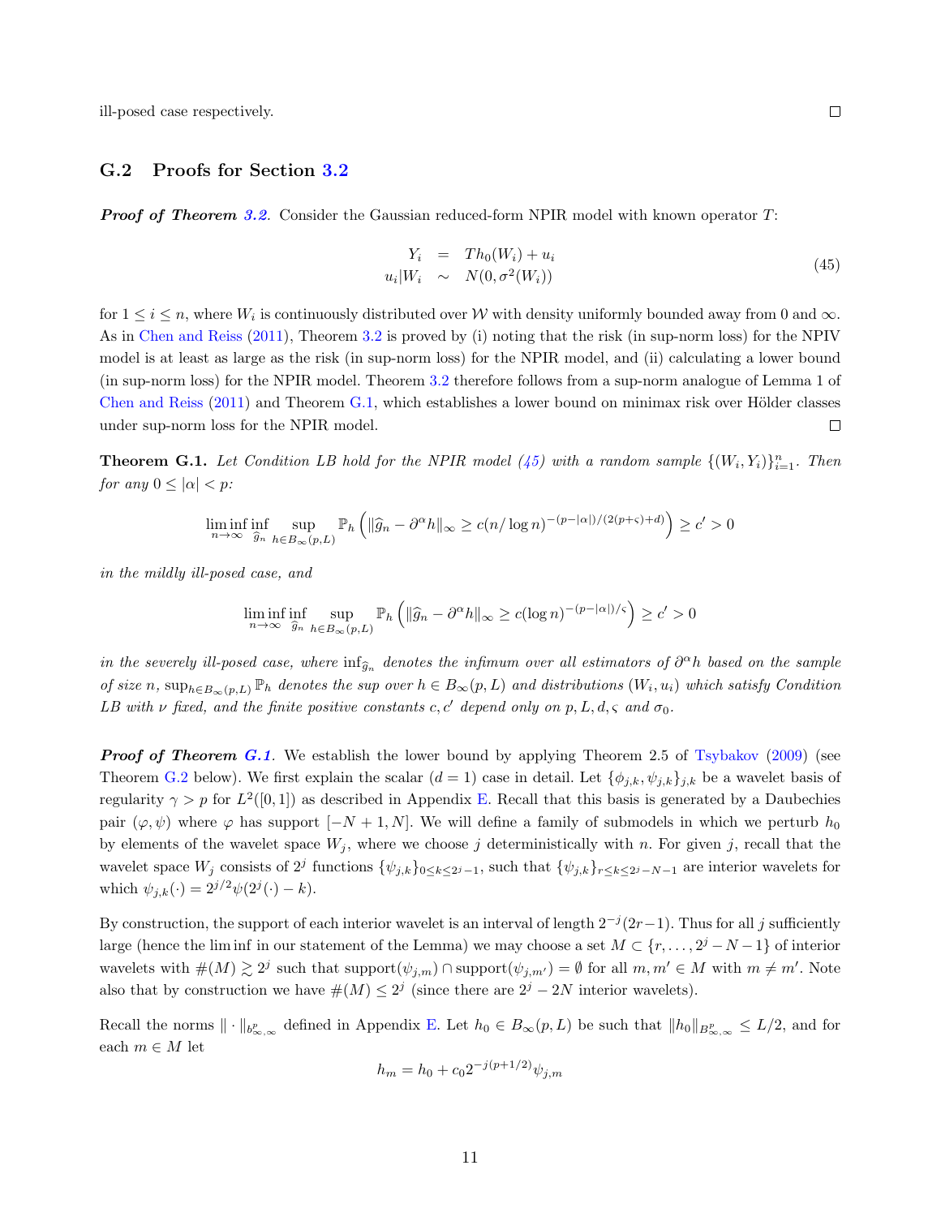ill-posed case respectively. □

## G.2 Proofs for Section 3.2

***Proof of Theorem 3.2.*** Consider the Gaussian reduced-form NPIR model with known operator $T$:

$$
\begin{array}{rcl}
Y_i & = & Th_0(W_i) + u_i \\
u_i|W_i & \sim & N(0, \sigma^2(W_i))
\end{array}
\tag{45}
$$

for $1 \leq i \leq n$, where $W_i$ is continuously distributed over $\mathcal{W}$ with density uniformly bounded away from 0 and $\infty$. As in Chen and Reiss (2011), Theorem 3.2 is proved by (i) noting that the risk (in sup-norm loss) for the NPIV model is at least as large as the risk (in sup-norm loss) for the NPIR model, and (ii) calculating a lower bound (in sup-norm loss) for the NPIR model. Theorem 3.2 therefore follows from a sup-norm analogue of Lemma 1 of Chen and Reiss (2011) and Theorem G.1, which establishes a lower bound on minimax risk over Hölder classes under sup-norm loss for the NPIR model. □

**Theorem G.1.** *Let Condition LB hold for the NPIR model (45) with a random sample $\{(W_i, Y_i)\}_{i=1}^n$. Then for any $0 \leq |\alpha| < p$:*

$$
\liminf_{n\to\infty} \inf_{\widehat{g}_n} \sup_{h \in B_\infty(p,L)} \mathbb{P}_h \left( \|\widehat{g}_n - \partial^\alpha h\|_\infty \geq c(n/\log n)^{-(p-|\alpha|)/(2(p+\varsigma)+d)} \right) \geq c' > 0
$$

*in the mildly ill-posed case, and*

$$
\liminf_{n\to\infty} \inf_{\widehat{g}_n} \sup_{h \in B_\infty(p,L)} \mathbb{P}_h \left( \|\widehat{g}_n - \partial^\alpha h\|_\infty \geq c(\log n)^{-(p-|\alpha|)/\varsigma} \right) \geq c' > 0
$$

*in the severely ill-posed case, where $\inf_{\widehat{g}_n}$ denotes the infimum over all estimators of $\partial^\alpha h$ based on the sample of size $n$, $\sup_{h\in B_\infty(p,L)} \mathbb{P}_h$ denotes the sup over $h \in B_\infty(p,L)$ and distributions $(W_i, u_i)$ which satisfy Condition LB with $\nu$ fixed, and the finite positive constants $c, c'$ depend only on $p, L, d, \varsigma$ and $\sigma_0$.*

***Proof of Theorem G.1.*** We establish the lower bound by applying Theorem 2.5 of Tsybakov (2009) (see Theorem G.2 below). We first explain the scalar ($d = 1$) case in detail. Let $\{\phi_{j,k}, \psi_{j,k}\}_{j,k}$ be a wavelet basis of regularity $\gamma > p$ for $L^2([0,1])$ as described in Appendix E. Recall that this basis is generated by a Daubechies pair $(\varphi, \psi)$ where $\varphi$ has support $[-N+1, N]$. We will define a family of submodels in which we perturb $h_0$ by elements of the wavelet space $W_j$, where we choose $j$ deterministically with $n$. For given $j$, recall that the wavelet space $W_j$ consists of $2^j$ functions $\{\psi_{j,k}\}_{0\leq k \leq 2^j-1}$, such that $\{\psi_{j,k}\}_{r \leq k \leq 2^j - N - 1}$ are interior wavelets for which $\psi_{j,k}(\cdot) = 2^{j/2}\psi(2^j(\cdot) - k)$.

By construction, the support of each interior wavelet is an interval of length $2^{-j}(2r-1)$. Thus for all $j$ sufficiently large (hence the lim inf in our statement of the Lemma) we may choose a set $M \subset \{r, \ldots, 2^j - N - 1\}$ of interior wavelets with $\#(M) \gtrsim 2^j$ such that $\text{support}(\psi_{j,m}) \cap \text{support}(\psi_{j,m'}) = \emptyset$ for all $m, m' \in M$ with $m \neq m'$. Note also that by construction we have $\#(M) \leq 2^j$ (since there are $2^j - 2N$ interior wavelets).

Recall the norms $\|\cdot\|_{b^p_{\infty,\infty}}$ defined in Appendix E. Let $h_0 \in B_\infty(p,L)$ be such that $\|h_0\|_{B^p_{\infty,\infty}} \leq L/2$, and for each $m \in M$ let

$$
h_m = h_0 + c_0 2^{-j(p+1/2)} \psi_{j,m}
$$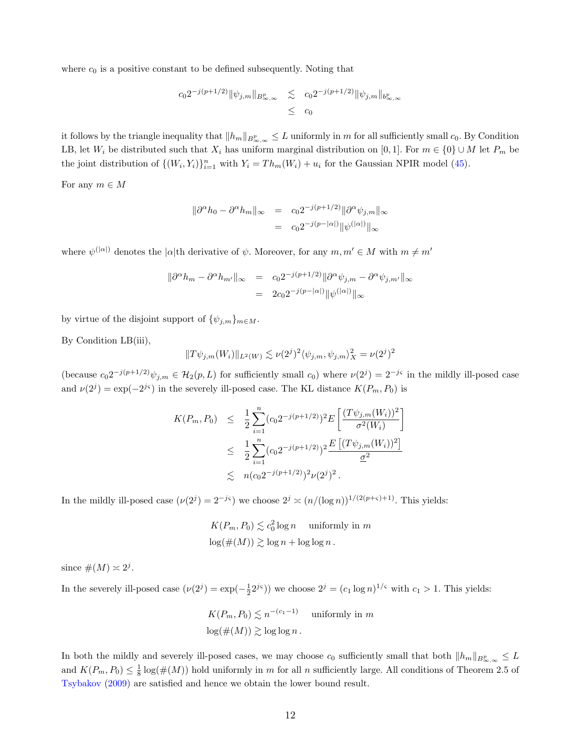where $c_0$ is a positive constant to be defined subsequently. Noting that

$$
\begin{aligned}
c_0 2^{-j(p+1/2)} \|\psi_{j,m}\|_{B^p_{\infty,\infty}} &\lesssim c_0 2^{-j(p+1/2)} \|\psi_{j,m}\|_{b^p_{\infty,\infty}} \\
&\leq c_0
\end{aligned}
$$

it follows by the triangle inequality that $\|h_m\|_{B^p_{\infty,\infty}} \leq L$ uniformly in $m$ for all sufficiently small $c_0$. By Condition LB, let $W_i$ be distributed such that $X_i$ has uniform marginal distribution on $[0,1]$. For $m \in \{0\} \cup M$ let $P_m$ be the joint distribution of $\{(W_i, Y_i)\}_{i=1}^n$ with $Y_i = Th_m(W_i) + u_i$ for the Gaussian NPIR model (45).

For any $m \in M$

$$
\begin{aligned}
\|\partial^\alpha h_0 - \partial^\alpha h_m\|_\infty &= c_0 2^{-j(p+1/2)} \|\partial^\alpha \psi_{j,m}\|_\infty \\
&= c_0 2^{-j(p-|\alpha|)} \|\psi^{(|\alpha|)}\|_\infty
\end{aligned}
$$

where $\psi^{(|\alpha|)}$ denotes the $|\alpha|$th derivative of $\psi$. Moreover, for any $m, m' \in M$ with $m \neq m'$

$$
\begin{aligned}
\|\partial^\alpha h_m - \partial^\alpha h_{m'}\|_\infty &= c_0 2^{-j(p+1/2)} \|\partial^\alpha \psi_{j,m} - \partial^\alpha \psi_{j,m'}\|_\infty \\
&= 2c_0 2^{-j(p-|\alpha|)} \|\psi^{(|\alpha|)}\|_\infty
\end{aligned}
$$

by virtue of the disjoint support of $\{\psi_{j,m}\}_{m \in M}$.

By Condition LB(iii),

$$
\|T\psi_{j,m}(W_i)\|_{L^2(W)} \lesssim \nu(2^j)^2 \langle \psi_{j,m}, \psi_{j,m} \rangle_X^2 = \nu(2^j)^2
$$

(because $c_0 2^{-j(p+1/2)} \psi_{j,m} \in \mathcal{H}_2(p, L)$ for sufficiently small $c_0$) where $\nu(2^j) = 2^{-j\varsigma}$ in the mildly ill-posed case and $\nu(2^j) = \exp(-2^{j\varsigma})$ in the severely ill-posed case. The KL distance $K(P_m, P_0)$ is

$$
\begin{aligned}
K(P_m, P_0) &\leq \frac{1}{2} \sum_{i=1}^n (c_0 2^{-j(p+1/2)})^2 E\left[\frac{(T\psi_{j,m}(W_i))^2}{\sigma^2(W_i)}\right] \\
&\leq \frac{1}{2} \sum_{i=1}^n (c_0 2^{-j(p+1/2)})^2 \frac{E\left[(T\psi_{j,m}(W_i))^2\right]}{\underline{\sigma}^2} \\
&\lesssim n (c_0 2^{-j(p+1/2)})^2 \nu(2^j)^2 .
\end{aligned}
$$

In the mildly ill-posed case ($\nu(2^j) = 2^{-j\varsigma}$) we choose $2^j \asymp (n/(\log n))^{1/(2(p+\varsigma)+1)}$. This yields:

$$
\begin{aligned}
&K(P_m, P_0) \lesssim c_0^2 \log n \quad \text{ uniformly in } m \\
&\log(\#(M)) \gtrsim \log n + \log\log n .
\end{aligned}
$$

since $\#(M) \asymp 2^j$.

In the severely ill-posed case ($\nu(2^j) = \exp(-\frac{1}{2} 2^{j\varsigma})$) we choose $2^j = (c_1 \log n)^{1/\varsigma}$ with $c_1 > 1$. This yields:

$$
\begin{aligned}
&K(P_m, P_0) \lesssim n^{-(c_1-1)} \quad \text{ uniformly in } m \\
&\log(\#(M)) \gtrsim \log\log n .
\end{aligned}
$$

In both the mildly and severely ill-posed cases, we may choose $c_0$ sufficiently small that both $\|h_m\|_{B^p_{\infty,\infty}} \leq L$ and $K(P_m, P_0) \leq \frac{1}{8} \log(\#(M))$ hold uniformly in $m$ for all $n$ sufficiently large. All conditions of Theorem 2.5 of Tsybakov (2009) are satisfied and hence we obtain the lower bound result.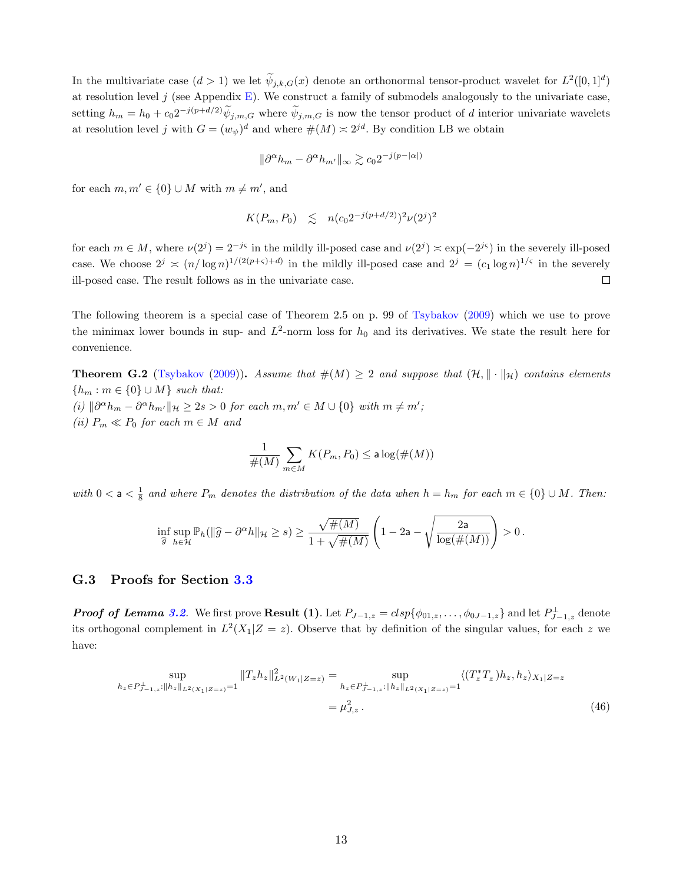In the multivariate case ($d > 1$) we let $\widetilde{\psi}_{j,k,G}(x)$ denote an orthonormal tensor-product wavelet for $L^2([0,1]^d)$ at resolution level $j$ (see Appendix E). We construct a family of submodels analogously to the univariate case, setting $h_m = h_0 + c_0 2^{-j(p+d/2)}\widetilde{\psi}_{j,m,G}$ where $\widetilde{\psi}_{j,m,G}$ is now the tensor product of $d$ interior univariate wavelets at resolution level $j$ with $G = (w_\psi)^d$ and where $\#(M) \asymp 2^{jd}$. By condition LB we obtain

$$\|\partial^\alpha h_m - \partial^\alpha h_{m'}\|_\infty \gtrsim c_0 2^{-j(p-|\alpha|)}$$

for each $m, m' \in \{0\} \cup M$ with $m \neq m'$, and

$$K(P_m, P_0) \quad \lesssim \quad n(c_0 2^{-j(p+d/2)})^2 \nu(2^j)^2$$

for each $m \in M$, where $\nu(2^j) = 2^{-j\varsigma}$ in the mildly ill-posed case and $\nu(2^j) \asymp \exp(-2^{j\varsigma})$ in the severely ill-posed case. We choose $2^j \asymp (n/\log n)^{1/(2(p+\varsigma)+d)}$ in the mildly ill-posed case and $2^j = (c_1 \log n)^{1/\varsigma}$ in the severely ill-posed case. The result follows as in the univariate case. □

The following theorem is a special case of Theorem 2.5 on p. 99 of Tsybakov (2009) which we use to prove the minimax lower bounds in sup- and $L^2$-norm loss for $h_0$ and its derivatives. We state the result here for convenience.

**Theorem G.2** (Tsybakov (2009))**.** *Assume that $\#(M) \geq 2$ and suppose that $(\mathcal{H}, \|\cdot\|_{\mathcal{H}})$ contains elements $\{h_m : m \in \{0\} \cup M\}$ such that:*
*(i) $\|\partial^\alpha h_m - \partial^\alpha h_{m'}\|_{\mathcal{H}} \geq 2s > 0$ for each $m, m' \in M \cup \{0\}$ with $m \neq m'$;*
*(ii) $P_m \ll P_0$ for each $m \in M$ and*

$$\frac{1}{\#(M)} \sum_{m \in M} K(P_m, P_0) \leq \mathsf{a} \log(\#(M))$$

*with $0 < \mathsf{a} < \frac{1}{8}$ and where $P_m$ denotes the distribution of the data when $h = h_m$ for each $m \in \{0\} \cup M$. Then:*

$$\inf_{\widehat{g}} \sup_{h \in \mathcal{H}} \mathbb{P}_h(\|\widehat{g} - \partial^\alpha h\|_{\mathcal{H}} \geq s) \geq \frac{\sqrt{\#(M)}}{1 + \sqrt{\#(M)}} \left(1 - 2\mathsf{a} - \sqrt{\frac{2\mathsf{a}}{\log(\#(M))}}\right) > 0\,.$$

## G.3 Proofs for Section 3.3

***Proof of Lemma 3.2.*** We first prove **Result (1)**. Let $P_{J-1,z} = clsp\{\phi_{01,z}, \ldots, \phi_{0J-1,z}\}$ and let $P_{J-1,z}^\perp$ denote its orthogonal complement in $L^2(X_1|Z = z)$. Observe that by definition of the singular values, for each $z$ we have:

$$\begin{aligned}
\sup_{h_z \in P_{J-1,z}^\perp : \|h_z\|_{L^2(X_1|Z=z)}=1} \|T_z h_z\|^2_{L^2(W_1|Z=z)} &= \sup_{h_z \in P_{J-1,z}^\perp : \|h_z\|_{L^2(X_1|Z=z)}=1} \langle (T_z^* T_z) h_z, h_z \rangle_{X_1|Z=z} \\
&= \mu_{J,z}^2\,. 
\end{aligned} \tag{46}$$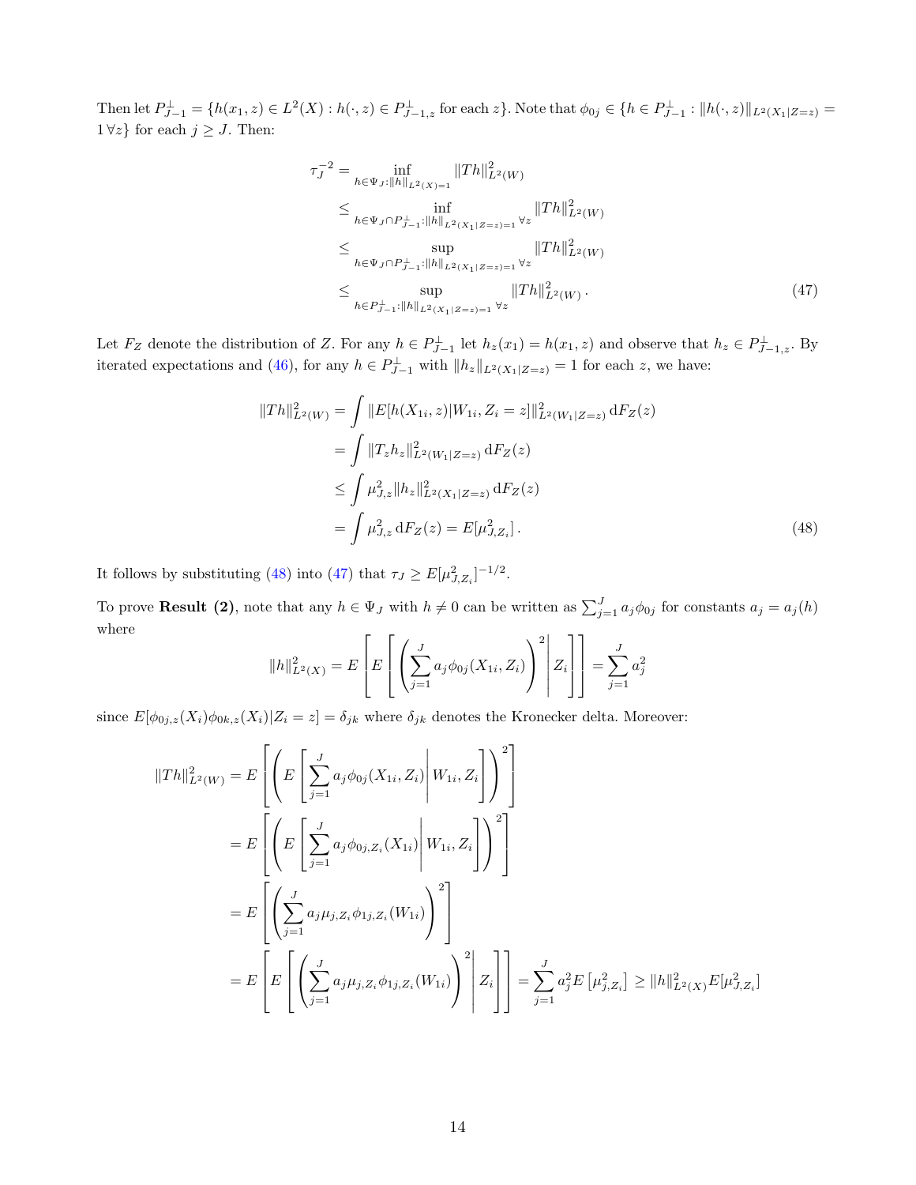Then let $P_{J-1}^{\perp} = \{h(x_1, z) \in L^2(X) : h(\cdot, z) \in P_{J-1,z}^{\perp} \text{ for each } z\}$. Note that $\phi_{0j} \in \{h \in P_{J-1}^{\perp} : \|h(\cdot, z)\|_{L^2(X_1|Z=z)} = 1 \, \forall z\}$ for each $j \geq J$. Then:

$$
\begin{aligned}
\tau_J^{-2} &= \inf_{h \in \Psi_J : \|h\|_{L^2(X)} = 1} \|Th\|_{L^2(W)}^2 \\
&\leq \inf_{h \in \Psi_J \cap P_{J-1}^{\perp} : \|h\|_{L^2(X_1|Z=z)} = 1 \, \forall z} \|Th\|_{L^2(W)}^2 \\
&\leq \sup_{h \in \Psi_J \cap P_{J-1}^{\perp} : \|h\|_{L^2(X_1|Z=z)} = 1 \, \forall z} \|Th\|_{L^2(W)}^2 \\
&\leq \sup_{h \in P_{J-1}^{\perp} : \|h\|_{L^2(X_1|Z=z)} = 1 \, \forall z} \|Th\|_{L^2(W)}^2 .
\end{aligned} \tag{47}
$$

Let $F_Z$ denote the distribution of $Z$. For any $h \in P_{J-1}^{\perp}$ let $h_z(x_1) = h(x_1, z)$ and observe that $h_z \in P_{J-1,z}^{\perp}$. By iterated expectations and (46), for any $h \in P_{J-1}^{\perp}$ with $\|h_z\|_{L^2(X_1|Z=z)} = 1$ for each $z$, we have:

$$
\begin{aligned}
\|Th\|_{L^2(W)}^2 &= \int \|E[h(X_{1i}, z)|W_{1i}, Z_i = z]\|_{L^2(W_1|Z=z)}^2 \, \mathrm{d}F_Z(z) \\
&= \int \|T_z h_z\|_{L^2(W_1|Z=z)}^2 \, \mathrm{d}F_Z(z) \\
&\leq \int \mu_{J,z}^2 \|h_z\|_{L^2(X_1|Z=z)}^2 \, \mathrm{d}F_Z(z) \\
&= \int \mu_{J,z}^2 \, \mathrm{d}F_Z(z) = E[\mu_{J,Z_i}^2] .
\end{aligned} \tag{48}
$$

It follows by substituting (48) into (47) that $\tau_J \geq E[\mu_{J,Z_i}^2]^{-1/2}$.

To prove **Result (2)**, note that any $h \in \Psi_J$ with $h \neq 0$ can be written as $\sum_{j=1}^J a_j \phi_{0j}$ for constants $a_j = a_j(h)$ where

$$
\|h\|_{L^2(X)}^2 = E\left[ E\left[ \left( \sum_{j=1}^J a_j \phi_{0j}(X_{1i}, Z_i) \right)^2 \middle| Z_i \right] \right] = \sum_{j=1}^J a_j^2
$$

since $E[\phi_{0j,z}(X_i)\phi_{0k,z}(X_i)|Z_i = z] = \delta_{jk}$ where $\delta_{jk}$ denotes the Kronecker delta. Moreover:

$$
\begin{aligned}
\|Th\|_{L^2(W)}^2 &= E\left[ \left( E\left[ \sum_{j=1}^J a_j \phi_{0j}(X_{1i}, Z_i) \middle| W_{1i}, Z_i \right] \right)^2 \right] \\
&= E\left[ \left( E\left[ \sum_{j=1}^J a_j \phi_{0j,Z_i}(X_{1i}) \middle| W_{1i}, Z_i \right] \right)^2 \right] \\
&= E\left[ \left( \sum_{j=1}^J a_j \mu_{j,Z_i} \phi_{1j,Z_i}(W_{1i}) \right)^2 \right] \\
&= E\left[ E\left[ \left( \sum_{j=1}^J a_j \mu_{j,Z_i} \phi_{1j,Z_i}(W_{1i}) \right)^2 \middle| Z_i \right] \right] = \sum_{j=1}^J a_j^2 E\left[\mu_{j,Z_i}^2\right] \geq \|h\|_{L^2(X)}^2 E[\mu_{J,Z_i}^2]
\end{aligned}
$$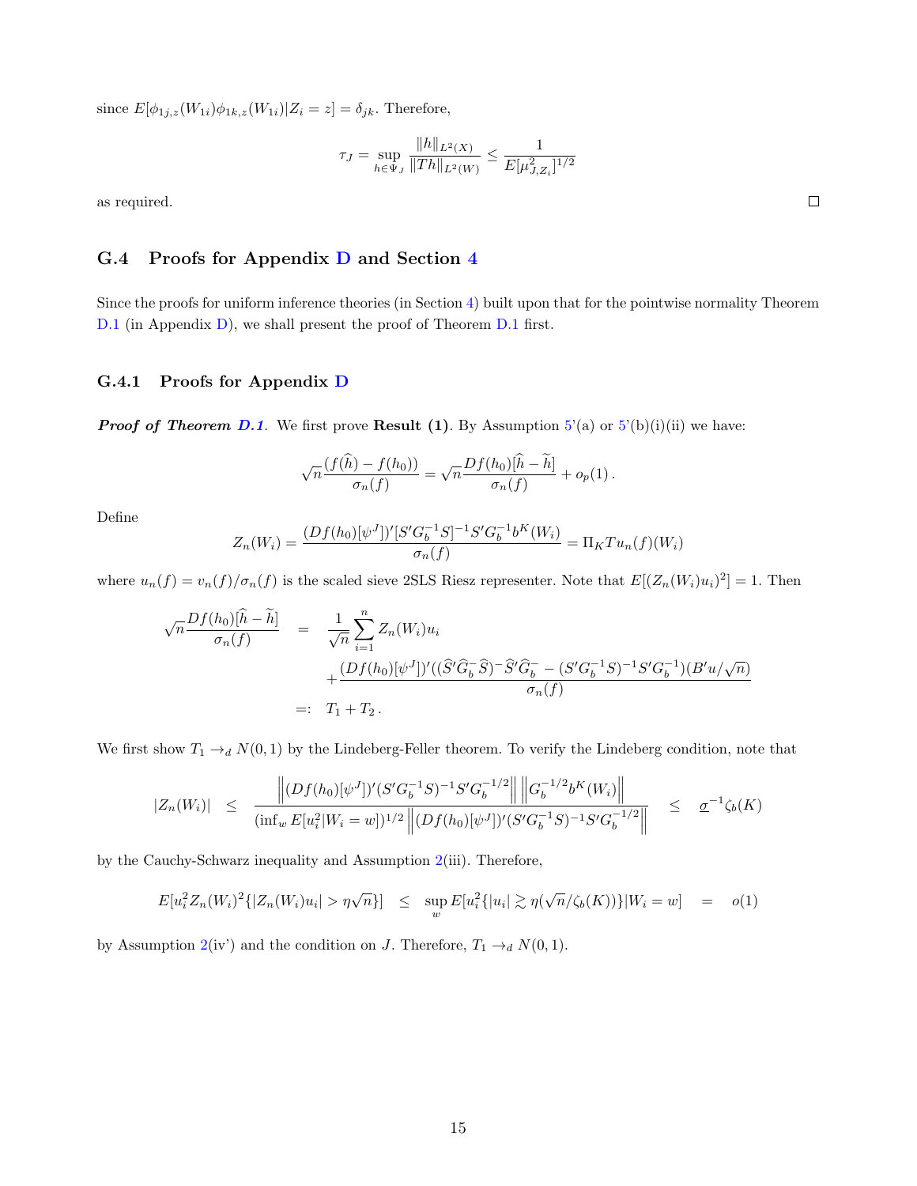since $E[\phi_{1j,z}(W_{1i})\phi_{1k,z}(W_{1i})|Z_i = z] = \delta_{jk}$. Therefore,

$$\tau_J = \sup_{h \in \Psi_J} \frac{\|h\|_{L^2(X)}}{\|Th\|_{L^2(W)}} \leq \frac{1}{E[\mu^2_{J,Z_i}]^{1/2}}$$

as required. □

### G.4 Proofs for Appendix D and Section 4

Since the proofs for uniform inference theories (in Section 4) built upon that for the pointwise normality Theorem D.1 (in Appendix D), we shall present the proof of Theorem D.1 first.

#### G.4.1 Proofs for Appendix D

***Proof of Theorem D.1.*** We first prove **Result (1)**. By Assumption 5'(a) or 5'(b)(i)(ii) we have:

$$\sqrt{n}\frac{(f(\widehat{h}) - f(h_0))}{\sigma_n(f)} = \sqrt{n}\frac{Df(h_0)[\widehat{h} - \widetilde{h}]}{\sigma_n(f)} + o_p(1)\,.$$

Define

$$Z_n(W_i) = \frac{(Df(h_0)[\psi^J])'[S'G_b^{-1}S]^{-1}S'G_b^{-1}b^K(W_i)}{\sigma_n(f)} = \Pi_K T u_n(f)(W_i)$$

where $u_n(f) = v_n(f)/\sigma_n(f)$ is the scaled sieve 2SLS Riesz representer. Note that $E[(Z_n(W_i)u_i)^2] = 1$. Then

$$\begin{aligned}
\sqrt{n}\frac{Df(h_0)[\widehat{h} - \widetilde{h}]}{\sigma_n(f)} &= \frac{1}{\sqrt{n}}\sum_{i=1}^n Z_n(W_i)u_i \\
&\quad + \frac{(Df(h_0)[\psi^J])'((\widehat{S}'\widehat{G}_b^-\widehat{S})^-\widehat{S}'\widehat{G}_b^- - (S'G_b^{-1}S)^{-1}S'G_b^{-1})(B'u/\sqrt{n})}{\sigma_n(f)} \\
&=: T_1 + T_2\,.
\end{aligned}$$

We first show $T_1 \to_d N(0,1)$ by the Lindeberg-Feller theorem. To verify the Lindeberg condition, note that

$$|Z_n(W_i)| \leq \frac{\left\|(Df(h_0)[\psi^J])'(S'G_b^{-1}S)^{-1}S'G_b^{-1/2}\right\| \left\|G_b^{-1/2}b^K(W_i)\right\|}{(\inf_w E[u_i^2|W_i = w])^{1/2}\left\|(Df(h_0)[\psi^J])'(S'G_b^{-1}S)^{-1}S'G_b^{-1/2}\right\|} \leq \underline{\sigma}^{-1}\zeta_b(K)$$

by the Cauchy-Schwarz inequality and Assumption 2(iii). Therefore,

$$E[u_i^2 Z_n(W_i)^2\{|Z_n(W_i)u_i| > \eta\sqrt{n}\}] \leq \sup_w E[u_i^2\{|u_i| \gtrsim \eta(\sqrt{n}/\zeta_b(K))\}|W_i = w] = o(1)$$

by Assumption 2(iv') and the condition on $J$. Therefore, $T_1 \to_d N(0,1)$.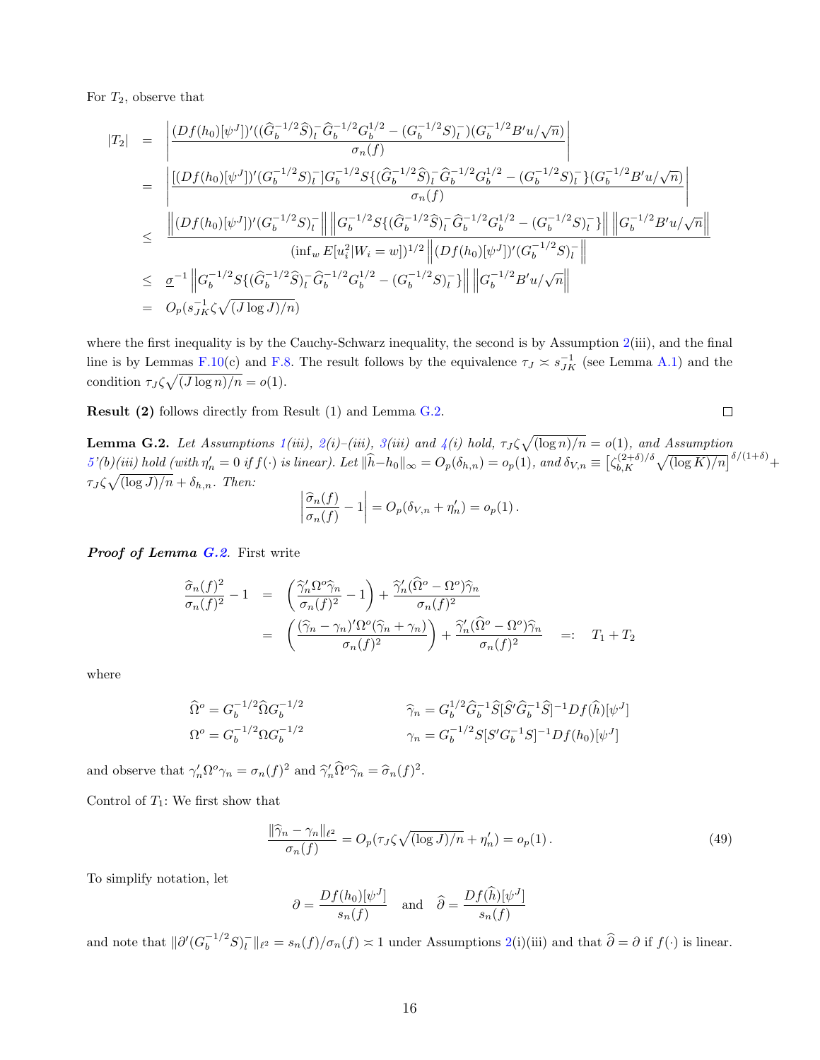For $T_2$, observe that

$$
\begin{aligned}
|T_2| &= \left| \frac{(Df(h_0)[\psi^J])'((\widehat{G}_b^{-1/2}\widehat{S})_l^- \widehat{G}_b^{-1/2} G_b^{1/2} - (G_b^{-1/2}S)_l^-)(G_b^{-1/2}B'u/\sqrt{n})}{\sigma_n(f)} \right| \\
&= \left| \frac{[(Df(h_0)[\psi^J])'(G_b^{-1/2}S)_l^-]G_b^{-1/2}S\{(\widehat{G}_b^{-1/2}\widehat{S})_l^- \widehat{G}_b^{-1/2} G_b^{1/2} - (G_b^{-1/2}S)_l^-\}(G_b^{-1/2}B'u/\sqrt{n})}{\sigma_n(f)} \right| \\
&\leq \frac{\left\|(Df(h_0)[\psi^J])'(G_b^{-1/2}S)_l^-\right\| \left\|G_b^{-1/2}S\{(\widehat{G}_b^{-1/2}\widehat{S})_l^- \widehat{G}_b^{-1/2} G_b^{1/2} - (G_b^{-1/2}S)_l^-\}\right\| \left\|G_b^{-1/2}B'u/\sqrt{n}\right\|}{(\inf_w E[u_i^2|W_i=w])^{1/2} \left\|(Df(h_0)[\psi^J])'(G_b^{-1/2}S)_l^-\right\|} \\
&\leq \underline{\sigma}^{-1} \left\|G_b^{-1/2}S\{(\widehat{G}_b^{-1/2}\widehat{S})_l^- \widehat{G}_b^{-1/2} G_b^{1/2} - (G_b^{-1/2}S)_l^-\}\right\| \left\|G_b^{-1/2}B'u/\sqrt{n}\right\| \\
&= O_p(s_{JK}^{-1}\zeta\sqrt{(J\log J)/n})
\end{aligned}
$$

where the first inequality is by the Cauchy-Schwarz inequality, the second is by Assumption 2(iii), and the final line is by Lemmas F.10(c) and F.8. The result follows by the equivalence $\tau_J \asymp s_{JK}^{-1}$ (see Lemma A.1) and the condition $\tau_J\zeta\sqrt{(J\log n)/n} = o(1)$.

**Result (2)** follows directly from Result (1) and Lemma G.2. $\square$

**Lemma G.2.** *Let Assumptions 1(iii), 2(i)–(iii), 3(iii) and 4(i) hold, $\tau_J\zeta\sqrt{(\log n)/n} = o(1)$, and Assumption 5'(b)(iii) hold (with $\eta_n' = 0$ if $f(\cdot)$ is linear). Let $\|\widehat{h}-h_0\|_\infty = O_p(\delta_{h,n}) = o_p(1)$, and $\delta_{V,n} \equiv \left[\zeta_{b,K}^{(2+\delta)/\delta}\sqrt{(\log K)/n}\right]^{\delta/(1+\delta)} + \tau_J\zeta\sqrt{(\log J)/n} + \delta_{h,n}$. Then:*

$$
\left|\frac{\widehat{\sigma}_n(f)}{\sigma_n(f)} - 1\right| = O_p(\delta_{V,n} + \eta_n') = o_p(1)\,.
$$

***Proof of Lemma G.2.*** First write

$$
\begin{aligned}
\frac{\widehat{\sigma}_n(f)^2}{\sigma_n(f)^2} - 1 &= \left(\frac{\widehat{\gamma}_n'\Omega^o\widehat{\gamma}_n}{\sigma_n(f)^2} - 1\right) + \frac{\widehat{\gamma}_n'(\widehat{\Omega}^o - \Omega^o)\widehat{\gamma}_n}{\sigma_n(f)^2} \\
&= \left(\frac{(\widehat{\gamma}_n - \gamma_n)'\Omega^o(\widehat{\gamma}_n + \gamma_n)}{\sigma_n(f)^2}\right) + \frac{\widehat{\gamma}_n'(\widehat{\Omega}^o - \Omega^o)\widehat{\gamma}_n}{\sigma_n(f)^2} \quad =: \quad T_1 + T_2
\end{aligned}
$$

where

$$
\begin{aligned}
\widehat{\Omega}^o &= G_b^{-1/2}\widehat{\Omega}G_b^{-1/2} & \widehat{\gamma}_n &= G_b^{1/2}\widehat{G}_b^{-1}\widehat{S}[\widehat{S}'\widehat{G}_b^{-1}\widehat{S}]^{-1}Df(\widehat{h})[\psi^J] \\
\Omega^o &= G_b^{-1/2}\Omega G_b^{-1/2} & \gamma_n &= G_b^{-1/2}S[S'G_b^{-1}S]^{-1}Df(h_0)[\psi^J]
\end{aligned}
$$

and observe that $\gamma_n'\Omega^o\gamma_n = \sigma_n(f)^2$ and $\widehat{\gamma}_n'\widehat{\Omega}^o\widehat{\gamma}_n = \widehat{\sigma}_n(f)^2$.

Control of $T_1$: We first show that

$$
\frac{\|\widehat{\gamma}_n - \gamma_n\|_{\ell^2}}{\sigma_n(f)} = O_p(\tau_J\zeta\sqrt{(\log J)/n} + \eta_n') = o_p(1)\,. \tag{49}
$$

To simplify notation, let

$$
\partial = \frac{Df(h_0)[\psi^J]}{s_n(f)} \quad \text{and} \quad \widehat{\partial} = \frac{Df(\widehat{h})[\psi^J]}{s_n(f)}
$$

and note that $\|\partial'(G_b^{-1/2}S)_l^-\|_{\ell^2} = s_n(f)/\sigma_n(f) \asymp 1$ under Assumptions 2(i)(iii) and that $\widehat{\partial} = \partial$ if $f(\cdot)$ is linear.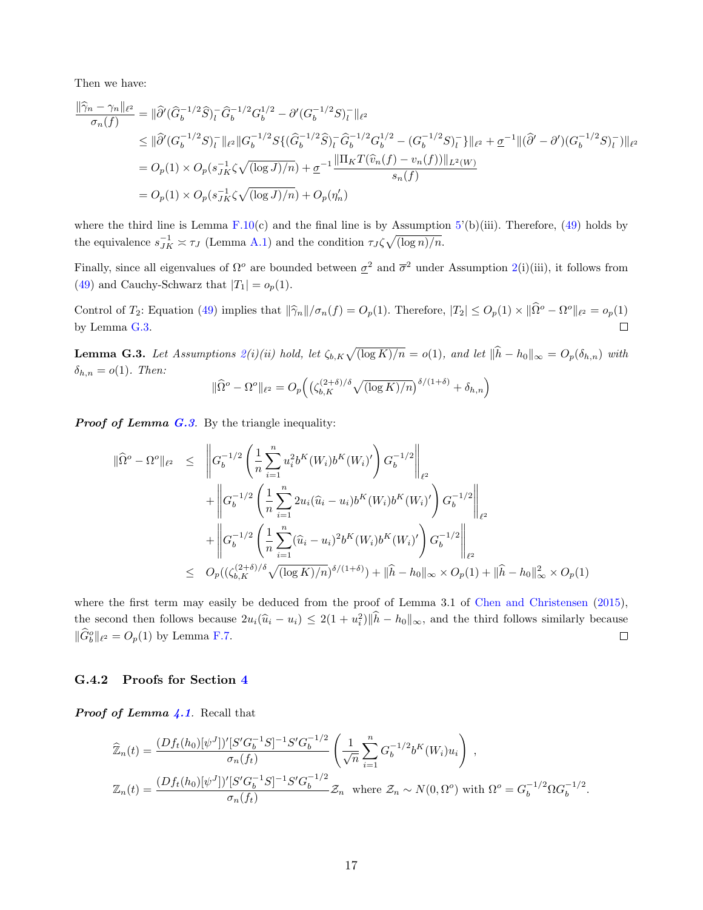Then we have:

$$
\begin{aligned}
\frac{\|\widehat{\gamma}_n - \gamma_n\|_{\ell^2}}{\sigma_n(f)} &= \|\widehat{\partial}'(\widehat{G}_b^{-1/2}\widehat{S})_l^- \widehat{G}_b^{-1/2} G_b^{1/2} - \partial'(G_b^{-1/2}S)_l^-\|_{\ell^2} \\
&\leq \|\widehat{\partial}'(G_b^{-1/2}S)_l^-\|_{\ell^2} \|G_b^{-1/2}S\{(\widehat{G}_b^{-1/2}\widehat{S})_l^- \widehat{G}_b^{-1/2}G_b^{1/2} - (G_b^{-1/2}S)_l^-\}\|_{\ell^2} + \underline{\sigma}^{-1}\|(\widehat{\partial}' - \partial')(G_b^{-1/2}S)_l^-)\|_{\ell^2} \\
&= O_p(1) \times O_p(s_{JK}^{-1}\zeta\sqrt{(\log J)/n}) + \underline{\sigma}^{-1}\frac{\|\Pi_K T(\widehat{v}_n(f) - v_n(f))\|_{L^2(W)}}{s_n(f)} \\
&= O_p(1) \times O_p(s_{JK}^{-1}\zeta\sqrt{(\log J)/n}) + O_p(\eta_n')
\end{aligned}
$$

where the third line is Lemma F.10(c) and the final line is by Assumption 5'(b)(iii). Therefore, (49) holds by the equivalence $s_{JK}^{-1} \asymp \tau_J$ (Lemma A.1) and the condition $\tau_J\zeta\sqrt{(\log n)/n}$.

Finally, since all eigenvalues of $\Omega^o$ are bounded between $\underline{\sigma}^2$ and $\overline{\sigma}^2$ under Assumption 2(i)(iii), it follows from (49) and Cauchy-Schwarz that $|T_1| = o_p(1)$.

Control of $T_2$: Equation (49) implies that $\|\widehat{\gamma}_n\|/\sigma_n(f) = O_p(1)$. Therefore, $|T_2| \leq O_p(1) \times \|\widehat{\Omega}^o - \Omega^o\|_{\ell^2} = o_p(1)$ by Lemma G.3. $\square$

**Lemma G.3.** *Let Assumptions 2(i)(ii) hold, let $\zeta_{b,K}\sqrt{(\log K)/n} = o(1)$, and let $\|\widehat{h} - h_0\|_\infty = O_p(\delta_{h,n})$ with $\delta_{h,n} = o(1)$. Then:*

$$
\|\widehat{\Omega}^o - \Omega^o\|_{\ell^2} = O_p\Big(\big(\zeta_{b,K}^{(2+\delta)/\delta}\sqrt{(\log K)/n}\big)^{\delta/(1+\delta)} + \delta_{h,n}\Big)
$$

***Proof of Lemma G.3.*** By the triangle inequality:

$$
\begin{aligned}
\|\widehat{\Omega}^o - \Omega^o\|_{\ell^2} \;\leq\;& \left\| G_b^{-1/2}\left(\frac{1}{n}\sum_{i=1}^n u_i^2 b^K(W_i)b^K(W_i)'\right)G_b^{-1/2}\right\|_{\ell^2} \\
&+ \left\| G_b^{-1/2}\left(\frac{1}{n}\sum_{i=1}^n 2u_i(\widehat{u}_i - u_i) b^K(W_i)b^K(W_i)'\right)G_b^{-1/2}\right\|_{\ell^2} \\
&+ \left\| G_b^{-1/2}\left(\frac{1}{n}\sum_{i=1}^n (\widehat{u}_i - u_i)^2 b^K(W_i)b^K(W_i)'\right)G_b^{-1/2}\right\|_{\ell^2} \\
\leq\;& O_p((\zeta_{b,K}^{(2+\delta)/\delta}\sqrt{(\log K)/n})^{\delta/(1+\delta)}) + \|\widehat{h} - h_0\|_\infty \times O_p(1) + \|\widehat{h} - h_0\|_\infty^2 \times O_p(1)
\end{aligned}
$$

where the first term may easily be deduced from the proof of Lemma 3.1 of Chen and Christensen (2015), the second then follows because $2u_i(\widehat{u}_i - u_i) \leq 2(1 + u_i^2)\|\widehat{h} - h_0\|_\infty$, and the third follows similarly because $\|\widehat{G}_b^o\|_{\ell^2} = O_p(1)$ by Lemma F.7. $\square$

### G.4.2 Proofs for Section 4

***Proof of Lemma 4.1.*** Recall that

$$
\begin{aligned}
\widehat{\mathbb{Z}}_n(t) &= \frac{(Df_t(h_0)[\psi^J])'[S'G_b^{-1}S]^{-1}S'G_b^{-1/2}}{\sigma_n(f_t)}\left(\frac{1}{\sqrt{n}}\sum_{i=1}^n G_b^{-1/2}b^K(W_i)u_i\right), \\
\mathbb{Z}_n(t) &= \frac{(Df_t(h_0)[\psi^J])'[S'G_b^{-1}S]^{-1}S'G_b^{-1/2}}{\sigma_n(f_t)}\mathcal{Z}_n \quad \text{where } \mathcal{Z}_n \sim N(0, \Omega^o) \text{ with } \Omega^o = G_b^{-1/2}\Omega G_b^{-1/2}.
\end{aligned}
$$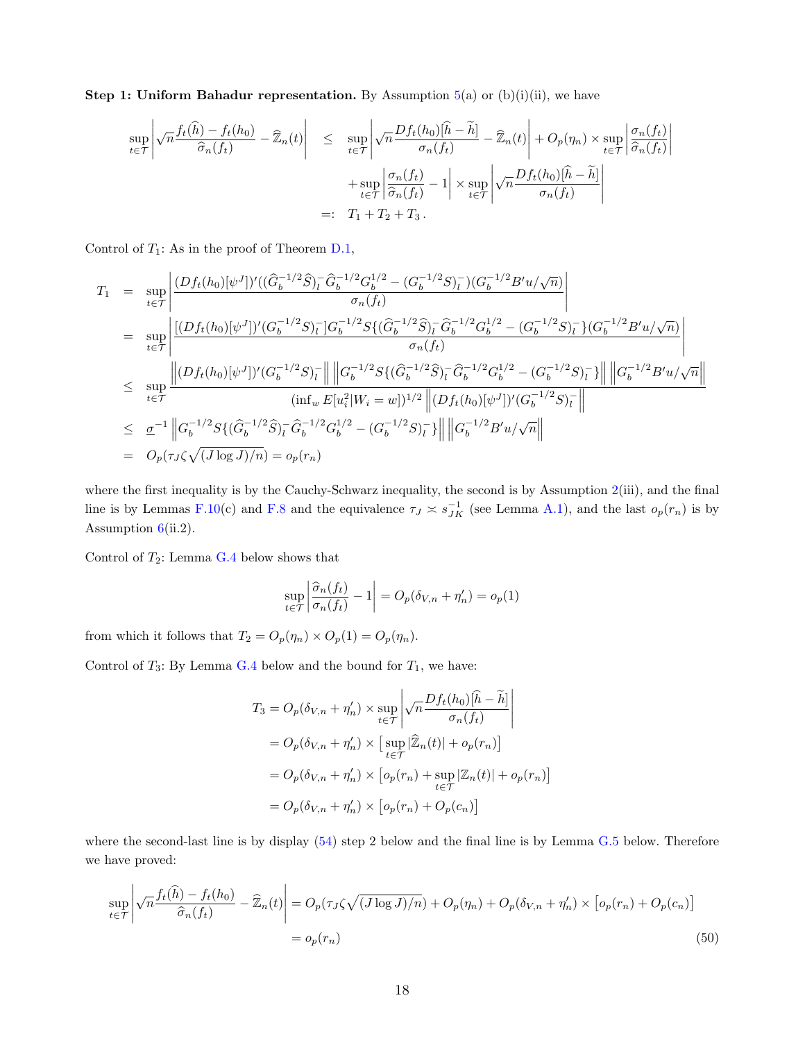**Step 1: Uniform Bahadur representation.** By Assumption 5(a) or (b)(i)(ii), we have

$$
\begin{aligned}
\sup_{t\in\mathcal{T}}\left|\sqrt{n}\frac{f_t(\widehat{h})-f_t(h_0)}{\widehat{\sigma}_n(f_t)}-\widehat{\mathbb{Z}}_n(t)\right| \quad &\leq \quad \sup_{t\in\mathcal{T}}\left|\sqrt{n}\frac{Df_t(h_0)[\widehat{h}-\widetilde{h}]}{\sigma_n(f_t)}-\widehat{\mathbb{Z}}_n(t)\right| + O_p(\eta_n)\times\sup_{t\in\mathcal{T}}\left|\frac{\sigma_n(f_t)}{\widehat{\sigma}_n(f_t)}\right| \\
&\quad + \sup_{t\in\mathcal{T}}\left|\frac{\sigma_n(f_t)}{\widehat{\sigma}_n(f_t)}-1\right|\times\sup_{t\in\mathcal{T}}\left|\sqrt{n}\frac{Df_t(h_0)[\widehat{h}-\widetilde{h}]}{\sigma_n(f_t)}\right| \\
&=: \quad T_1+T_2+T_3\,.
\end{aligned}
$$

Control of $T_1$: As in the proof of Theorem D.1,

$$
\begin{aligned}
T_1 \quad &= \quad \sup_{t\in\mathcal{T}}\left|\frac{(Df_t(h_0)[\psi^J])'((\widehat{G}_b^{-1/2}\widehat{S})_l^-\widehat{G}_b^{-1/2}G_b^{1/2}-(G_b^{-1/2}S)_l^-)(G_b^{-1/2}B'u/\sqrt{n})}{\sigma_n(f_t)}\right| \\
&= \quad \sup_{t\in\mathcal{T}}\left|\frac{[(Df_t(h_0)[\psi^J])'(G_b^{-1/2}S)_l^-]G_b^{-1/2}S\{(\widehat{G}_b^{-1/2}\widehat{S})_l^-\widehat{G}_b^{-1/2}G_b^{1/2}-(G_b^{-1/2}S)_l^-\}(G_b^{-1/2}B'u/\sqrt{n})}{\sigma_n(f_t)}\right| \\
&\leq \quad \sup_{t\in\mathcal{T}}\frac{\left\|(Df_t(h_0)[\psi^J])'(G_b^{-1/2}S)_l^-\right\|\left\|G_b^{-1/2}S\{(\widehat{G}_b^{-1/2}\widehat{S})_l^-\widehat{G}_b^{-1/2}G_b^{1/2}-(G_b^{-1/2}S)_l^-\}\right\|\left\|G_b^{-1/2}B'u/\sqrt{n}\right\|}{(\inf_w E[u_i^2|W_i=w])^{1/2}\left\|(Df_t(h_0)[\psi^J])'(G_b^{-1/2}S)_l^-\right\|} \\
&\leq \quad \underline{\sigma}^{-1}\left\|G_b^{-1/2}S\{(\widehat{G}_b^{-1/2}\widehat{S})_l^-\widehat{G}_b^{-1/2}G_b^{1/2}-(G_b^{-1/2}S)_l^-\}\right\|\left\|G_b^{-1/2}B'u/\sqrt{n}\right\| \\
&= \quad O_p(\tau_J\zeta\sqrt{(J\log J)/n})=o_p(r_n)
\end{aligned}
$$

where the first inequality is by the Cauchy-Schwarz inequality, the second is by Assumption 2(iii), and the final line is by Lemmas F.10(c) and F.8 and the equivalence $\tau_J \asymp s_{JK}^{-1}$ (see Lemma A.1), and the last $o_p(r_n)$ is by Assumption 6(ii.2).

Control of $T_2$: Lemma G.4 below shows that

$$
\sup_{t\in\mathcal{T}}\left|\frac{\widehat{\sigma}_n(f_t)}{\sigma_n(f_t)}-1\right| = O_p(\delta_{V,n}+\eta_n') = o_p(1)
$$

from which it follows that $T_2 = O_p(\eta_n)\times O_p(1) = O_p(\eta_n)$.

Control of $T_3$: By Lemma G.4 below and the bound for $T_1$, we have:

$$
\begin{aligned}
T_3 &= O_p(\delta_{V,n}+\eta_n')\times\sup_{t\in\mathcal{T}}\left|\sqrt{n}\frac{Df_t(h_0)[\widehat{h}-\widetilde{h}]}{\sigma_n(f_t)}\right| \\
&= O_p(\delta_{V,n}+\eta_n')\times\left[\sup_{t\in\mathcal{T}}|\widehat{\mathbb{Z}}_n(t)|+o_p(r_n)\right] \\
&= O_p(\delta_{V,n}+\eta_n')\times\left[o_p(r_n)+\sup_{t\in\mathcal{T}}|\mathbb{Z}_n(t)|+o_p(r_n)\right] \\
&= O_p(\delta_{V,n}+\eta_n')\times\left[o_p(r_n)+O_p(c_n)\right]
\end{aligned}
$$

where the second-last line is by display (54) step 2 below and the final line is by Lemma G.5 below. Therefore we have proved:

$$
\begin{aligned}
\sup_{t\in\mathcal{T}}\left|\sqrt{n}\frac{f_t(\widehat{h})-f_t(h_0)}{\widehat{\sigma}_n(f_t)}-\widehat{\mathbb{Z}}_n(t)\right| &= O_p(\tau_J\zeta\sqrt{(J\log J)/n})+O_p(\eta_n)+O_p(\delta_{V,n}+\eta_n')\times\left[o_p(r_n)+O_p(c_n)\right] \\
&= o_p(r_n) \qquad (50)
\end{aligned}
$$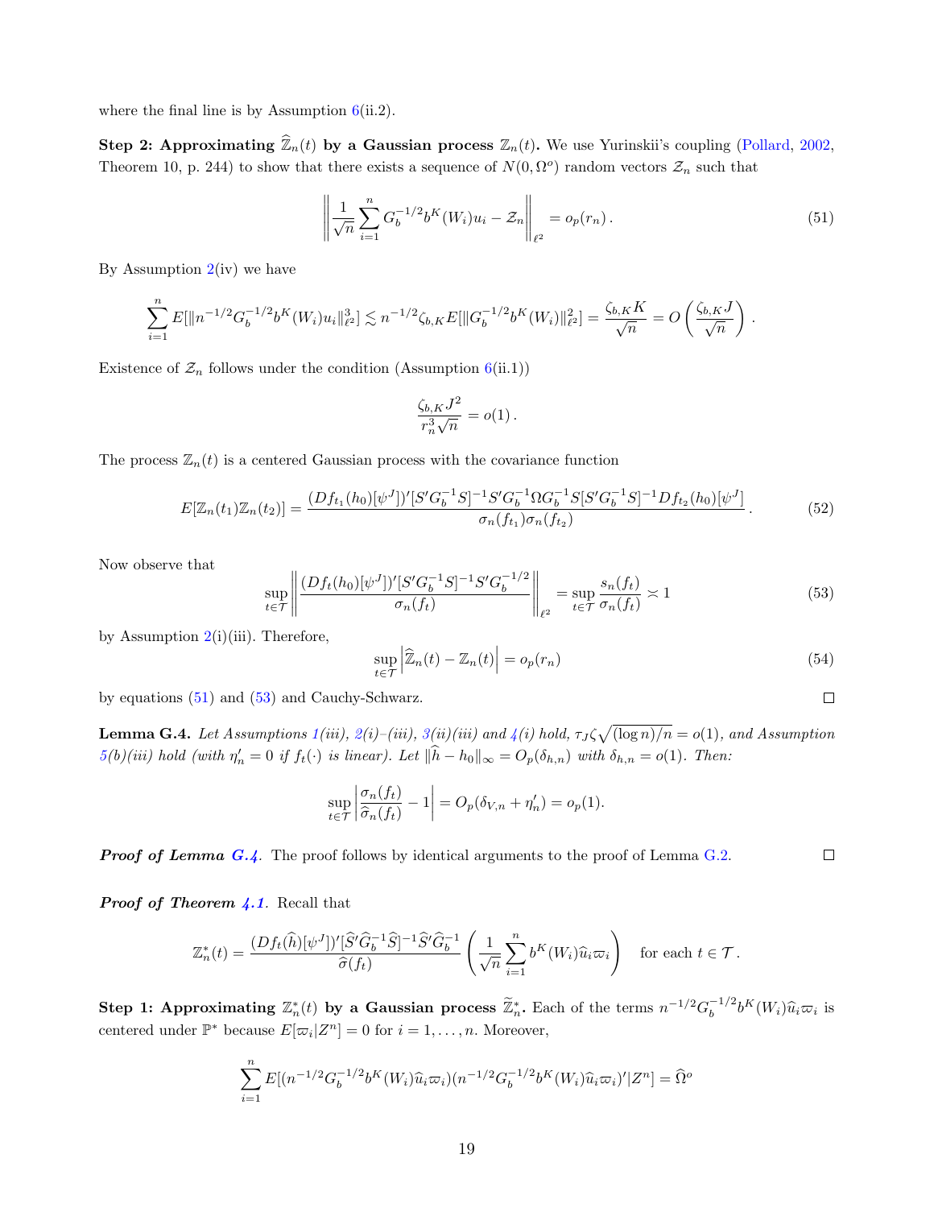where the final line is by Assumption 6(ii.2).

**Step 2: Approximating $\widehat{\mathbb{Z}}_n(t)$ by a Gaussian process $\mathbb{Z}_n(t)$.** We use Yurinskii's coupling (Pollard, 2002, Theorem 10, p. 244) to show that there exists a sequence of $N(0,\Omega^o)$ random vectors $\mathcal{Z}_n$ such that

$$\left\| \frac{1}{\sqrt{n}} \sum_{i=1}^n G_b^{-1/2} b^K(W_i) u_i - \mathcal{Z}_n \right\|_{\ell^2} = o_p(r_n)\,. \tag{51}$$

By Assumption 2(iv) we have

$$\sum_{i=1}^n E[\|n^{-1/2} G_b^{-1/2} b^K(W_i) u_i\|_{\ell^2}^3] \lesssim n^{-1/2} \zeta_{b,K} E[\|G_b^{-1/2} b^K(W_i)\|_{\ell^2}^2] = \frac{\zeta_{b,K} K}{\sqrt{n}} = O\left( \frac{\zeta_{b,K} J}{\sqrt{n}} \right).$$

Existence of $\mathcal{Z}_n$ follows under the condition (Assumption 6(ii.1))

$$\frac{\zeta_{b,K} J^2}{r_n^3 \sqrt{n}} = o(1)\,.$$

The process $\mathbb{Z}_n(t)$ is a centered Gaussian process with the covariance function

$$E[\mathbb{Z}_n(t_1)\mathbb{Z}_n(t_2)] = \frac{(Df_{t_1}(h_0)[\psi^J])'[S'G_b^{-1}S]^{-1}S'G_b^{-1}\Omega G_b^{-1}S[S'G_b^{-1}S]^{-1}Df_{t_2}(h_0)[\psi^J]}{\sigma_n(f_{t_1})\sigma_n(f_{t_2})}\,. \tag{52}$$

Now observe that

$$\sup_{t\in\mathcal{T}} \left\| \frac{(Df_t(h_0)[\psi^J])'[S'G_b^{-1}S]^{-1}S'G_b^{-1/2}}{\sigma_n(f_t)} \right\|_{\ell^2} = \sup_{t\in\mathcal{T}} \frac{s_n(f_t)}{\sigma_n(f_t)} \asymp 1 \tag{53}$$

by Assumption 2(i)(iii). Therefore,

$$\sup_{t\in\mathcal{T}} \left| \widehat{\mathbb{Z}}_n(t) - \mathbb{Z}_n(t) \right| = o_p(r_n) \tag{54}$$

by equations (51) and (53) and Cauchy-Schwarz. □

**Lemma G.4.** *Let Assumptions 1(iii), 2(i)–(iii), 3(ii)(iii) and 4(i) hold, $\tau_J \zeta \sqrt{(\log n)/n} = o(1)$, and Assumption 5(b)(iii) hold (with $\eta_n' = 0$ if $f_t(\cdot)$ is linear). Let $\|\widehat{h} - h_0\|_\infty = O_p(\delta_{h,n})$ with $\delta_{h,n} = o(1)$. Then:*

$$\sup_{t\in\mathcal{T}} \left| \frac{\sigma_n(f_t)}{\widehat{\sigma}_n(f_t)} - 1 \right| = O_p(\delta_{V,n} + \eta_n') = o_p(1).$$

***Proof of Lemma G.4.*** The proof follows by identical arguments to the proof of Lemma G.2. □

***Proof of Theorem 4.1.*** Recall that

$$\mathbb{Z}_n^*(t) = \frac{(Df_t(\widehat{h})[\psi^J])'[\widehat{S}'\widehat{G}_b^{-1}\widehat{S}]^{-1}\widehat{S}'\widehat{G}_b^{-1}}{\widehat{\sigma}(f_t)} \left( \frac{1}{\sqrt{n}} \sum_{i=1}^n b^K(W_i)\widehat{u}_i \varpi_i \right) \quad \text{for each } t \in \mathcal{T}\,.$$

**Step 1: Approximating $\mathbb{Z}_n^*(t)$ by a Gaussian process $\widetilde{\mathbb{Z}}_n^*$.** Each of the terms $n^{-1/2}G_b^{-1/2}b^K(W_i)\widehat{u}_i\varpi_i$ is centered under $\mathbb{P}^*$ because $E[\varpi_i|Z^n] = 0$ for $i = 1,\ldots,n$. Moreover,

$$\sum_{i=1}^n E[(n^{-1/2}G_b^{-1/2}b^K(W_i)\widehat{u}_i\varpi_i)(n^{-1/2}G_b^{-1/2}b^K(W_i)\widehat{u}_i\varpi_i)'|Z^n] = \widehat{\Omega}^o$$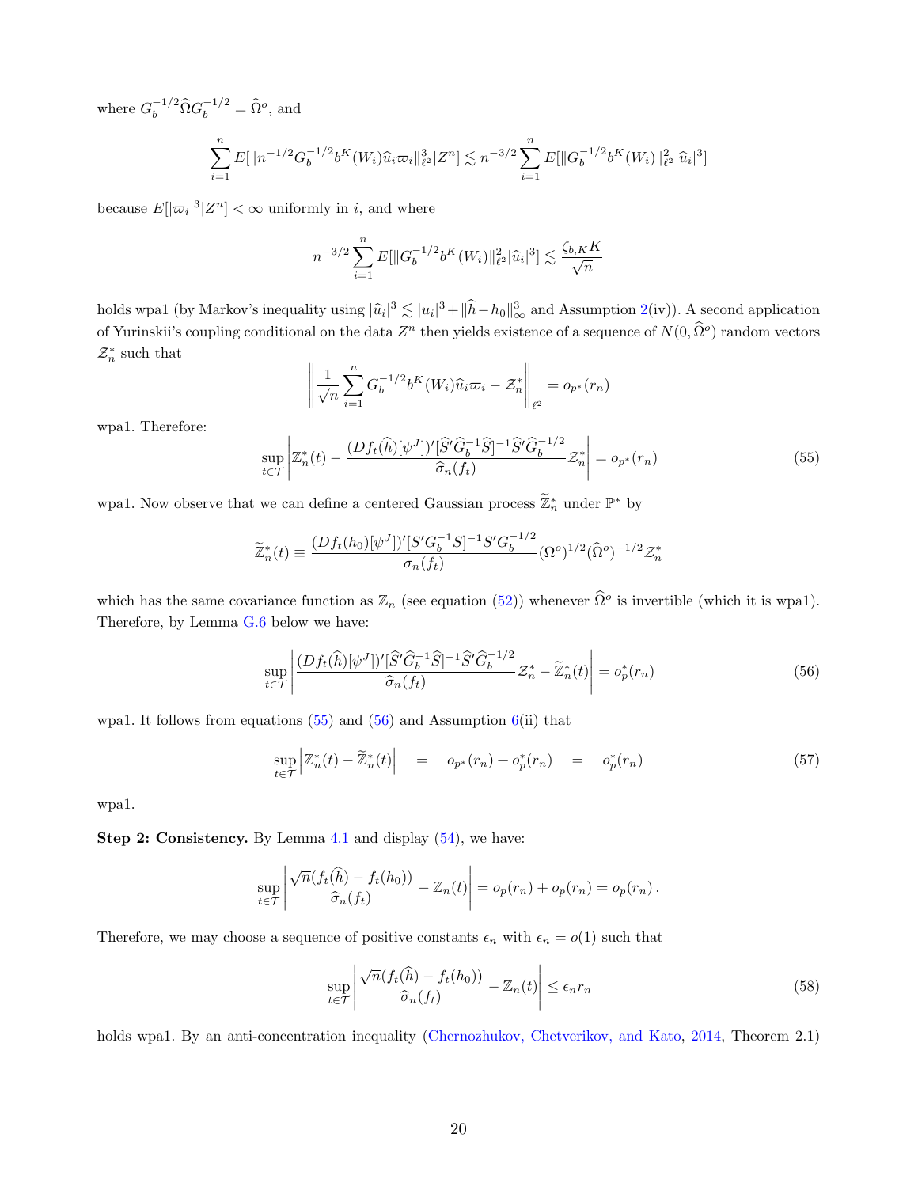where $G_b^{-1/2}\widehat{\Omega}G_b^{-1/2} = \widehat{\Omega}^o$, and

$$\sum_{i=1}^n E[\|n^{-1/2}G_b^{-1/2}b^K(W_i)\widehat{u}_i\varpi_i\|_{\ell^2}^3|Z^n] \lesssim n^{-3/2}\sum_{i=1}^n E[\|G_b^{-1/2}b^K(W_i)\|_{\ell^2}^2|\widehat{u}_i|^3]$$

because $E[|\varpi_i|^3|Z^n] < \infty$ uniformly in $i$, and where

$$n^{-3/2}\sum_{i=1}^n E[\|G_b^{-1/2}b^K(W_i)\|_{\ell^2}^2|\widehat{u}_i|^3] \lesssim \frac{\zeta_{b,K}K}{\sqrt{n}}$$

holds wpa1 (by Markov's inequality using $|\widehat{u}_i|^3 \lesssim |u_i|^3 + \|\widehat{h} - h_0\|_\infty^3$ and Assumption 2(iv)). A second application of Yurinskii's coupling conditional on the data $Z^n$ then yields existence of a sequence of $N(0, \widehat{\Omega}^o)$ random vectors $\mathcal{Z}_n^*$ such that

$$\left\| \frac{1}{\sqrt{n}}\sum_{i=1}^n G_b^{-1/2}b^K(W_i)\widehat{u}_i\varpi_i - \mathcal{Z}_n^* \right\|_{\ell^2} = o_{p^*}(r_n)$$

wpa1. Therefore:

$$\sup_{t\in\mathcal{T}}\left|\mathbb{Z}_n^*(t) - \frac{(Df_t(\widehat{h})[\psi^J])'[\widehat{S}'\widehat{G}_b^{-1}\widehat{S}]^{-1}\widehat{S}'\widehat{G}_b^{-1/2}}{\widehat{\sigma}_n(f_t)}\mathcal{Z}_n^*\right| = o_{p^*}(r_n) \tag{55}$$

wpa1. Now observe that we can define a centered Gaussian process $\widetilde{\mathbb{Z}}_n^*$ under $\mathbb{P}^*$ by

$$\widetilde{\mathbb{Z}}_n^*(t) \equiv \frac{(Df_t(h_0)[\psi^J])'[S'G_b^{-1}S]^{-1}S'G_b^{-1/2}}{\sigma_n(f_t)}(\Omega^o)^{1/2}(\widehat{\Omega}^o)^{-1/2}\mathcal{Z}_n^*$$

which has the same covariance function as $\mathbb{Z}_n$ (see equation (52)) whenever $\widehat{\Omega}^o$ is invertible (which it is wpa1). Therefore, by Lemma G.6 below we have:

$$\sup_{t\in\mathcal{T}}\left|\frac{(Df_t(\widehat{h})[\psi^J])'[\widehat{S}'\widehat{G}_b^{-1}\widehat{S}]^{-1}\widehat{S}'\widehat{G}_b^{-1/2}}{\widehat{\sigma}_n(f_t)}\mathcal{Z}_n^* - \widetilde{\mathbb{Z}}_n^*(t)\right| = o_p^*(r_n) \tag{56}$$

wpa1. It follows from equations (55) and (56) and Assumption 6(ii) that

$$\sup_{t\in\mathcal{T}}\left|\mathbb{Z}_n^*(t) - \widetilde{\mathbb{Z}}_n^*(t)\right| \quad = \quad o_{p^*}(r_n) + o_p^*(r_n) \quad = \quad o_p^*(r_n) \tag{57}$$

wpa1.

**Step 2: Consistency.** By Lemma 4.1 and display (54), we have:

$$\sup_{t\in\mathcal{T}}\left|\frac{\sqrt{n}(f_t(\widehat{h}) - f_t(h_0))}{\widehat{\sigma}_n(f_t)} - \mathbb{Z}_n(t)\right| = o_p(r_n) + o_p(r_n) = o_p(r_n)\,.$$

Therefore, we may choose a sequence of positive constants $\epsilon_n$ with $\epsilon_n = o(1)$ such that

$$\sup_{t\in\mathcal{T}}\left|\frac{\sqrt{n}(f_t(\widehat{h}) - f_t(h_0))}{\widehat{\sigma}_n(f_t)} - \mathbb{Z}_n(t)\right| \le \epsilon_n r_n \tag{58}$$

holds wpa1. By an anti-concentration inequality (Chernozhukov, Chetverikov, and Kato, 2014, Theorem 2.1)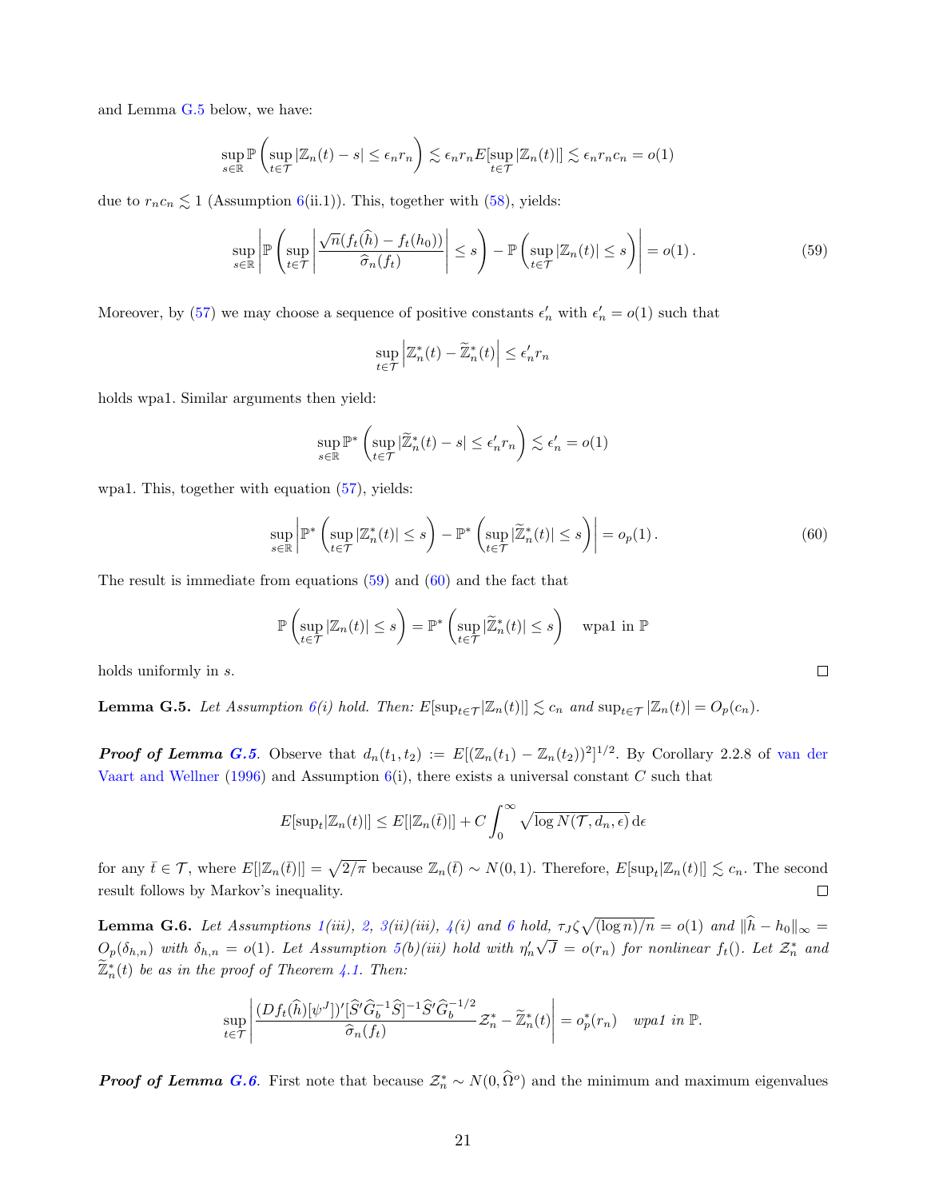and Lemma G.5 below, we have:

$$\sup_{s\in\mathbb{R}} \mathbb{P}\left(\sup_{t\in\mathcal{T}} |\mathbb{Z}_n(t) - s| \leq \epsilon_n r_n\right) \lesssim \epsilon_n r_n E[\sup_{t\in\mathcal{T}} |\mathbb{Z}_n(t)|] \lesssim \epsilon_n r_n c_n = o(1)$$

due to $r_n c_n \lesssim 1$ (Assumption 6(ii.1)). This, together with (58), yields:

$$\sup_{s\in\mathbb{R}} \left| \mathbb{P}\left(\sup_{t\in\mathcal{T}} \left| \frac{\sqrt{n}(f_t(\widehat{h}) - f_t(h_0))}{\widehat{\sigma}_n(f_t)} \right| \leq s\right) - \mathbb{P}\left(\sup_{t\in\mathcal{T}} |\mathbb{Z}_n(t)| \leq s\right) \right| = o(1)\,. \tag{59}$$

Moreover, by (57) we may choose a sequence of positive constants $\epsilon_n'$ with $\epsilon_n' = o(1)$ such that

$$\sup_{t\in\mathcal{T}} \left| \mathbb{Z}_n^*(t) - \widetilde{\mathbb{Z}}_n^*(t) \right| \leq \epsilon_n' r_n$$

holds wpa1. Similar arguments then yield:

$$\sup_{s\in\mathbb{R}} \mathbb{P}^*\left(\sup_{t\in\mathcal{T}} |\widetilde{\mathbb{Z}}_n^*(t) - s| \leq \epsilon_n' r_n\right) \lesssim \epsilon_n' = o(1)$$

wpa1. This, together with equation (57), yields:

$$\sup_{s\in\mathbb{R}} \left| \mathbb{P}^*\left(\sup_{t\in\mathcal{T}} |\mathbb{Z}_n^*(t)| \leq s\right) - \mathbb{P}^*\left(\sup_{t\in\mathcal{T}} |\widetilde{\mathbb{Z}}_n^*(t)| \leq s\right) \right| = o_p(1)\,. \tag{60}$$

The result is immediate from equations (59) and (60) and the fact that

$$\mathbb{P}\left(\sup_{t\in\mathcal{T}} |\mathbb{Z}_n(t)| \leq s\right) = \mathbb{P}^*\left(\sup_{t\in\mathcal{T}} |\widetilde{\mathbb{Z}}_n^*(t)| \leq s\right) \quad \text{wpa1 in } \mathbb{P}$$

holds uniformly in $s$. □

**Lemma G.5.** *Let Assumption 6(i) hold. Then:* $E[\sup_{t\in\mathcal{T}} |\mathbb{Z}_n(t)|] \lesssim c_n$ *and* $\sup_{t\in\mathcal{T}} |\mathbb{Z}_n(t)| = O_p(c_n)$.

***Proof of Lemma G.5***. Observe that $d_n(t_1, t_2) := E[(\mathbb{Z}_n(t_1) - \mathbb{Z}_n(t_2))^2]^{1/2}$. By Corollary 2.2.8 of van der Vaart and Wellner (1996) and Assumption 6(i), there exists a universal constant $C$ such that

$$E[\sup_t |\mathbb{Z}_n(t)|] \leq E[|\mathbb{Z}_n(\bar{t})|] + C \int_0^\infty \sqrt{\log N(\mathcal{T}, d_n, \epsilon)}\, \mathrm{d}\epsilon$$

for any $\bar{t} \in \mathcal{T}$, where $E[|\mathbb{Z}_n(\bar{t})|] = \sqrt{2/\pi}$ because $\mathbb{Z}_n(\bar{t}) \sim N(0,1)$. Therefore, $E[\sup_t |\mathbb{Z}_n(t)|] \lesssim c_n$. The second result follows by Markov's inequality. □

**Lemma G.6.** *Let Assumptions 1(iii), 2, 3(ii)(iii), 4(i) and 6 hold,* $\tau_J \zeta \sqrt{(\log n)/n} = o(1)$ *and* $\|\widehat{h} - h_0\|_\infty = O_p(\delta_{h,n})$ *with* $\delta_{h,n} = o(1)$. *Let Assumption 5(b)(iii) hold with* $\eta_n' \sqrt{J} = o(r_n)$ *for nonlinear* $f_t()$. *Let* $\mathcal{Z}_n^*$ *and* $\widetilde{\mathbb{Z}}_n^*(t)$ *be as in the proof of Theorem 4.1. Then:*

$$\sup_{t\in\mathcal{T}} \left| \frac{(Df_t(\widehat{h})[\psi^J])'[\widehat{S}'\widehat{G}_b^{-1}\widehat{S}]^{-1}\widehat{S}'\widehat{G}_b^{-1/2}}{\widehat{\sigma}_n(f_t)} \mathcal{Z}_n^* - \widetilde{\mathbb{Z}}_n^*(t) \right| = o_p^*(r_n) \quad \text{wpa1 in } \mathbb{P}.$$

***Proof of Lemma G.6***. First note that because $\mathcal{Z}_n^* \sim N(0, \widehat{\Omega}^o)$ and the minimum and maximum eigenvalues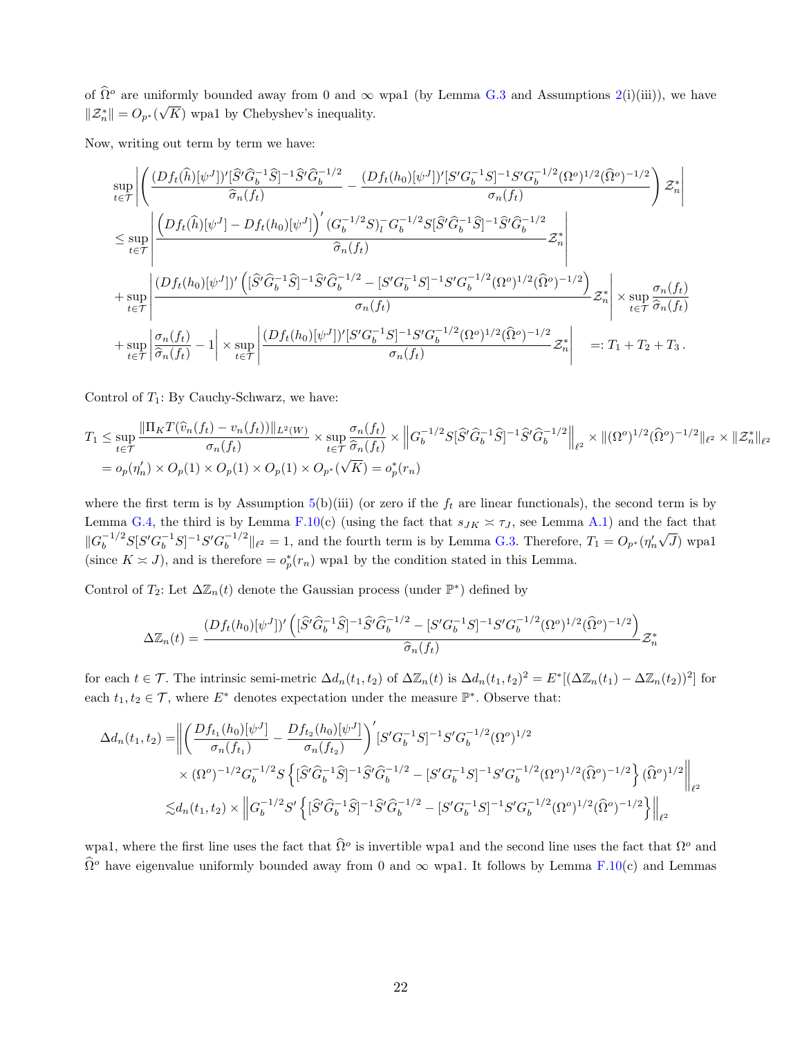of $\widehat{\Omega}^o$ are uniformly bounded away from 0 and $\infty$ wpa1 (by Lemma G.3 and Assumptions 2(i)(iii)), we have $\|\mathcal{Z}_n^*\| = O_{p^*}(\sqrt{K})$ wpa1 by Chebyshev's inequality.

Now, writing out term by term we have:

$$
\begin{aligned}
&\sup_{t \in \mathcal{T}} \left| \left( \frac{(Df_t(\widehat{h})[\psi^J])'[\widehat{S}'\widehat{G}_b^{-1}\widehat{S}]^{-1}\widehat{S}'\widehat{G}_b^{-1/2}}{\widehat{\sigma}_n(f_t)} - \frac{(Df_t(h_0)[\psi^J])'[S'G_b^{-1}S]^{-1}S'G_b^{-1/2}(\Omega^o)^{1/2}(\widehat{\Omega}^o)^{-1/2}}{\sigma_n(f_t)} \right) \mathcal{Z}_n^* \right| \\
&\leq \sup_{t \in \mathcal{T}} \left| \frac{\left(Df_t(\widehat{h})[\psi^J] - Df_t(h_0)[\psi^J]\right)' (G_b^{-1/2}S)_l^- G_b^{-1/2} S[\widehat{S}'\widehat{G}_b^{-1}\widehat{S}]^{-1}\widehat{S}'\widehat{G}_b^{-1/2}}{\widehat{\sigma}_n(f_t)} \mathcal{Z}_n^* \right| \\
&+ \sup_{t \in \mathcal{T}} \left| \frac{(Df_t(h_0)[\psi^J])'\left([\widehat{S}'\widehat{G}_b^{-1}\widehat{S}]^{-1}\widehat{S}'\widehat{G}_b^{-1/2} - [S'G_b^{-1}S]^{-1}S'G_b^{-1/2}(\Omega^o)^{1/2}(\widehat{\Omega}^o)^{-1/2}\right)}{\sigma_n(f_t)} \mathcal{Z}_n^* \right| \times \sup_{t \in \mathcal{T}} \frac{\sigma_n(f_t)}{\widehat{\sigma}_n(f_t)} \\
&+ \sup_{t \in \mathcal{T}} \left| \frac{\sigma_n(f_t)}{\widehat{\sigma}_n(f_t)} - 1 \right| \times \sup_{t \in \mathcal{T}} \left| \frac{(Df_t(h_0)[\psi^J])'[S'G_b^{-1}S]^{-1}S'G_b^{-1/2}(\Omega^o)^{1/2}(\widehat{\Omega}^o)^{-1/2}}{\sigma_n(f_t)} \mathcal{Z}_n^* \right| \quad =: T_1 + T_2 + T_3 \,.
\end{aligned}
$$

Control of $T_1$: By Cauchy-Schwarz, we have:

$$
\begin{aligned}
T_1 &\leq \sup_{t \in \mathcal{T}} \frac{\|\Pi_K T(\widehat{v}_n(f_t) - v_n(f_t))\|_{L^2(W)}}{\sigma_n(f_t)} \times \sup_{t \in \mathcal{T}} \frac{\sigma_n(f_t)}{\widehat{\sigma}_n(f_t)} \times \left\| G_b^{-1/2} S[\widehat{S}'\widehat{G}_b^{-1}\widehat{S}]^{-1}\widehat{S}'\widehat{G}_b^{-1/2} \right\|_{\ell^2} \times \|(\Omega^o)^{1/2}(\widehat{\Omega}^o)^{-1/2}\|_{\ell^2} \times \|\mathcal{Z}_n^*\|_{\ell^2} \\
&= o_p(\eta_n') \times O_p(1) \times O_p(1) \times O_p(1) \times O_{p^*}(\sqrt{K}) = o_p^*(r_n)
\end{aligned}
$$

where the first term is by Assumption 5(b)(iii) (or zero if the $f_t$ are linear functionals), the second term is by Lemma G.4, the third is by Lemma F.10(c) (using the fact that $s_{JK} \asymp \tau_J$, see Lemma A.1) and the fact that $\|G_b^{-1/2}S[S'G_b^{-1}S]^{-1}S'G_b^{-1/2}\|_{\ell^2} = 1$, and the fourth term is by Lemma G.3. Therefore, $T_1 = O_{p^*}(\eta_n'\sqrt{J})$ wpa1 (since $K \asymp J$), and is therefore $= o_p^*(r_n)$ wpa1 by the condition stated in this Lemma.

Control of $T_2$: Let $\Delta\mathbb{Z}_n(t)$ denote the Gaussian process (under $\mathbb{P}^*$) defined by

$$
\Delta\mathbb{Z}_n(t) = \frac{(Df_t(h_0)[\psi^J])'\left([\widehat{S}'\widehat{G}_b^{-1}\widehat{S}]^{-1}\widehat{S}'\widehat{G}_b^{-1/2} - [S'G_b^{-1}S]^{-1}S'G_b^{-1/2}(\Omega^o)^{1/2}(\widehat{\Omega}^o)^{-1/2}\right)}{\widehat{\sigma}_n(f_t)} \mathcal{Z}_n^*
$$

for each $t \in \mathcal{T}$. The intrinsic semi-metric $\Delta d_n(t_1, t_2)$ of $\Delta\mathbb{Z}_n(t)$ is $\Delta d_n(t_1,t_2)^2 = E^*[(\Delta\mathbb{Z}_n(t_1) - \Delta\mathbb{Z}_n(t_2))^2]$ for each $t_1, t_2 \in \mathcal{T}$, where $E^*$ denotes expectation under the measure $\mathbb{P}^*$. Observe that:

$$
\begin{aligned}
\Delta d_n(t_1,t_2) =& \Bigg\| \left( \frac{Df_{t_1}(h_0)[\psi^J]}{\sigma_n(f_{t_1})} - \frac{Df_{t_2}(h_0)[\psi^J]}{\sigma_n(f_{t_2})} \right)' [S'G_b^{-1}S]^{-1}S'G_b^{-1/2}(\Omega^o)^{1/2} \\
&\times (\Omega^o)^{-1/2} G_b^{-1/2} S \left\{ [\widehat{S}'\widehat{G}_b^{-1}\widehat{S}]^{-1}\widehat{S}'\widehat{G}_b^{-1/2} - [S'G_b^{-1}S]^{-1}S'G_b^{-1/2}(\Omega^o)^{1/2}(\widehat{\Omega}^o)^{-1/2} \right\} (\widehat{\Omega}^o)^{1/2} \Bigg\|_{\ell^2} \\
\lesssim& \, d_n(t_1,t_2) \times \left\| G_b^{-1/2} S' \left\{ [\widehat{S}'\widehat{G}_b^{-1}\widehat{S}]^{-1}\widehat{S}'\widehat{G}_b^{-1/2} - [S'G_b^{-1}S]^{-1}S'G_b^{-1/2}(\Omega^o)^{1/2}(\widehat{\Omega}^o)^{-1/2} \right\} \right\|_{\ell^2}
\end{aligned}
$$

wpa1, where the first line uses the fact that $\widehat{\Omega}^o$ is invertible wpa1 and the second line uses the fact that $\Omega^o$ and $\widehat{\Omega}^o$ have eigenvalue uniformly bounded away from 0 and $\infty$ wpa1. It follows by Lemma F.10(c) and Lemmas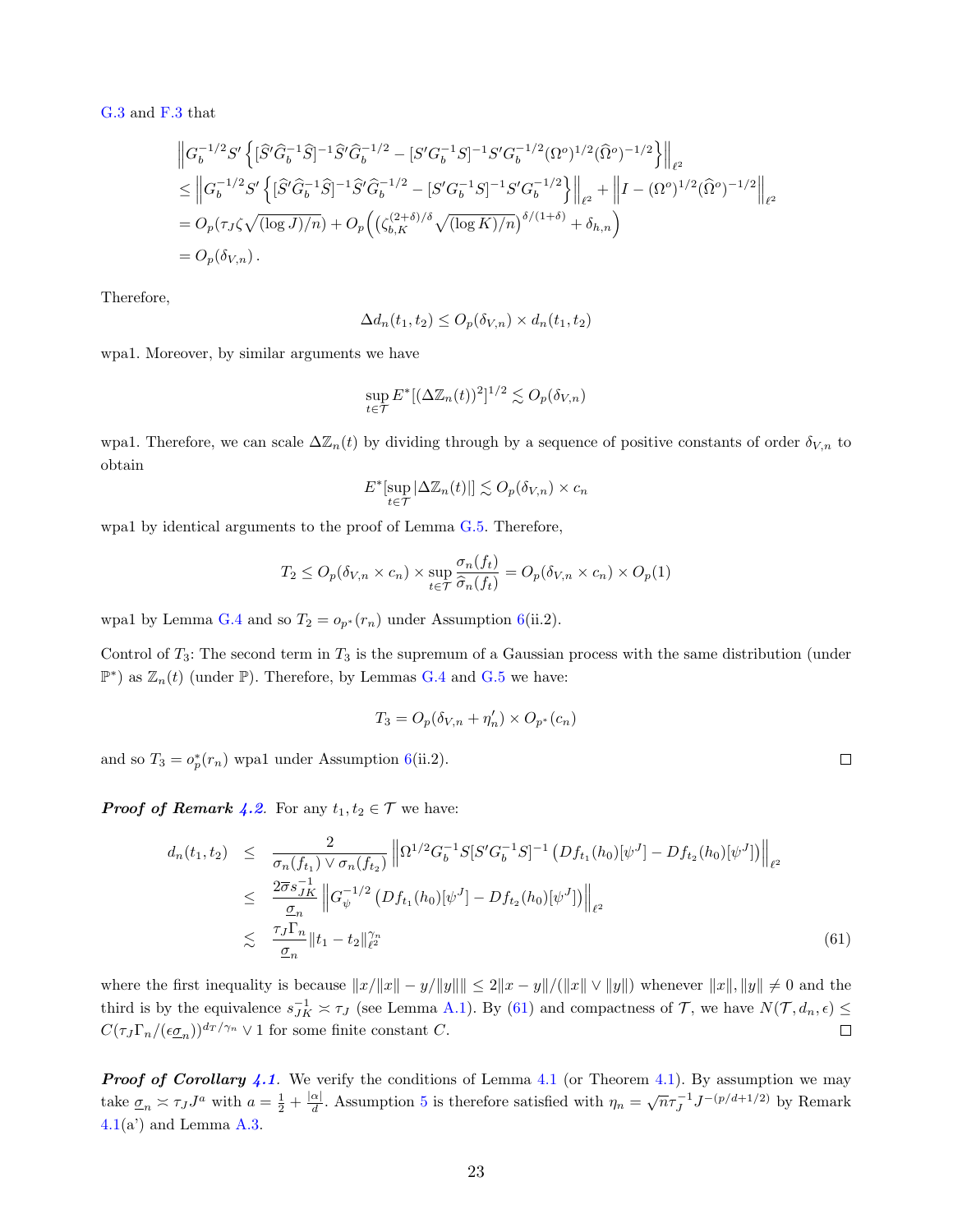G.3 and F.3 that

$$
\begin{aligned}
&\left\| G_b^{-1/2} S' \left\{ [\widehat{S}' \widehat{G}_b^{-1} \widehat{S}]^{-1} \widehat{S}' \widehat{G}_b^{-1/2} - [S' G_b^{-1} S]^{-1} S' G_b^{-1/2} (\Omega^o)^{1/2} (\widehat{\Omega}^o)^{-1/2} \right\} \right\|_{\ell^2} \\
&\leq \left\| G_b^{-1/2} S' \left\{ [\widehat{S}' \widehat{G}_b^{-1} \widehat{S}]^{-1} \widehat{S}' \widehat{G}_b^{-1/2} - [S' G_b^{-1} S]^{-1} S' G_b^{-1/2} \right\} \right\|_{\ell^2} + \left\| I - (\Omega^o)^{1/2} (\widehat{\Omega}^o)^{-1/2} \right\|_{\ell^2} \\
&= O_p(\tau_J \zeta \sqrt{(\log J)/n}) + O_p\Big( \big(\zeta_{b,K}^{(2+\delta)/\delta} \sqrt{(\log K)/n}\big)^{\delta/(1+\delta)} + \delta_{h,n} \Big) \\
&= O_p(\delta_{V,n}) \,.
\end{aligned}
$$

Therefore,

$$
\Delta d_n(t_1, t_2) \leq O_p(\delta_{V,n}) \times d_n(t_1, t_2)
$$

wpa1. Moreover, by similar arguments we have

$$
\sup_{t \in \mathcal{T}} E^*[(\Delta \mathbb{Z}_n(t))^2]^{1/2} \lesssim O_p(\delta_{V,n})
$$

wpa1. Therefore, we can scale $\Delta \mathbb{Z}_n(t)$ by dividing through by a sequence of positive constants of order $\delta_{V,n}$ to obtain

$$
E^*[\sup_{t \in \mathcal{T}} |\Delta \mathbb{Z}_n(t)|] \lesssim O_p(\delta_{V,n}) \times c_n
$$

wpa1 by identical arguments to the proof of Lemma G.5. Therefore,

$$
T_2 \leq O_p(\delta_{V,n} \times c_n) \times \sup_{t \in \mathcal{T}} \frac{\sigma_n(f_t)}{\widehat{\sigma}_n(f_t)} = O_p(\delta_{V,n} \times c_n) \times O_p(1)
$$

wpa1 by Lemma G.4 and so $T_2 = o_{p^*}(r_n)$ under Assumption 6(ii.2).

Control of $T_3$: The second term in $T_3$ is the supremum of a Gaussian process with the same distribution (under $\mathbb{P}^*$) as $\mathbb{Z}_n(t)$ (under $\mathbb{P}$). Therefore, by Lemmas G.4 and G.5 we have:

$$
T_3 = O_p(\delta_{V,n} + \eta_n') \times O_{p^*}(c_n)
$$

and so $T_3 = o_p^*(r_n)$ wpa1 under Assumption 6(ii.2). □

***Proof of Remark 4.2.*** For any $t_1, t_2 \in \mathcal{T}$ we have:

$$
\begin{aligned}
d_n(t_1, t_2) &\leq \frac{2}{\sigma_n(f_{t_1}) \vee \sigma_n(f_{t_2})} \left\| \Omega^{1/2} G_b^{-1} S [S' G_b^{-1} S]^{-1} \left( Df_{t_1}(h_0)[\psi^J] - Df_{t_2}(h_0)[\psi^J] \right) \right\|_{\ell^2} \\
&\leq \frac{2 \overline{\sigma} s_{JK}^{-1}}{\underline{\sigma}_n} \left\| G_\psi^{-1/2} \left( Df_{t_1}(h_0)[\psi^J] - Df_{t_2}(h_0)[\psi^J] \right) \right\|_{\ell^2} \\
&\lesssim \frac{\tau_J \Gamma_n}{\underline{\sigma}_n} \|t_1 - t_2\|_{\ell^2}^{\gamma_n} \qquad (61)
\end{aligned}
$$

where the first inequality is because $\|x/\|x\| - y/\|y\|\| \leq 2\|x - y\|/(\|x\| \vee \|y\|)$ whenever $\|x\|, \|y\| \neq 0$ and the third is by the equivalence $s_{JK}^{-1} \asymp \tau_J$ (see Lemma A.1). By (61) and compactness of $\mathcal{T}$, we have $N(\mathcal{T}, d_n, \epsilon) \leq C(\tau_J \Gamma_n / (\epsilon \underline{\sigma}_n))^{d_T/\gamma_n} \vee 1$ for some finite constant $C$. □

***Proof of Corollary 4.1.*** We verify the conditions of Lemma 4.1 (or Theorem 4.1). By assumption we may take $\underline{\sigma}_n \asymp \tau_J J^a$ with $a = \frac{1}{2} + \frac{|\alpha|}{d}$. Assumption 5 is therefore satisfied with $\eta_n = \sqrt{n} \tau_J^{-1} J^{-(p/d + 1/2)}$ by Remark 4.1(a') and Lemma A.3.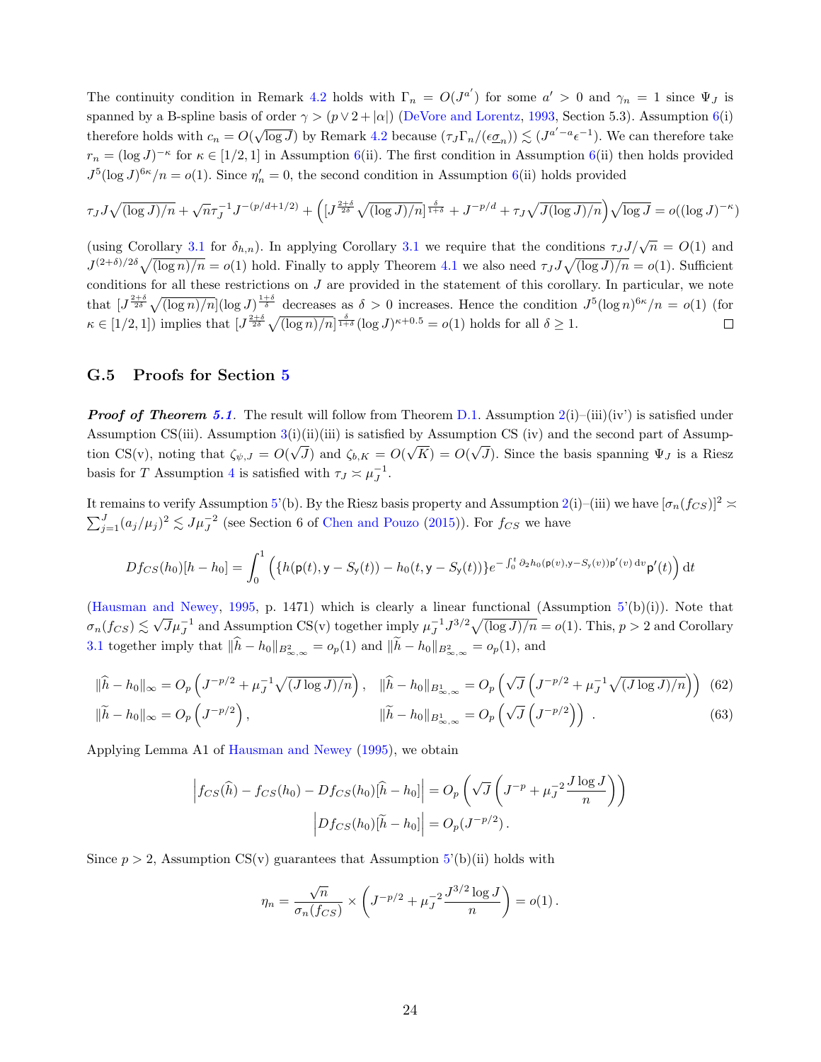The continuity condition in Remark 4.2 holds with $\Gamma_n = O(J^{a'})$ for some $a' > 0$ and $\gamma_n = 1$ since $\Psi_J$ is spanned by a B-spline basis of order $\gamma > (p \vee 2 + |\alpha|)$ (DeVore and Lorentz, 1993, Section 5.3). Assumption 6(i) therefore holds with $c_n = O(\sqrt{\log J})$ by Remark 4.2 because $(\tau_J \Gamma_n/(\epsilon \underline{\sigma}_n)) \lesssim (J^{a'-a}\epsilon^{-1})$. We can therefore take $r_n = (\log J)^{-\kappa}$ for $\kappa \in [1/2, 1]$ in Assumption 6(ii). The first condition in Assumption 6(ii) then holds provided $J^5(\log J)^{6\kappa}/n = o(1)$. Since $\eta_n' = 0$, the second condition in Assumption 6(ii) holds provided

$$\tau_J J\sqrt{(\log J)/n} + \sqrt{n}\tau_J^{-1}J^{-(p/d+1/2)} + \left([J^{\frac{2+\delta}{2\delta}}\sqrt{(\log J)/n}]^{\frac{\delta}{1+\delta}} + J^{-p/d} + \tau_J\sqrt{J(\log J)/n}\right)\sqrt{\log J} = o((\log J)^{-\kappa})$$

(using Corollary 3.1 for $\delta_{h,n}$). In applying Corollary 3.1 we require that the conditions $\tau_J J/\sqrt{n} = O(1)$ and $J^{(2+\delta)/2\delta}\sqrt{(\log n)/n} = o(1)$ hold. Finally to apply Theorem 4.1 we also need $\tau_J J\sqrt{(\log J)/n} = o(1)$. Sufficient conditions for all these restrictions on $J$ are provided in the statement of this corollary. In particular, we note that $[J^{\frac{2+\delta}{2\delta}}\sqrt{(\log n)/n}](\log J)^{\frac{1+\delta}{\delta}}$ decreases as $\delta > 0$ increases. Hence the condition $J^5(\log n)^{6\kappa}/n = o(1)$ (for $\kappa \in [1/2, 1]$) implies that $[J^{\frac{2+\delta}{2\delta}}\sqrt{(\log n)/n}]^{\frac{\delta}{1+\delta}}(\log J)^{\kappa+0.5} = o(1)$ holds for all $\delta \geq 1$. □

## G.5 Proofs for Section 5

***Proof of Theorem 5.1***. The result will follow from Theorem D.1. Assumption 2(i)–(iii)(iv') is satisfied under Assumption CS(iii). Assumption 3(i)(ii)(iii) is satisfied by Assumption CS (iv) and the second part of Assumption CS(v), noting that $\zeta_{\psi,J} = O(\sqrt{J})$ and $\zeta_{b,K} = O(\sqrt{K}) = O(\sqrt{J})$. Since the basis spanning $\Psi_J$ is a Riesz basis for $T$ Assumption 4 is satisfied with $\tau_J \asymp \mu_J^{-1}$.

It remains to verify Assumption 5'(b). By the Riesz basis property and Assumption 2(i)–(iii) we have $[\sigma_n(f_{CS})]^2 \asymp \sum_{j=1}^J (a_j/\mu_j)^2 \lesssim J\mu_J^{-2}$ (see Section 6 of Chen and Pouzo (2015)). For $f_{CS}$ we have

$$Df_{CS}(h_0)[h-h_0] = \int_0^1 \left(\{h(\mathsf{p}(t), \mathsf{y}-S_{\mathsf{y}}(t)) - h_0(t, \mathsf{y}-S_{\mathsf{y}}(t))\}e^{-\int_0^t \partial_2 h_0(\mathsf{p}(v), \mathsf{y}-S_{\mathsf{y}}(v))\mathsf{p}'(v)\,\mathrm{d}v}\mathsf{p}'(t)\right)\mathrm{d}t$$

(Hausman and Newey, 1995, p. 1471) which is clearly a linear functional (Assumption 5'(b)(i)). Note that $\sigma_n(f_{CS}) \lesssim \sqrt{J}\mu_J^{-1}$ and Assumption CS(v) together imply $\mu_J^{-1}J^{3/2}\sqrt{(\log J)/n} = o(1)$. This, $p > 2$ and Corollary 3.1 together imply that $\|\widehat{h} - h_0\|_{B^2_{\infty,\infty}} = o_p(1)$ and $\|\widetilde{h} - h_0\|_{B^2_{\infty,\infty}} = o_p(1)$, and

$$\|\widehat{h} - h_0\|_\infty = O_p\left(J^{-p/2} + \mu_J^{-1}\sqrt{(J\log J)/n}\right), \quad \|\widehat{h} - h_0\|_{B^1_{\infty,\infty}} = O_p\left(\sqrt{J}\left(J^{-p/2} + \mu_J^{-1}\sqrt{(J\log J)/n}\right)\right) \quad (62)$$

$$\|\widetilde{h} - h_0\|_\infty = O_p\left(J^{-p/2}\right), \quad \|\widetilde{h} - h_0\|_{B^1_{\infty,\infty}} = O_p\left(\sqrt{J}\left(J^{-p/2}\right)\right). \quad (63)$$

Applying Lemma A1 of Hausman and Newey (1995), we obtain

$$\left|f_{CS}(\widehat{h}) - f_{CS}(h_0) - Df_{CS}(h_0)[\widehat{h} - h_0]\right| = O_p\left(\sqrt{J}\left(J^{-p} + \mu_J^{-2}\frac{J\log J}{n}\right)\right)$$

$$\left|Df_{CS}(h_0)[\widetilde{h} - h_0]\right| = O_p(J^{-p/2}).$$

Since $p > 2$, Assumption CS(v) guarantees that Assumption 5'(b)(ii) holds with

$$\eta_n = \frac{\sqrt{n}}{\sigma_n(f_{CS})} \times \left(J^{-p/2} + \mu_J^{-2}\frac{J^{3/2}\log J}{n}\right) = o(1).$$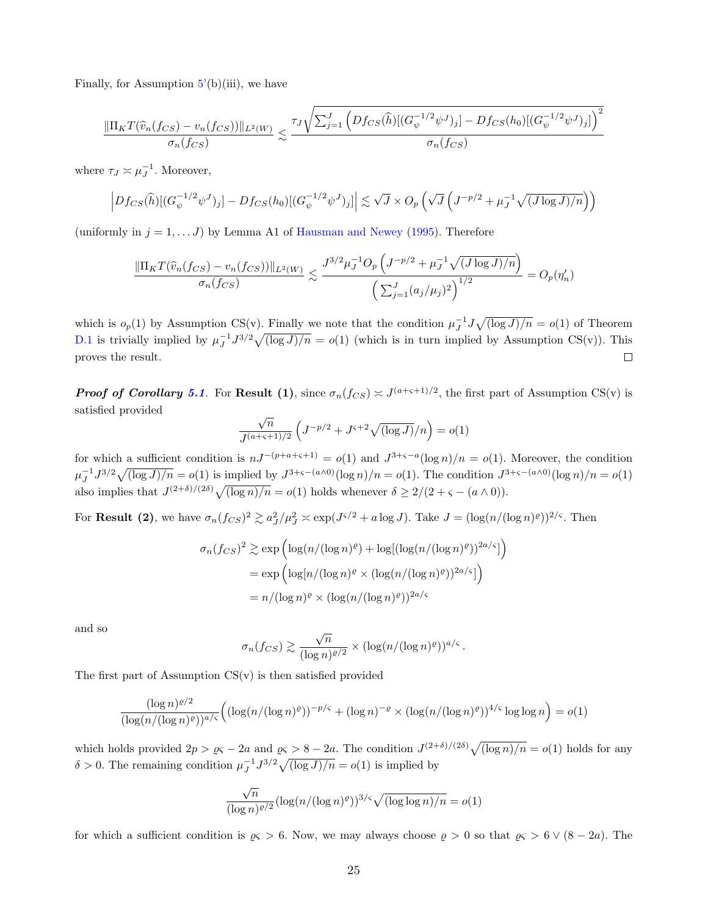Finally, for Assumption 5'(b)(iii), we have

$$\frac{\|\Pi_K T(\widehat{v}_n(f_{CS}) - v_n(f_{CS}))\|_{L^2(W)}}{\sigma_n(f_{CS})} \lesssim \frac{\tau_J \sqrt{\sum_{j=1}^J \left(Df_{CS}(\widehat{h})[(G_\psi^{-1/2}\psi^J)_j] - Df_{CS}(h_0)[(G_\psi^{-1/2}\psi^J)_j]\right)^2}}{\sigma_n(f_{CS})}$$

where $\tau_J \asymp \mu_J^{-1}$. Moreover,

$$\left|Df_{CS}(\widehat{h})[(G_\psi^{-1/2}\psi^J)_j] - Df_{CS}(h_0)[(G_\psi^{-1/2}\psi^J)_j]\right| \lesssim \sqrt{J} \times O_p\left(\sqrt{J}\left(J^{-p/2} + \mu_J^{-1}\sqrt{(J\log J)/n}\right)\right)$$

(uniformly in $j = 1, \ldots J$) by Lemma A1 of Hausman and Newey (1995). Therefore

$$\frac{\|\Pi_K T(\widehat{v}_n(f_{CS}) - v_n(f_{CS}))\|_{L^2(W)}}{\sigma_n(f_{CS})} \lesssim \frac{J^{3/2}\mu_J^{-1} O_p\left(J^{-p/2} + \mu_J^{-1}\sqrt{(J\log J)/n}\right)}{\left(\sum_{j=1}^J (a_j/\mu_j)^2\right)^{1/2}} = O_p(\eta_n')$$

which is $o_p(1)$ by Assumption CS(v). Finally we note that the condition $\mu_J^{-1} J\sqrt{(\log J)/n} = o(1)$ of Theorem D.1 is trivially implied by $\mu_J^{-1} J^{3/2}\sqrt{(\log J)/n} = o(1)$ (which is in turn implied by Assumption CS(v)). This proves the result. □

***Proof of Corollary 5.1**.* For **Result (1)**, since $\sigma_n(f_{CS}) \asymp J^{(a+\varsigma+1)/2}$, the first part of Assumption CS(v) is satisfied provided

$$\frac{\sqrt{n}}{J^{(a+\varsigma+1)/2}}\left(J^{-p/2} + J^{\varsigma+2}\sqrt{(\log J)/n}\right) = o(1)$$

for which a sufficient condition is $nJ^{-(p+a+\varsigma+1)} = o(1)$ and $J^{3+\varsigma-a}(\log n)/n = o(1)$. Moreover, the condition $\mu_J^{-1}J^{3/2}\sqrt{(\log J)/n} = o(1)$ is implied by $J^{3+\varsigma-(a\wedge 0)}(\log n)/n = o(1)$. The condition $J^{3+\varsigma-(a\wedge 0)}(\log n)/n = o(1)$ also implies that $J^{(2+\delta)/(2\delta)}\sqrt{(\log n)/n} = o(1)$ holds whenever $\delta \geq 2/(2+\varsigma-(a\wedge 0))$.

For **Result (2)**, we have $\sigma_n(f_{CS})^2 \gtrsim a_J^2/\mu_J^2 \asymp \exp(J^{\varsigma/2} + a\log J)$. Take $J = (\log(n/(\log n)^\varrho))^{2/\varsigma}$. Then

$$\begin{aligned}
\sigma_n(f_{CS})^2 &\gtrsim \exp\left(\log(n/(\log n)^\varrho) + \log[(\log(n/(\log n)^\varrho))^{2a/\varsigma}]\right) \\
&= \exp\left(\log[n/(\log n)^\varrho \times (\log(n/(\log n)^\varrho))^{2a/\varsigma}]\right) \\
&= n/(\log n)^\varrho \times (\log(n/(\log n)^\varrho))^{2a/\varsigma}
\end{aligned}$$

and so

$$\sigma_n(f_{CS}) \gtrsim \frac{\sqrt{n}}{(\log n)^{\varrho/2}} \times (\log(n/(\log n)^\varrho))^{a/\varsigma}.$$

The first part of Assumption CS(v) is then satisfied provided

$$\frac{(\log n)^{\varrho/2}}{(\log(n/(\log n)^\varrho))^{a/\varsigma}}\left((\log(n/(\log n)^\varrho))^{-p/\varsigma} + (\log n)^{-\varrho} \times (\log(n/(\log n)^\varrho))^{4/\varsigma}\log\log n\right) = o(1)$$

which holds provided $2p > \varrho\varsigma - 2a$ and $\varrho\varsigma > 8 - 2a$. The condition $J^{(2+\delta)/(2\delta)}\sqrt{(\log n)/n} = o(1)$ holds for any $\delta > 0$. The remaining condition $\mu_J^{-1}J^{3/2}\sqrt{(\log J)/n} = o(1)$ is implied by

$$\frac{\sqrt{n}}{(\log n)^{\varrho/2}}(\log(n/(\log n)^\varrho))^{3/\varsigma}\sqrt{(\log\log n)/n} = o(1)$$

for which a sufficient condition is $\varrho\varsigma > 6$. Now, we may always choose $\varrho > 0$ so that $\varrho\varsigma > 6 \vee (8-2a)$. The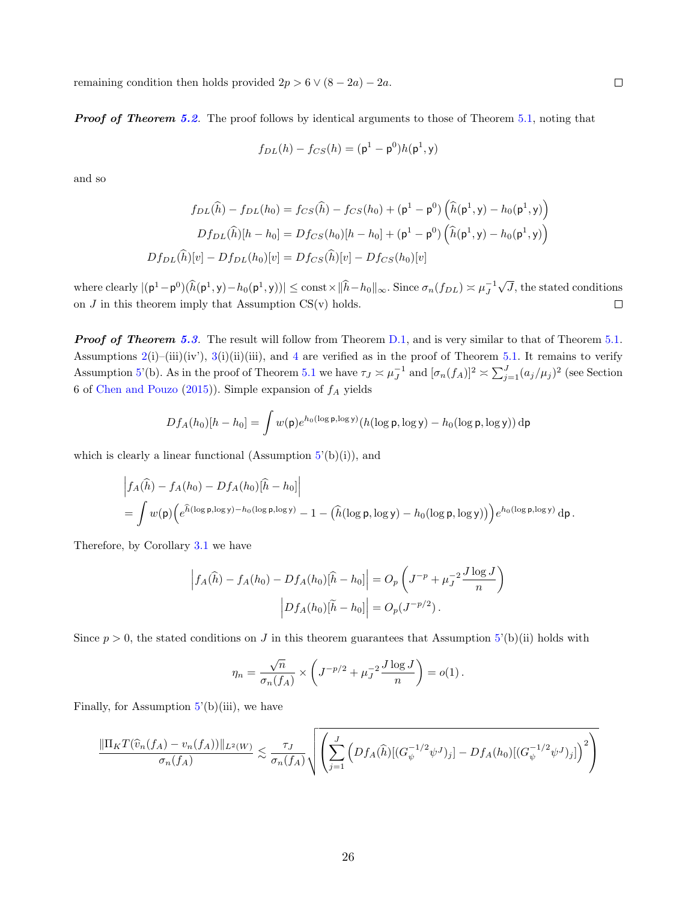remaining condition then holds provided $2p > 6 \vee (8-2a) - 2a$. □

***Proof of Theorem 5.2.*** The proof follows by identical arguments to those of Theorem 5.1, noting that

$$f_{DL}(h) - f_{CS}(h) = (\mathsf{p}^1 - \mathsf{p}^0)h(\mathsf{p}^1, \mathsf{y})$$

and so

$$\begin{aligned}
f_{DL}(\widehat{h}) - f_{DL}(h_0) &= f_{CS}(\widehat{h}) - f_{CS}(h_0) + (\mathsf{p}^1 - \mathsf{p}^0)\left(\widehat{h}(\mathsf{p}^1, \mathsf{y}) - h_0(\mathsf{p}^1, \mathsf{y})\right) \\
Df_{DL}(\widehat{h})[h - h_0] &= Df_{CS}(h_0)[h - h_0] + (\mathsf{p}^1 - \mathsf{p}^0)\left(\widehat{h}(\mathsf{p}^1, \mathsf{y}) - h_0(\mathsf{p}^1, \mathsf{y})\right) \\
Df_{DL}(\widehat{h})[v] - Df_{DL}(h_0)[v] &= Df_{CS}(\widehat{h})[v] - Df_{CS}(h_0)[v]
\end{aligned}$$

where clearly $|(\mathsf{p}^1 - \mathsf{p}^0)(\widehat{h}(\mathsf{p}^1, \mathsf{y}) - h_0(\mathsf{p}^1, \mathsf{y}))| \leq \text{const} \times \|\widehat{h} - h_0\|_\infty$. Since $\sigma_n(f_{DL}) \asymp \mu_J^{-1}\sqrt{J}$, the stated conditions on $J$ in this theorem imply that Assumption CS(v) holds. □

***Proof of Theorem 5.3.*** The result will follow from Theorem D.1, and is very similar to that of Theorem 5.1. Assumptions 2(i)–(iii)(iv'), 3(i)(ii)(iii), and 4 are verified as in the proof of Theorem 5.1. It remains to verify Assumption 5'(b). As in the proof of Theorem 5.1 we have $\tau_J \asymp \mu_J^{-1}$ and $[\sigma_n(f_A)]^2 \asymp \sum_{j=1}^J (a_j/\mu_j)^2$ (see Section 6 of Chen and Pouzo (2015)). Simple expansion of $f_A$ yields

$$Df_A(h_0)[h - h_0] = \int w(\mathsf{p}) e^{h_0(\log \mathsf{p}, \log \mathsf{y})}(h(\log \mathsf{p}, \log \mathsf{y}) - h_0(\log \mathsf{p}, \log \mathsf{y}))\, \mathrm{d}\mathsf{p}$$

which is clearly a linear functional (Assumption 5'(b)(i)), and

$$\begin{aligned}
&\left| f_A(\widehat{h}) - f_A(h_0) - Df_A(h_0)[\widehat{h} - h_0] \right| \\
&= \int w(\mathsf{p}) \Big( e^{\widehat{h}(\log \mathsf{p}, \log \mathsf{y}) - h_0(\log \mathsf{p}, \log \mathsf{y})} - 1 - \big(\widehat{h}(\log \mathsf{p}, \log \mathsf{y}) - h_0(\log \mathsf{p}, \log \mathsf{y})\big)\Big) e^{h_0(\log \mathsf{p}, \log \mathsf{y})}\, \mathrm{d}\mathsf{p}\,.
\end{aligned}$$

Therefore, by Corollary 3.1 we have

$$\begin{aligned}
\left| f_A(\widehat{h}) - f_A(h_0) - Df_A(h_0)[\widehat{h} - h_0] \right| &= O_p\left( J^{-p} + \mu_J^{-2} \frac{J \log J}{n} \right) \\
\left| Df_A(h_0)[\widetilde{h} - h_0] \right| &= O_p(J^{-p/2})\,.
\end{aligned}$$

Since $p > 0$, the stated conditions on $J$ in this theorem guarantees that Assumption 5'(b)(ii) holds with

$$\eta_n = \frac{\sqrt{n}}{\sigma_n(f_A)} \times \left( J^{-p/2} + \mu_J^{-2} \frac{J \log J}{n} \right) = o(1)\,.$$

Finally, for Assumption 5'(b)(iii), we have

$$\frac{\|\Pi_K T(\widehat{v}_n(f_A) - v_n(f_A))\|_{L^2(W)}}{\sigma_n(f_A)} \lesssim \frac{\tau_J}{\sigma_n(f_A)} \sqrt{\left( \sum_{j=1}^J \left( Df_A(\widehat{h})[(G_\psi^{-1/2}\psi^J)_j] - Df_A(h_0)[(G_\psi^{-1/2}\psi^J)_j] \right)^2 \right)}$$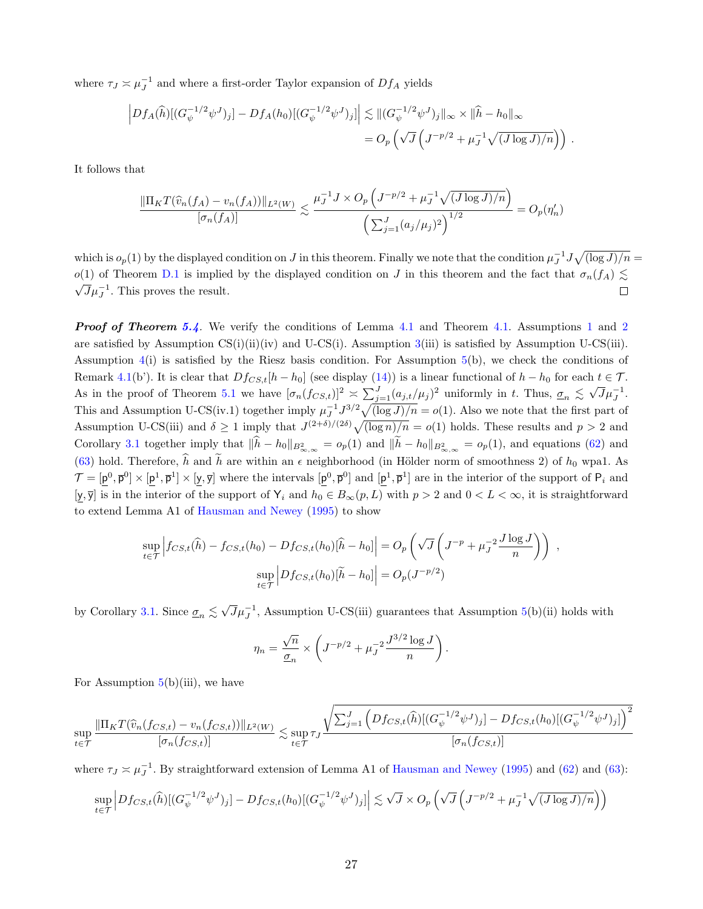where $\tau_J \asymp \mu_J^{-1}$ and where a first-order Taylor expansion of $Df_A$ yields

$$\left| Df_A(\widehat{h})[(G_\psi^{-1/2}\psi^J)_j] - Df_A(h_0)[(G_\psi^{-1/2}\psi^J)_j] \right| \lesssim \|(G_\psi^{-1/2}\psi^J)_j\|_\infty \times \|\widehat{h} - h_0\|_\infty$$
$$= O_p\left( \sqrt{J} \left( J^{-p/2} + \mu_J^{-1}\sqrt{(J \log J)/n} \right) \right) .$$

It follows that

$$\frac{\|\Pi_K T(\widehat{v}_n(f_A) - v_n(f_A))\|_{L^2(W)}}{[\sigma_n(f_A)]} \lesssim \frac{\mu_J^{-1} J \times O_p\left( J^{-p/2} + \mu_J^{-1}\sqrt{(J\log J)/n} \right)}{\left( \sum_{j=1}^J (a_j/\mu_j)^2 \right)^{1/2}} = O_p(\eta_n')$$

which is $o_p(1)$ by the displayed condition on $J$ in this theorem. Finally we note that the condition $\mu_J^{-1} J \sqrt{(\log J)/n} = o(1)$ of Theorem D.1 is implied by the displayed condition on $J$ in this theorem and the fact that $\sigma_n(f_A) \lesssim \sqrt{J}\mu_J^{-1}$. This proves the result. ☐

***Proof of Theorem 5.4***. We verify the conditions of Lemma 4.1 and Theorem 4.1. Assumptions 1 and 2 are satisfied by Assumption CS(i)(ii)(iv) and U-CS(i). Assumption 3(iii) is satisfied by Assumption U-CS(iii). Assumption 4(i) is satisfied by the Riesz basis condition. For Assumption 5(b), we check the conditions of Remark 4.1(b'). It is clear that $Df_{CS,t}[h - h_0]$ (see display (14)) is a linear functional of $h - h_0$ for each $t \in \mathcal{T}$. As in the proof of Theorem 5.1 we have $[\sigma_n(f_{CS,t})]^2 \asymp \sum_{j=1}^J (a_{j,t}/\mu_j)^2$ uniformly in $t$. Thus, $\underline{\sigma}_n \lesssim \sqrt{J}\mu_J^{-1}$. This and Assumption U-CS(iv.1) together imply $\mu_J^{-1} J^{3/2} \sqrt{(\log J)/n} = o(1)$. Also we note that the first part of Assumption U-CS(iii) and $\delta \geq 1$ imply that $J^{(2+\delta)/(2\delta)}\sqrt{(\log n)/n} = o(1)$ holds. These results and $p > 2$ and Corollary 3.1 together imply that $\|\widehat{h} - h_0\|_{B^2_{\infty,\infty}} = o_p(1)$ and $\|\widetilde{h} - h_0\|_{B^2_{\infty,\infty}} = o_p(1)$, and equations (62) and (63) hold. Therefore, $\widehat{h}$ and $\widetilde{h}$ are within an $\epsilon$ neighborhood (in Hölder norm of smoothness 2) of $h_0$ wpa1. As $\mathcal{T} = [\underline{\mathsf{p}}^0, \overline{\mathsf{p}}^0] \times [\underline{\mathsf{p}}^1, \overline{\mathsf{p}}^1] \times [\underline{\mathsf{y}}, \overline{\mathsf{y}}]$ where the intervals $[\underline{\mathsf{p}}^0, \overline{\mathsf{p}}^0]$ and $[\underline{\mathsf{p}}^1, \overline{\mathsf{p}}^1]$ are in the interior of the support of $\mathsf{P}_i$ and $[\underline{\mathsf{y}}, \overline{\mathsf{y}}]$ is in the interior of the support of $\mathsf{Y}_i$ and $h_0 \in B_\infty(p, L)$ with $p > 2$ and $0 < L < \infty$, it is straightforward to extend Lemma A1 of Hausman and Newey (1995) to show

$$\sup_{t \in \mathcal{T}} \left| f_{CS,t}(\widehat{h}) - f_{CS,t}(h_0) - Df_{CS,t}(h_0)[\widehat{h} - h_0] \right| = O_p\left( \sqrt{J}\left( J^{-p} + \mu_J^{-2}\frac{J \log J}{n} \right) \right) ,$$
$$\sup_{t \in \mathcal{T}} \left| Df_{CS,t}(h_0)[\widetilde{h} - h_0] \right| = O_p(J^{-p/2})$$

by Corollary 3.1. Since $\underline{\sigma}_n \lesssim \sqrt{J}\mu_J^{-1}$, Assumption U-CS(iii) guarantees that Assumption 5(b)(ii) holds with

$$\eta_n = \frac{\sqrt{n}}{\underline{\sigma}_n} \times \left( J^{-p/2} + \mu_J^{-2}\frac{J^{3/2}\log J}{n} \right).$$

For Assumption 5(b)(iii), we have

$$\sup_{t \in \mathcal{T}} \frac{\|\Pi_K T(\widehat{v}_n(f_{CS,t}) - v_n(f_{CS,t}))\|_{L^2(W)}}{[\sigma_n(f_{CS,t})]} \lesssim \sup_{t \in \mathcal{T}} \tau_J \frac{\sqrt{\sum_{j=1}^J \left( Df_{CS,t}(\widehat{h})[(G_\psi^{-1/2}\psi^J)_j] - Df_{CS,t}(h_0)[(G_\psi^{-1/2}\psi^J)_j] \right)^2}}{[\sigma_n(f_{CS,t})]}$$

where $\tau_J \asymp \mu_J^{-1}$. By straightforward extension of Lemma A1 of Hausman and Newey (1995) and (62) and (63):

$$\sup_{t \in \mathcal{T}} \left| Df_{CS,t}(\widehat{h})[(G_\psi^{-1/2}\psi^J)_j] - Df_{CS,t}(h_0)[(G_\psi^{-1/2}\psi^J)_j] \right| \lesssim \sqrt{J} \times O_p\left( \sqrt{J}\left( J^{-p/2} + \mu_J^{-1}\sqrt{(J\log J)/n} \right) \right)$$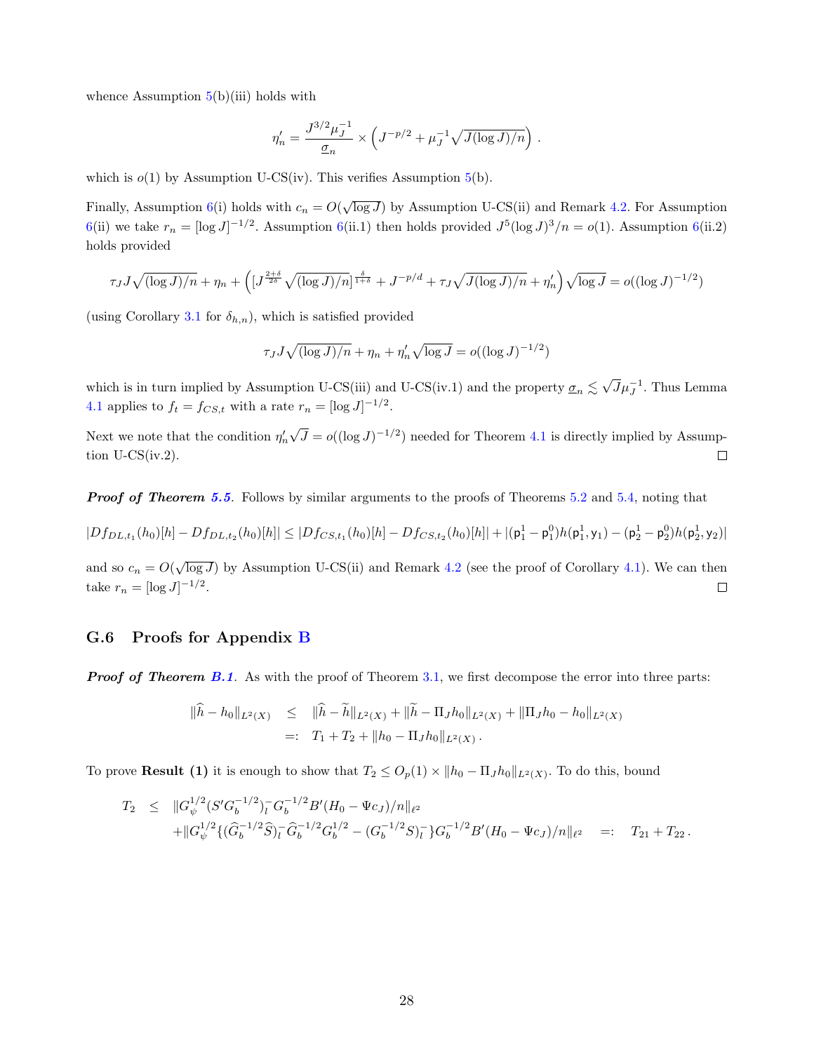whence Assumption 5(b)(iii) holds with

$$\eta_n' = \frac{J^{3/2}\mu_J^{-1}}{\underline{\sigma}_n} \times \left( J^{-p/2} + \mu_J^{-1}\sqrt{J(\log J)/n} \right) .$$

which is $o(1)$ by Assumption U-CS(iv). This verifies Assumption 5(b).

Finally, Assumption 6(i) holds with $c_n = O(\sqrt{\log J})$ by Assumption U-CS(ii) and Remark 4.2. For Assumption 6(ii) we take $r_n = [\log J]^{-1/2}$. Assumption 6(ii.1) then holds provided $J^5(\log J)^3/n = o(1)$. Assumption 6(ii.2) holds provided

$$\tau_J J\sqrt{(\log J)/n} + \eta_n + \left( [J^{\frac{2+\delta}{2\delta}}\sqrt{(\log J)/n}]^{\frac{\delta}{1+\delta}} + J^{-p/d} + \tau_J\sqrt{J(\log J)/n} + \eta_n' \right)\sqrt{\log J} = o((\log J)^{-1/2})$$

(using Corollary 3.1 for $\delta_{h,n}$), which is satisfied provided

$$\tau_J J\sqrt{(\log J)/n} + \eta_n + \eta_n'\sqrt{\log J} = o((\log J)^{-1/2})$$

which is in turn implied by Assumption U-CS(iii) and U-CS(iv.1) and the property $\underline{\sigma}_n \lesssim \sqrt{J}\mu_J^{-1}$. Thus Lemma 4.1 applies to $f_t = f_{CS,t}$ with a rate $r_n = [\log J]^{-1/2}$.

Next we note that the condition $\eta_n'\sqrt{J} = o((\log J)^{-1/2})$ needed for Theorem 4.1 is directly implied by Assumption U-CS(iv.2). □

***Proof of Theorem 5.5.*** Follows by similar arguments to the proofs of Theorems 5.2 and 5.4, noting that

$$|Df_{DL,t_1}(h_0)[h] - Df_{DL,t_2}(h_0)[h]| \leq |Df_{CS,t_1}(h_0)[h] - Df_{CS,t_2}(h_0)[h]| + |(\mathsf{p}_1^1 - \mathsf{p}_1^0)h(\mathsf{p}_1^1,\mathsf{y}_1) - (\mathsf{p}_2^1 - \mathsf{p}_2^0)h(\mathsf{p}_2^1,\mathsf{y}_2)|$$

and so $c_n = O(\sqrt{\log J})$ by Assumption U-CS(ii) and Remark 4.2 (see the proof of Corollary 4.1). We can then take $r_n = [\log J]^{-1/2}$. □

## G.6 Proofs for Appendix B

***Proof of Theorem B.1.*** As with the proof of Theorem 3.1, we first decompose the error into three parts:

$$\begin{aligned}
\|\widehat{h} - h_0\|_{L^2(X)} &\leq \|\widehat{h} - \widetilde{h}\|_{L^2(X)} + \|\widetilde{h} - \Pi_J h_0\|_{L^2(X)} + \|\Pi_J h_0 - h_0\|_{L^2(X)} \\
&=: T_1 + T_2 + \|h_0 - \Pi_J h_0\|_{L^2(X)} .
\end{aligned}$$

To prove **Result (1)** it is enough to show that $T_2 \leq O_p(1) \times \|h_0 - \Pi_J h_0\|_{L^2(X)}$. To do this, bound

$$\begin{aligned}
T_2 &\leq \|G_\psi^{1/2}(S'G_b^{-1/2})_l^- G_b^{-1/2}B'(H_0 - \Psi c_J)/n\|_{\ell^2} \\
&\quad + \|G_\psi^{1/2}\{(\widehat{G}_b^{-1/2}\widehat{S})_l^- \widehat{G}_b^{-1/2}G_b^{1/2} - (G_b^{-1/2}S)_l^-\}G_b^{-1/2}B'(H_0 - \Psi c_J)/n\|_{\ell^2} \quad =: \quad T_{21} + T_{22} .
\end{aligned}$$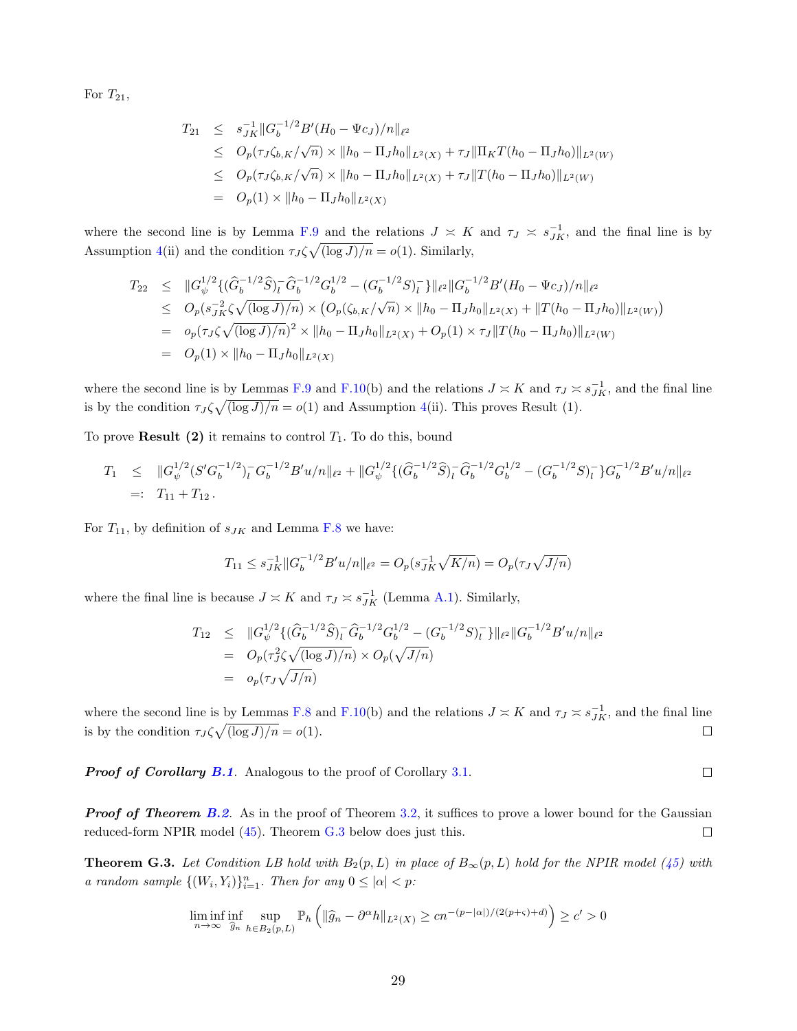For $T_{21}$,

$$
\begin{aligned}
T_{21} &\leq s_{JK}^{-1}\|G_b^{-1/2}B'(H_0 - \Psi c_J)/n\|_{\ell^2} \\
&\leq O_p(\tau_J \zeta_{b,K}/\sqrt{n}) \times \|h_0 - \Pi_J h_0\|_{L^2(X)} + \tau_J \|\Pi_K T(h_0 - \Pi_J h_0)\|_{L^2(W)} \\
&\leq O_p(\tau_J \zeta_{b,K}/\sqrt{n}) \times \|h_0 - \Pi_J h_0\|_{L^2(X)} + \tau_J \|T(h_0 - \Pi_J h_0)\|_{L^2(W)} \\
&= O_p(1) \times \|h_0 - \Pi_J h_0\|_{L^2(X)}
\end{aligned}
$$

where the second line is by Lemma F.9 and the relations $J \asymp K$ and $\tau_J \asymp s_{JK}^{-1}$, and the final line is by Assumption 4(ii) and the condition $\tau_J \zeta \sqrt{(\log J)/n} = o(1)$. Similarly,

$$
\begin{aligned}
T_{22} &\leq \|G_\psi^{1/2}\{(\widehat{G}_b^{-1/2}\widehat{S})_l^- \widehat{G}_b^{-1/2} G_b^{1/2} - (G_b^{-1/2}S)_l^-\}\|_{\ell^2}\|G_b^{-1/2}B'(H_0 - \Psi c_J)/n\|_{\ell^2} \\
&\leq O_p(s_{JK}^{-2}\zeta\sqrt{(\log J)/n}) \times \left(O_p(\zeta_{b,K}/\sqrt{n}) \times \|h_0 - \Pi_J h_0\|_{L^2(X)} + \|T(h_0 - \Pi_J h_0)\|_{L^2(W)}\right) \\
&= o_p(\tau_J \zeta \sqrt{(\log J)/n})^2 \times \|h_0 - \Pi_J h_0\|_{L^2(X)} + O_p(1) \times \tau_J \|T(h_0 - \Pi_J h_0)\|_{L^2(W)} \\
&= O_p(1) \times \|h_0 - \Pi_J h_0\|_{L^2(X)}
\end{aligned}
$$

where the second line is by Lemmas F.9 and F.10(b) and the relations $J \asymp K$ and $\tau_J \asymp s_{JK}^{-1}$, and the final line is by the condition $\tau_J \zeta \sqrt{(\log J)/n} = o(1)$ and Assumption 4(ii). This proves Result (1).

To prove **Result (2)** it remains to control $T_1$. To do this, bound

$$
\begin{aligned}
T_1 &\leq \|G_\psi^{1/2}(S'G_b^{-1/2})_l^- G_b^{-1/2}B'u/n\|_{\ell^2} + \|G_\psi^{1/2}\{(\widehat{G}_b^{-1/2}\widehat{S})_l^- \widehat{G}_b^{-1/2}G_b^{1/2} - (G_b^{-1/2}S)_l^-\}G_b^{-1/2}B'u/n\|_{\ell^2} \\
&=: T_{11} + T_{12}\,.
\end{aligned}
$$

For $T_{11}$, by definition of $s_{JK}$ and Lemma F.8 we have:

$$
T_{11} \leq s_{JK}^{-1}\|G_b^{-1/2}B'u/n\|_{\ell^2} = O_p(s_{JK}^{-1}\sqrt{K/n}) = O_p(\tau_J\sqrt{J/n})
$$

where the final line is because $J \asymp K$ and $\tau_J \asymp s_{JK}^{-1}$ (Lemma A.1). Similarly,

$$
\begin{aligned}
T_{12} &\leq \|G_\psi^{1/2}\{(\widehat{G}_b^{-1/2}\widehat{S})_l^- \widehat{G}_b^{-1/2}G_b^{1/2} - (G_b^{-1/2}S)_l^-\}\|_{\ell^2}\|G_b^{-1/2}B'u/n\|_{\ell^2} \\
&= O_p(\tau_J^2\zeta\sqrt{(\log J)/n}) \times O_p(\sqrt{J/n}) \\
&= o_p(\tau_J\sqrt{J/n})
\end{aligned}
$$

where the second line is by Lemmas F.8 and F.10(b) and the relations $J \asymp K$ and $\tau_J \asymp s_{JK}^{-1}$, and the final line is by the condition $\tau_J \zeta\sqrt{(\log J)/n} = o(1)$. □

***Proof of Corollary B.1***. Analogous to the proof of Corollary 3.1. □

***Proof of Theorem B.2***. As in the proof of Theorem 3.2, it suffices to prove a lower bound for the Gaussian reduced-form NPIR model (45). Theorem G.3 below does just this. □

**Theorem G.3.** *Let Condition LB hold with $B_2(p,L)$ in place of $B_\infty(p,L)$ hold for the NPIR model (45) with a random sample $\{(W_i,Y_i)\}_{i=1}^n$. Then for any $0 \leq |\alpha| < p$:*

$$
\liminf_{n\to\infty} \inf_{\widehat{g}_n} \sup_{h \in B_2(p,L)} \mathbb{P}_h\left(\|\widehat{g}_n - \partial^\alpha h\|_{L^2(X)} \geq cn^{-(p-|\alpha|)/(2(p+\varsigma)+d)}\right) \geq c' > 0
$$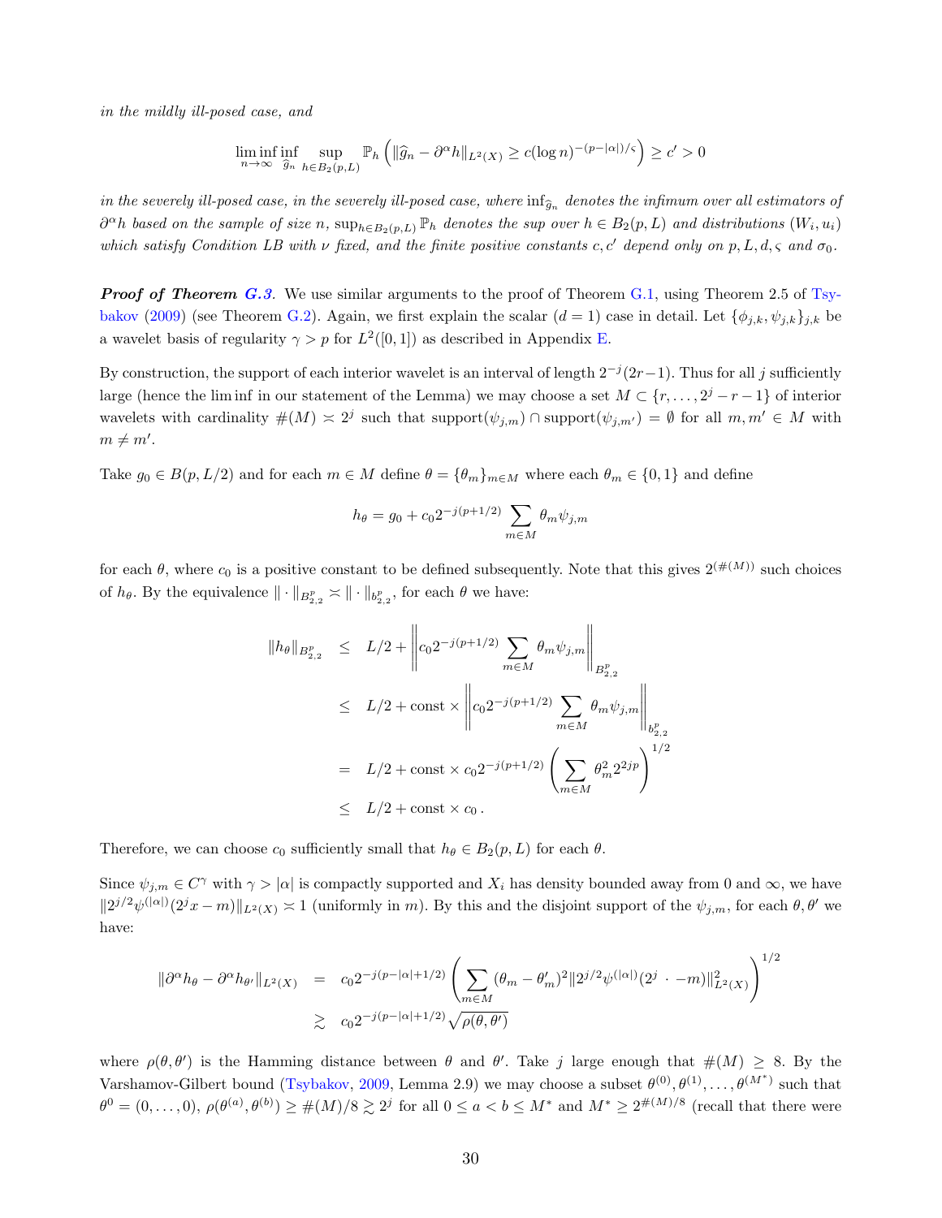*in the mildly ill-posed case, and*

$$\liminf_{n\to\infty} \inf_{\widehat{g}_n} \sup_{h \in B_2(p,L)} \mathbb{P}_h \left( \|\widehat{g}_n - \partial^\alpha h\|_{L^2(X)} \geq c(\log n)^{-(p-|\alpha|)/\varsigma} \right) \geq c' > 0$$

*in the severely ill-posed case, in the severely ill-posed case, where* $\inf_{\widehat{g}_n}$ *denotes the infimum over all estimators of* $\partial^\alpha h$ *based on the sample of size* $n$*,* $\sup_{h\in B_2(p,L)} \mathbb{P}_h$ *denotes the sup over* $h \in B_2(p,L)$ *and distributions* $(W_i, u_i)$ *which satisfy Condition LB with* $\nu$ *fixed, and the finite positive constants* $c, c'$ *depend only on* $p, L, d, \varsigma$ *and* $\sigma_0$*.*

***Proof of Theorem G.3****.* We use similar arguments to the proof of Theorem G.1, using Theorem 2.5 of Tsybakov (2009) (see Theorem G.2). Again, we first explain the scalar ($d = 1$) case in detail. Let $\{\phi_{j,k}, \psi_{j,k}\}_{j,k}$ be a wavelet basis of regularity $\gamma > p$ for $L^2([0,1])$ as described in Appendix E.

By construction, the support of each interior wavelet is an interval of length $2^{-j}(2r-1)$. Thus for all $j$ sufficiently large (hence the lim inf in our statement of the Lemma) we may choose a set $M \subset \{r, \ldots, 2^j - r - 1\}$ of interior wavelets with cardinality $\#(M) \asymp 2^j$ such that $\text{support}(\psi_{j,m}) \cap \text{support}(\psi_{j,m'}) = \emptyset$ for all $m, m' \in M$ with $m \neq m'$.

Take $g_0 \in B(p, L/2)$ and for each $m \in M$ define $\theta = \{\theta_m\}_{m\in M}$ where each $\theta_m \in \{0,1\}$ and define

$$h_\theta = g_0 + c_0 2^{-j(p+1/2)} \sum_{m\in M} \theta_m \psi_{j,m}$$

for each $\theta$, where $c_0$ is a positive constant to be defined subsequently. Note that this gives $2^{(\#(M))}$ such choices of $h_\theta$. By the equivalence $\|\cdot\|_{B^p_{2,2}} \asymp \|\cdot\|_{b^p_{2,2}}$, for each $\theta$ we have:

$$\begin{aligned}
\|h_\theta\|_{B^p_{2,2}} &\leq L/2 + \left\| c_0 2^{-j(p+1/2)} \sum_{m\in M} \theta_m \psi_{j,m} \right\|_{B^p_{2,2}} \\
&\leq L/2 + \text{const} \times \left\| c_0 2^{-j(p+1/2)} \sum_{m\in M} \theta_m \psi_{j,m} \right\|_{b^p_{2,2}} \\
&= L/2 + \text{const} \times c_0 2^{-j(p+1/2)} \left( \sum_{m\in M} \theta_m^2 2^{2jp} \right)^{1/2} \\
&\leq L/2 + \text{const} \times c_0\,.
\end{aligned}$$

Therefore, we can choose $c_0$ sufficiently small that $h_\theta \in B_2(p,L)$ for each $\theta$.

Since $\psi_{j,m} \in C^\gamma$ with $\gamma > |\alpha|$ is compactly supported and $X_i$ has density bounded away from 0 and $\infty$, we have $\|2^{j/2}\psi^{(|\alpha|)}(2^j x - m)\|_{L^2(X)} \asymp 1$ (uniformly in $m$). By this and the disjoint support of the $\psi_{j,m}$, for each $\theta, \theta'$ we have:

$$\begin{aligned}
\|\partial^\alpha h_\theta - \partial^\alpha h_{\theta'}\|_{L^2(X)} &= c_0 2^{-j(p-|\alpha|+1/2)} \left( \sum_{m\in M} (\theta_m - \theta'_m)^2 \|2^{j/2}\psi^{(|\alpha|)}(2^j \,\cdot\, - m)\|^2_{L^2(X)} \right)^{1/2} \\
&\gtrsim c_0 2^{-j(p-|\alpha|+1/2)} \sqrt{\rho(\theta,\theta')}
\end{aligned}$$

where $\rho(\theta,\theta')$ is the Hamming distance between $\theta$ and $\theta'$. Take $j$ large enough that $\#(M) \geq 8$. By the Varshamov-Gilbert bound (Tsybakov, 2009, Lemma 2.9) we may choose a subset $\theta^{(0)}, \theta^{(1)}, \ldots, \theta^{(M^*)}$ such that $\theta^0 = (0,\ldots,0)$, $\rho(\theta^{(a)}, \theta^{(b)}) \geq \#(M)/8 \gtrsim 2^j$ for all $0 \leq a < b \leq M^*$ and $M^* \geq 2^{\#(M)/8}$ (recall that there were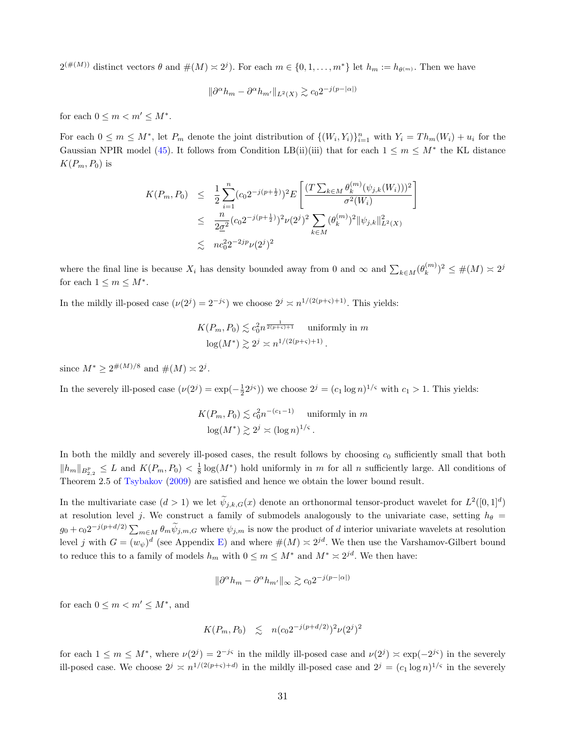$2^{(\#(M))}$ distinct vectors $\theta$ and $\#(M) \asymp 2^j$). For each $m \in \{0, 1, \ldots, m^*\}$ let $h_m := h_{\theta^{(m)}}$. Then we have

$$\|\partial^\alpha h_m - \partial^\alpha h_{m'}\|_{L^2(X)} \gtrsim c_0 2^{-j(p-|\alpha|)}$$

for each $0 \leq m < m' \leq M^*$.

For each $0 \leq m \leq M^*$, let $P_m$ denote the joint distribution of $\{(W_i, Y_i)\}_{i=1}^n$ with $Y_i = Th_m(W_i) + u_i$ for the Gaussian NPIR model (45). It follows from Condition LB(ii)(iii) that for each $1 \leq m \leq M^*$ the KL distance $K(P_m, P_0)$ is

$$\begin{aligned}
K(P_m, P_0) &\leq \frac{1}{2} \sum_{i=1}^n (c_0 2^{-j(p+\frac{1}{2})})^2 E\left[\frac{(T \sum_{k \in M} \theta_k^{(m)} (\psi_{j,k}(W_i)))^2}{\sigma^2(W_i)}\right] \\
&\leq \frac{n}{2\underline{\sigma}^2} (c_0 2^{-j(p+\frac{1}{2})})^2 \nu(2^j)^2 \sum_{k \in M} (\theta_k^{(m)})^2 \|\psi_{j,k}\|^2_{L^2(X)} \\
&\lesssim n c_0^2 2^{-2jp} \nu(2^j)^2
\end{aligned}$$

where the final line is because $X_i$ has density bounded away from 0 and $\infty$ and $\sum_{k \in M} (\theta_k^{(m)})^2 \leq \#(M) \asymp 2^j$ for each $1 \leq m \leq M^*$.

In the mildly ill-posed case ($\nu(2^j) = 2^{-j\varsigma}$) we choose $2^j \asymp n^{1/(2(p+\varsigma)+1)}$. This yields:

$$\begin{aligned}
K(P_m, P_0) &\lesssim c_0^2 n^{\frac{1}{2(p+\varsigma)+1}} \quad \text{uniformly in } m \\
\log(M^*) &\gtrsim 2^j \asymp n^{1/(2(p+\varsigma)+1)}\,.
\end{aligned}$$

since $M^* \geq 2^{\#(M)/8}$ and $\#(M) \asymp 2^j$.

In the severely ill-posed case ($\nu(2^j) = \exp(-\frac{1}{2} 2^{j\varsigma})$) we choose $2^j = (c_1 \log n)^{1/\varsigma}$ with $c_1 > 1$. This yields:

$$\begin{aligned}
K(P_m, P_0) &\lesssim c_0^2 n^{-(c_1 - 1)} \quad \text{uniformly in } m \\
\log(M^*) &\gtrsim 2^j \asymp (\log n)^{1/\varsigma}\,.
\end{aligned}$$

In both the mildly and severely ill-posed cases, the result follows by choosing $c_0$ sufficiently small that both $\|h_m\|_{B^p_{2,2}} \leq L$ and $K(P_m, P_0) < \frac{1}{8} \log(M^*)$ hold uniformly in $m$ for all $n$ sufficiently large. All conditions of Theorem 2.5 of Tsybakov (2009) are satisfied and hence we obtain the lower bound result.

In the multivariate case ($d > 1$) we let $\widetilde{\psi}_{j,k,G}(x)$ denote an orthonormal tensor-product wavelet for $L^2([0,1]^d)$ at resolution level $j$. We construct a family of submodels analogously to the univariate case, setting $h_\theta = g_0 + c_0 2^{-j(p+d/2)} \sum_{m \in M} \theta_m \widetilde{\psi}_{j,m,G}$ where $\psi_{j,m}$ is now the product of $d$ interior univariate wavelets at resolution level $j$ with $G = (w_\psi)^d$ (see Appendix E) and where $\#(M) \asymp 2^{jd}$. We then use the Varshamov-Gilbert bound to reduce this to a family of models $h_m$ with $0 \leq m \leq M^*$ and $M^* \asymp 2^{jd}$. We then have:

$$\|\partial^\alpha h_m - \partial^\alpha h_{m'}\|_\infty \gtrsim c_0 2^{-j(p-|\alpha|)}$$

for each $0 \leq m < m' \leq M^*$, and

$$K(P_m, P_0) \quad \lesssim \quad n(c_0 2^{-j(p+d/2)})^2 \nu(2^j)^2$$

for each $1 \leq m \leq M^*$, where $\nu(2^j) = 2^{-j\varsigma}$ in the mildly ill-posed case and $\nu(2^j) \asymp \exp(-2^{j\varsigma})$ in the severely ill-posed case. We choose $2^j \asymp n^{1/(2(p+\varsigma)+d)}$ in the mildly ill-posed case and $2^j = (c_1 \log n)^{1/\varsigma}$ in the severely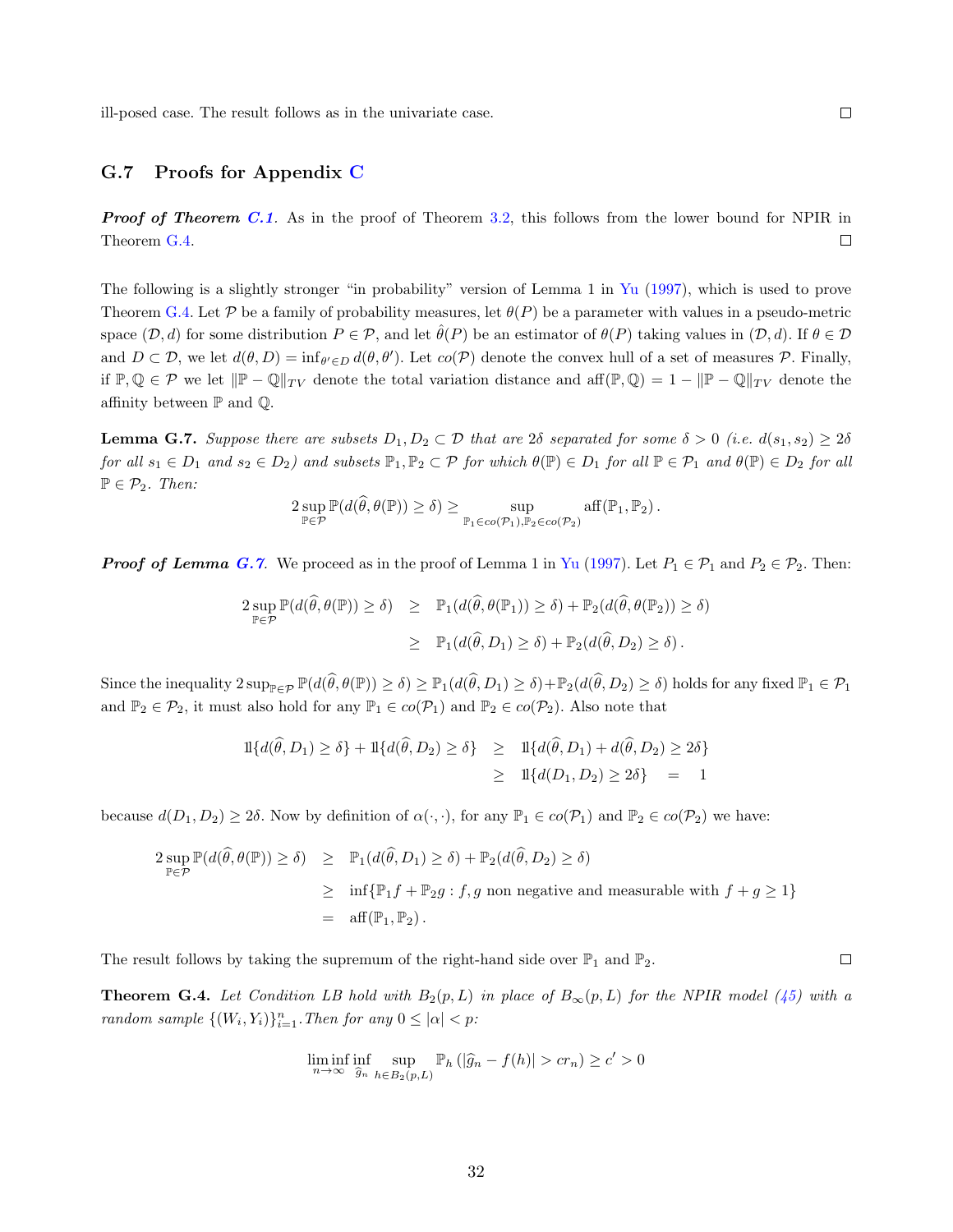ill-posed case. The result follows as in the univariate case. □

### G.7 Proofs for Appendix C

***Proof of Theorem C.1.*** As in the proof of Theorem 3.2, this follows from the lower bound for NPIR in Theorem G.4. □

The following is a slightly stronger "in probability" version of Lemma 1 in Yu (1997), which is used to prove Theorem G.4. Let $\mathcal{P}$ be a family of probability measures, let $\theta(P)$ be a parameter with values in a pseudo-metric space $(\mathcal{D}, d)$ for some distribution $P \in \mathcal{P}$, and let $\hat{\theta}(P)$ be an estimator of $\theta(P)$ taking values in $(\mathcal{D}, d)$. If $\theta \in \mathcal{D}$ and $D \subset \mathcal{D}$, we let $d(\theta, D) = \inf_{\theta' \in D} d(\theta, \theta')$. Let $co(\mathcal{P})$ denote the convex hull of a set of measures $\mathcal{P}$. Finally, if $\mathbb{P}, \mathbb{Q} \in \mathcal{P}$ we let $\|\mathbb{P} - \mathbb{Q}\|_{TV}$ denote the total variation distance and $\mathrm{aff}(\mathbb{P}, \mathbb{Q}) = 1 - \|\mathbb{P} - \mathbb{Q}\|_{TV}$ denote the affinity between $\mathbb{P}$ and $\mathbb{Q}$.

**Lemma G.7.** *Suppose there are subsets $D_1, D_2 \subset \mathcal{D}$ that are $2\delta$ separated for some $\delta > 0$ (i.e. $d(s_1, s_2) \geq 2\delta$ for all $s_1 \in D_1$ and $s_2 \in D_2$) and subsets $\mathbb{P}_1, \mathbb{P}_2 \subset \mathcal{P}$ for which $\theta(\mathbb{P}) \in D_1$ for all $\mathbb{P} \in \mathcal{P}_1$ and $\theta(\mathbb{P}) \in D_2$ for all $\mathbb{P} \in \mathcal{P}_2$. Then:*

$$2 \sup_{\mathbb{P} \in \mathcal{P}} \mathbb{P}(d(\widehat{\theta}, \theta(\mathbb{P})) \geq \delta) \geq \sup_{\mathbb{P}_1 \in co(\mathcal{P}_1), \mathbb{P}_2 \in co(\mathcal{P}_2)} \mathrm{aff}(\mathbb{P}_1, \mathbb{P}_2)\,.$$

***Proof of Lemma G.7.*** We proceed as in the proof of Lemma 1 in Yu (1997). Let $P_1 \in \mathcal{P}_1$ and $P_2 \in \mathcal{P}_2$. Then:

$$\begin{aligned}
2 \sup_{\mathbb{P} \in \mathcal{P}} \mathbb{P}(d(\widehat{\theta}, \theta(\mathbb{P})) \geq \delta) &\geq \mathbb{P}_1(d(\widehat{\theta}, \theta(\mathbb{P}_1)) \geq \delta) + \mathbb{P}_2(d(\widehat{\theta}, \theta(\mathbb{P}_2)) \geq \delta) \\
&\geq \mathbb{P}_1(d(\widehat{\theta}, D_1) \geq \delta) + \mathbb{P}_2(d(\widehat{\theta}, D_2) \geq \delta)\,.
\end{aligned}$$

Since the inequality $2 \sup_{\mathbb{P} \in \mathcal{P}} \mathbb{P}(d(\widehat{\theta}, \theta(\mathbb{P})) \geq \delta) \geq \mathbb{P}_1(d(\widehat{\theta}, D_1) \geq \delta) + \mathbb{P}_2(d(\widehat{\theta}, D_2) \geq \delta)$ holds for any fixed $\mathbb{P}_1 \in \mathcal{P}_1$ and $\mathbb{P}_2 \in \mathcal{P}_2$, it must also hold for any $\mathbb{P}_1 \in co(\mathcal{P}_1)$ and $\mathbb{P}_2 \in co(\mathcal{P}_2)$. Also note that

$$\begin{aligned}
1\!\!1\{d(\widehat{\theta}, D_1) \geq \delta\} + 1\!\!1\{d(\widehat{\theta}, D_2) \geq \delta\} &\geq 1\!\!1\{d(\widehat{\theta}, D_1) + d(\widehat{\theta}, D_2) \geq 2\delta\} \\
&\geq 1\!\!1\{d(D_1, D_2) \geq 2\delta\} \quad = \quad 1
\end{aligned}$$

because $d(D_1, D_2) \geq 2\delta$. Now by definition of $\alpha(\cdot, \cdot)$, for any $\mathbb{P}_1 \in co(\mathcal{P}_1)$ and $\mathbb{P}_2 \in co(\mathcal{P}_2)$ we have:

$$\begin{aligned}
2 \sup_{\mathbb{P} \in \mathcal{P}} \mathbb{P}(d(\widehat{\theta}, \theta(\mathbb{P})) \geq \delta) &\geq \mathbb{P}_1(d(\widehat{\theta}, D_1) \geq \delta) + \mathbb{P}_2(d(\widehat{\theta}, D_2) \geq \delta) \\
&\geq \inf\{\mathbb{P}_1 f + \mathbb{P}_2 g : f, g \text{ non negative and measurable with } f + g \geq 1\} \\
&= \mathrm{aff}(\mathbb{P}_1, \mathbb{P}_2)\,.
\end{aligned}$$

The result follows by taking the supremum of the right-hand side over $\mathbb{P}_1$ and $\mathbb{P}_2$. □

**Theorem G.4.** *Let Condition LB hold with $B_2(p, L)$ in place of $B_\infty(p, L)$ for the NPIR model (45) with a random sample $\{(W_i, Y_i)\}_{i=1}^n$. Then for any $0 \leq |\alpha| < p$:*

$$\liminf_{n \to \infty} \inf_{\widehat{g}_n} \sup_{h \in B_2(p, L)} \mathbb{P}_h\left(|\widehat{g}_n - f(h)| > c r_n\right) \geq c' > 0$$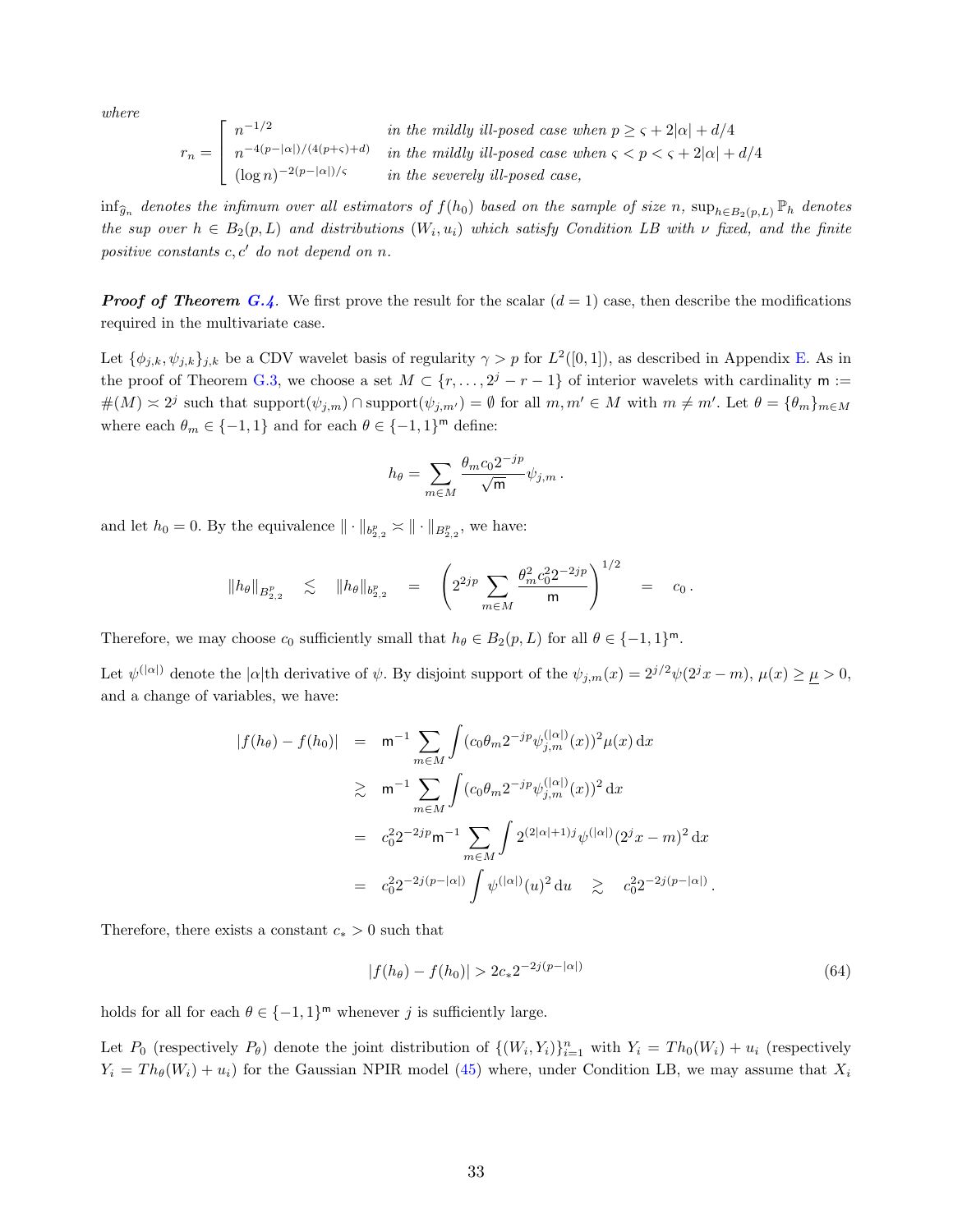*where*

$$
r_n = \begin{bmatrix} n^{-1/2} & \text{in the mildly ill-posed case when } p \geq \varsigma + 2|\alpha| + d/4 \\ n^{-4(p-|\alpha|)/(4(p+\varsigma)+d)} & \text{in the mildly ill-posed case when } \varsigma < p < \varsigma + 2|\alpha| + d/4 \\ (\log n)^{-2(p-|\alpha|)/\varsigma} & \text{in the severely ill-posed case,} \end{bmatrix}
$$

*$\inf_{\widehat{g}_n}$ denotes the infimum over all estimators of $f(h_0)$ based on the sample of size $n$, $\sup_{h \in B_2(p,L)} \mathbb{P}_h$ denotes the sup over $h \in B_2(p,L)$ and distributions $(W_i, u_i)$ which satisfy Condition LB with $\nu$ fixed, and the finite positive constants $c, c'$ do not depend on $n$.*

***Proof of Theorem G.4***. We first prove the result for the scalar ($d = 1$) case, then describe the modifications required in the multivariate case.

Let $\{\phi_{j,k}, \psi_{j,k}\}_{j,k}$ be a CDV wavelet basis of regularity $\gamma > p$ for $L^2([0,1])$, as described in Appendix E. As in the proof of Theorem G.3, we choose a set $M \subset \{r, \ldots, 2^j - r - 1\}$ of interior wavelets with cardinality $\mathsf{m} := \#(M) \asymp 2^j$ such that $\text{support}(\psi_{j,m}) \cap \text{support}(\psi_{j,m'}) = \emptyset$ for all $m, m' \in M$ with $m \neq m'$. Let $\theta = \{\theta_m\}_{m \in M}$ where each $\theta_m \in \{-1, 1\}$ and for each $\theta \in \{-1,1\}^{\mathsf{m}}$ define:

$$
h_\theta = \sum_{m \in M} \frac{\theta_m c_0 2^{-jp}}{\sqrt{\mathsf{m}}} \psi_{j,m} \, .
$$

and let $h_0 = 0$. By the equivalence $\|\cdot\|_{b^p_{2,2}} \asymp \|\cdot\|_{B^p_{2,2}}$, we have:

$$
\|h_\theta\|_{B^p_{2,2}} \quad \lesssim \quad \|h_\theta\|_{b^p_{2,2}} \quad = \quad \left( 2^{2jp} \sum_{m \in M} \frac{\theta_m^2 c_0^2 2^{-2jp}}{\mathsf{m}} \right)^{1/2} \quad = \quad c_0 \, .
$$

Therefore, we may choose $c_0$ sufficiently small that $h_\theta \in B_2(p,L)$ for all $\theta \in \{-1,1\}^{\mathsf{m}}$.

Let $\psi^{(|\alpha|)}$ denote the $|\alpha|$th derivative of $\psi$. By disjoint support of the $\psi_{j,m}(x) = 2^{j/2}\psi(2^j x - m)$, $\mu(x) \geq \underline{\mu} > 0$, and a change of variables, we have:

$$
\begin{aligned}
|f(h_\theta) - f(h_0)| \quad &= \quad \mathsf{m}^{-1} \sum_{m \in M} \int (c_0 \theta_m 2^{-jp} \psi^{(|\alpha|)}_{j,m}(x))^2 \mu(x) \, \mathrm{d}x \\
&\gtrsim \quad \mathsf{m}^{-1} \sum_{m \in M} \int (c_0 \theta_m 2^{-jp} \psi^{(|\alpha|)}_{j,m}(x))^2 \, \mathrm{d}x \\
&= \quad c_0^2 2^{-2jp} \mathsf{m}^{-1} \sum_{m \in M} \int 2^{(2|\alpha|+1)j} \psi^{(|\alpha|)}(2^j x - m)^2 \, \mathrm{d}x \\
&= \quad c_0^2 2^{-2j(p-|\alpha|)} \int \psi^{(|\alpha|)}(u)^2 \, \mathrm{d}u \quad \gtrsim \quad c_0^2 2^{-2j(p-|\alpha|)} \, .
\end{aligned}
$$

Therefore, there exists a constant $c_* > 0$ such that

$$
|f(h_\theta) - f(h_0)| > 2c_* 2^{-2j(p-|\alpha|)} \tag{64}
$$

holds for all for each $\theta \in \{-1,1\}^{\mathsf{m}}$ whenever $j$ is sufficiently large.

Let $P_0$ (respectively $P_\theta$) denote the joint distribution of $\{(W_i, Y_i)\}_{i=1}^n$ with $Y_i = Th_0(W_i) + u_i$ (respectively $Y_i = Th_\theta(W_i) + u_i$) for the Gaussian NPIR model (45) where, under Condition LB, we may assume that $X_i$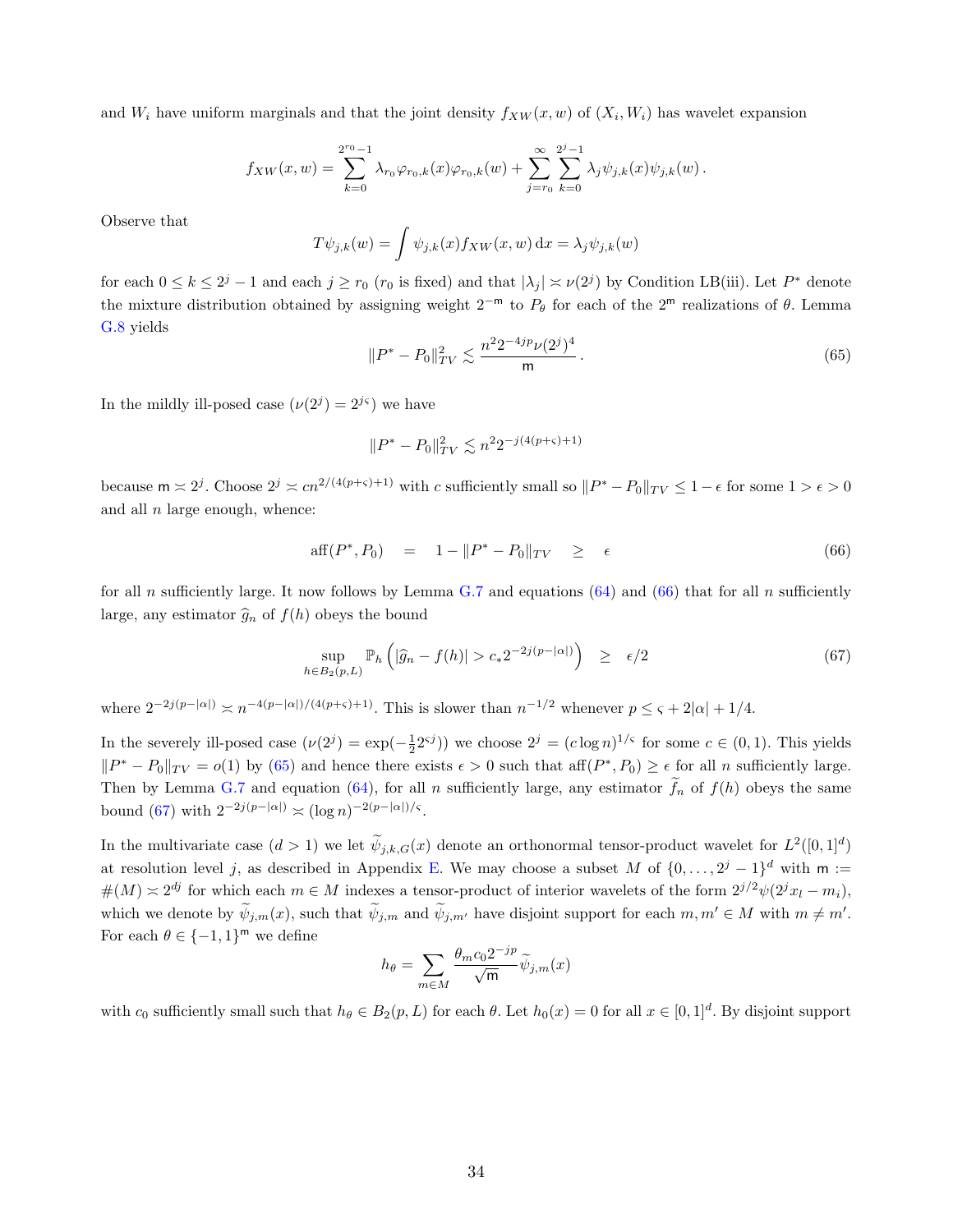and $W_i$ have uniform marginals and that the joint density $f_{XW}(x,w)$ of $(X_i, W_i)$ has wavelet expansion

$$f_{XW}(x,w) = \sum_{k=0}^{2^{r_0}-1} \lambda_{r_0} \varphi_{r_0,k}(x)\varphi_{r_0,k}(w) + \sum_{j=r_0}^{\infty} \sum_{k=0}^{2^j-1} \lambda_j \psi_{j,k}(x)\psi_{j,k}(w) .$$

Observe that

$$T\psi_{j,k}(w) = \int \psi_{j,k}(x) f_{XW}(x,w)\,\mathrm{d}x = \lambda_j \psi_{j,k}(w)$$

for each $0 \leq k \leq 2^j - 1$ and each $j \geq r_0$ ($r_0$ is fixed) and that $|\lambda_j| \asymp \nu(2^j)$ by Condition LB(iii). Let $P^*$ denote the mixture distribution obtained by assigning weight $2^{-\mathsf{m}}$ to $P_\theta$ for each of the $2^{\mathsf{m}}$ realizations of $\theta$. Lemma G.8 yields

$$\|P^* - P_0\|_{TV}^2 \lesssim \frac{n^2 2^{-4jp} \nu(2^j)^4}{\mathsf{m}} . \tag{65}$$

In the mildly ill-posed case ($\nu(2^j) = 2^{j\varsigma}$) we have

$$\|P^* - P_0\|_{TV}^2 \lesssim n^2 2^{-j(4(p+\varsigma)+1)}$$

because $\mathsf{m} \asymp 2^j$. Choose $2^j \asymp c n^{2/(4(p+\varsigma)+1)}$ with $c$ sufficiently small so $\|P^* - P_0\|_{TV} \leq 1 - \epsilon$ for some $1 > \epsilon > 0$ and all $n$ large enough, whence:

$$\mathrm{aff}(P^*, P_0) \quad = \quad 1 - \|P^* - P_0\|_{TV} \quad \geq \quad \epsilon \tag{66}$$

for all $n$ sufficiently large. It now follows by Lemma G.7 and equations (64) and (66) that for all $n$ sufficiently large, any estimator $\widehat{g}_n$ of $f(h)$ obeys the bound

$$\sup_{h \in B_2(p,L)} \mathbb{P}_h\left(|\widehat{g}_n - f(h)| > c_* 2^{-2j(p-|\alpha|)}\right) \quad \geq \quad \epsilon/2 \tag{67}$$

where $2^{-2j(p-|\alpha|)} \asymp n^{-4(p-|\alpha|)/(4(p+\varsigma)+1)}$. This is slower than $n^{-1/2}$ whenever $p \leq \varsigma + 2|\alpha| + 1/4$.

In the severely ill-posed case ($\nu(2^j) = \exp(-\frac{1}{2}2^{\varsigma j})$) we choose $2^j = (c \log n)^{1/\varsigma}$ for some $c \in (0,1)$. This yields $\|P^* - P_0\|_{TV} = o(1)$ by (65) and hence there exists $\epsilon > 0$ such that $\mathrm{aff}(P^*, P_0) \geq \epsilon$ for all $n$ sufficiently large. Then by Lemma G.7 and equation (64), for all $n$ sufficiently large, any estimator $\widetilde{f}_n$ of $f(h)$ obeys the same bound (67) with $2^{-2j(p-|\alpha|)} \asymp (\log n)^{-2(p-|\alpha|)/\varsigma}$.

In the multivariate case ($d > 1$) we let $\widetilde{\psi}_{j,k,G}(x)$ denote an orthonormal tensor-product wavelet for $L^2([0,1]^d)$ at resolution level $j$, as described in Appendix E. We may choose a subset $M$ of $\{0, \ldots, 2^j - 1\}^d$ with $\mathsf{m} := \#(M) \asymp 2^{dj}$ for which each $m \in M$ indexes a tensor-product of interior wavelets of the form $2^{j/2}\psi(2^j x_l - m_i)$, which we denote by $\widetilde{\psi}_{j,m}(x)$, such that $\widetilde{\psi}_{j,m}$ and $\widetilde{\psi}_{j,m'}$ have disjoint support for each $m, m' \in M$ with $m \neq m'$. For each $\theta \in \{-1,1\}^{\mathsf{m}}$ we define

$$h_\theta = \sum_{m \in M} \frac{\theta_m c_0 2^{-jp}}{\sqrt{\mathsf{m}}} \widetilde{\psi}_{j,m}(x)$$

with $c_0$ sufficiently small such that $h_\theta \in B_2(p,L)$ for each $\theta$. Let $h_0(x) = 0$ for all $x \in [0,1]^d$. By disjoint support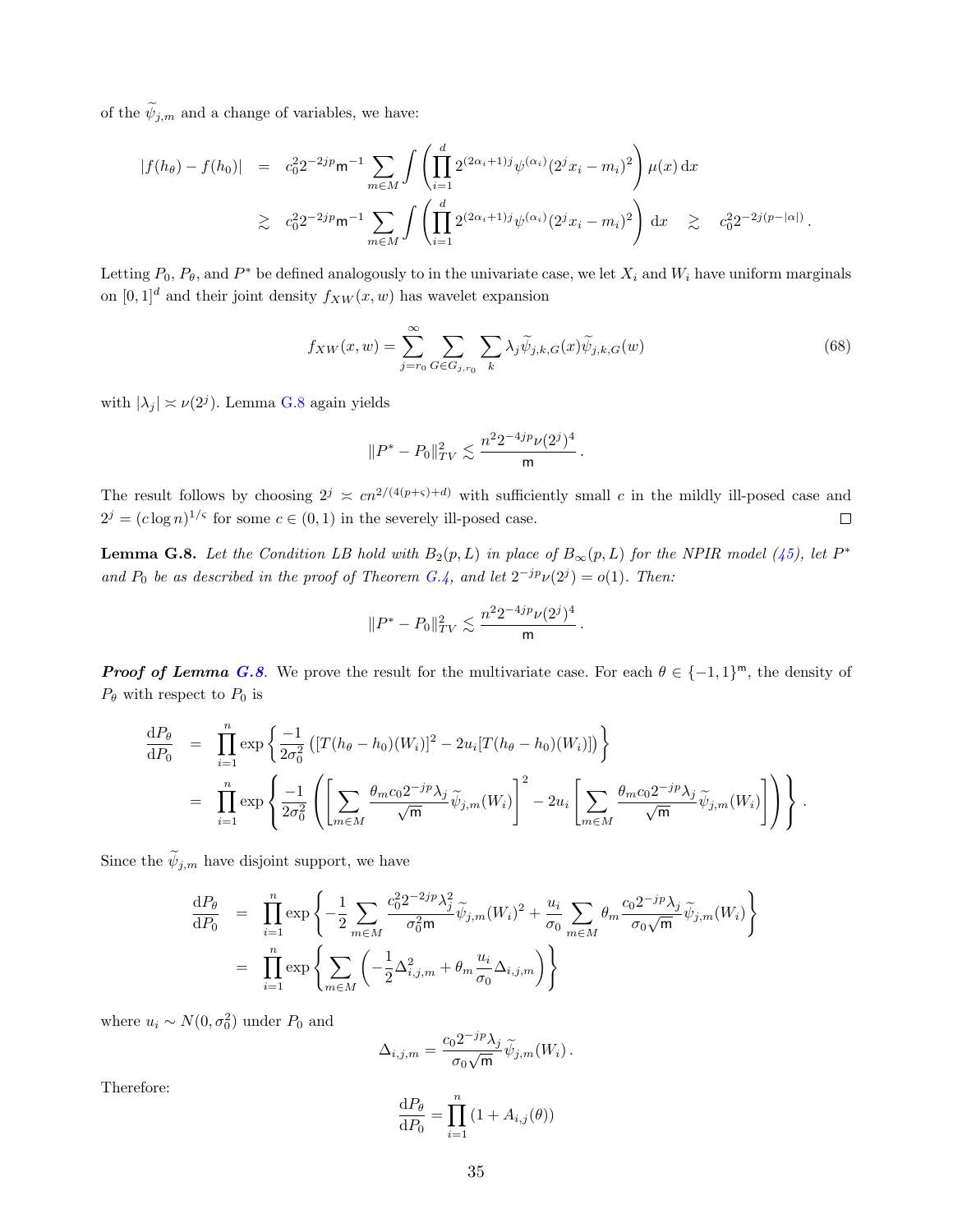of the $\widetilde{\psi}_{j,m}$ and a change of variables, we have:

$$
\begin{aligned}
|f(h_\theta) - f(h_0)| &= c_0^2 2^{-2jp} \mathsf{m}^{-1} \sum_{m \in M} \int \left( \prod_{i=1}^d 2^{(2\alpha_i+1)j} \psi^{(\alpha_i)}(2^j x_i - m_i)^2 \right) \mu(x) \, \mathrm{d}x \\
&\gtrsim c_0^2 2^{-2jp} \mathsf{m}^{-1} \sum_{m \in M} \int \left( \prod_{i=1}^d 2^{(2\alpha_i+1)j} \psi^{(\alpha_i)}(2^j x_i - m_i)^2 \right) \mathrm{d}x \quad \gtrsim \quad c_0^2 2^{-2j(p-|\alpha|)} .
\end{aligned}
$$

Letting $P_0$, $P_\theta$, and $P^*$ be defined analogously to in the univariate case, we let $X_i$ and $W_i$ have uniform marginals on $[0,1]^d$ and their joint density $f_{XW}(x,w)$ has wavelet expansion

$$
f_{XW}(x,w) = \sum_{j=r_0}^{\infty} \sum_{G \in G_{j,r_0}} \sum_k \lambda_j \widetilde{\psi}_{j,k,G}(x) \widetilde{\psi}_{j,k,G}(w) \tag{68}
$$

with $|\lambda_j| \asymp \nu(2^j)$. Lemma G.8 again yields

$$
\|P^* - P_0\|_{TV}^2 \lesssim \frac{n^2 2^{-4jp} \nu(2^j)^4}{\mathsf{m}} .
$$

The result follows by choosing $2^j \asymp c n^{2/(4(p+\varsigma)+d)}$ with sufficiently small $c$ in the mildly ill-posed case and $2^j = (c \log n)^{1/\varsigma}$ for some $c \in (0,1)$ in the severely ill-posed case. $\square$

**Lemma G.8.** *Let the Condition LB hold with $B_2(p,L)$ in place of $B_\infty(p,L)$ for the NPIR model (45), let $P^*$ and $P_0$ be as described in the proof of Theorem G.4, and let $2^{-jp}\nu(2^j) = o(1)$. Then:*

$$
\|P^* - P_0\|_{TV}^2 \lesssim \frac{n^2 2^{-4jp} \nu(2^j)^4}{\mathsf{m}} .
$$

***Proof of Lemma G.8.*** We prove the result for the multivariate case. For each $\theta \in \{-1,1\}^{\mathsf{m}}$, the density of $P_\theta$ with respect to $P_0$ is

$$
\begin{aligned}
\frac{\mathrm{d}P_\theta}{\mathrm{d}P_0} &= \prod_{i=1}^n \exp\left\{ \frac{-1}{2\sigma_0^2} \left( [T(h_\theta - h_0)(W_i)]^2 - 2u_i [T(h_\theta - h_0)(W_i)] \right) \right\} \\
&= \prod_{i=1}^n \exp\left\{ \frac{-1}{2\sigma_0^2} \left( \left[ \sum_{m \in M} \frac{\theta_m c_0 2^{-jp} \lambda_j}{\sqrt{\mathsf{m}}} \widetilde{\psi}_{j,m}(W_i) \right]^2 - 2u_i \left[ \sum_{m \in M} \frac{\theta_m c_0 2^{-jp} \lambda_j}{\sqrt{\mathsf{m}}} \widetilde{\psi}_{j,m}(W_i) \right] \right) \right\} .
\end{aligned}
$$

Since the $\widetilde{\psi}_{j,m}$ have disjoint support, we have

$$
\begin{aligned}
\frac{\mathrm{d}P_\theta}{\mathrm{d}P_0} &= \prod_{i=1}^n \exp\left\{ -\frac{1}{2} \sum_{m \in M} \frac{c_0^2 2^{-2jp} \lambda_j^2}{\sigma_0^2 \mathsf{m}} \widetilde{\psi}_{j,m}(W_i)^2 + \frac{u_i}{\sigma_0} \sum_{m \in M} \theta_m \frac{c_0 2^{-jp} \lambda_j}{\sigma_0 \sqrt{\mathsf{m}}} \widetilde{\psi}_{j,m}(W_i) \right\} \\
&= \prod_{i=1}^n \exp\left\{ \sum_{m \in M} \left( -\frac{1}{2} \Delta_{i,j,m}^2 + \theta_m \frac{u_i}{\sigma_0} \Delta_{i,j,m} \right) \right\}
\end{aligned}
$$

where $u_i \sim N(0, \sigma_0^2)$ under $P_0$ and

$$
\Delta_{i,j,m} = \frac{c_0 2^{-jp} \lambda_j}{\sigma_0 \sqrt{\mathsf{m}}} \widetilde{\psi}_{j,m}(W_i) .
$$

Therefore:

$$
\frac{\mathrm{d}P_\theta}{\mathrm{d}P_0} = \prod_{i=1}^n (1 + A_{i,j}(\theta))
$$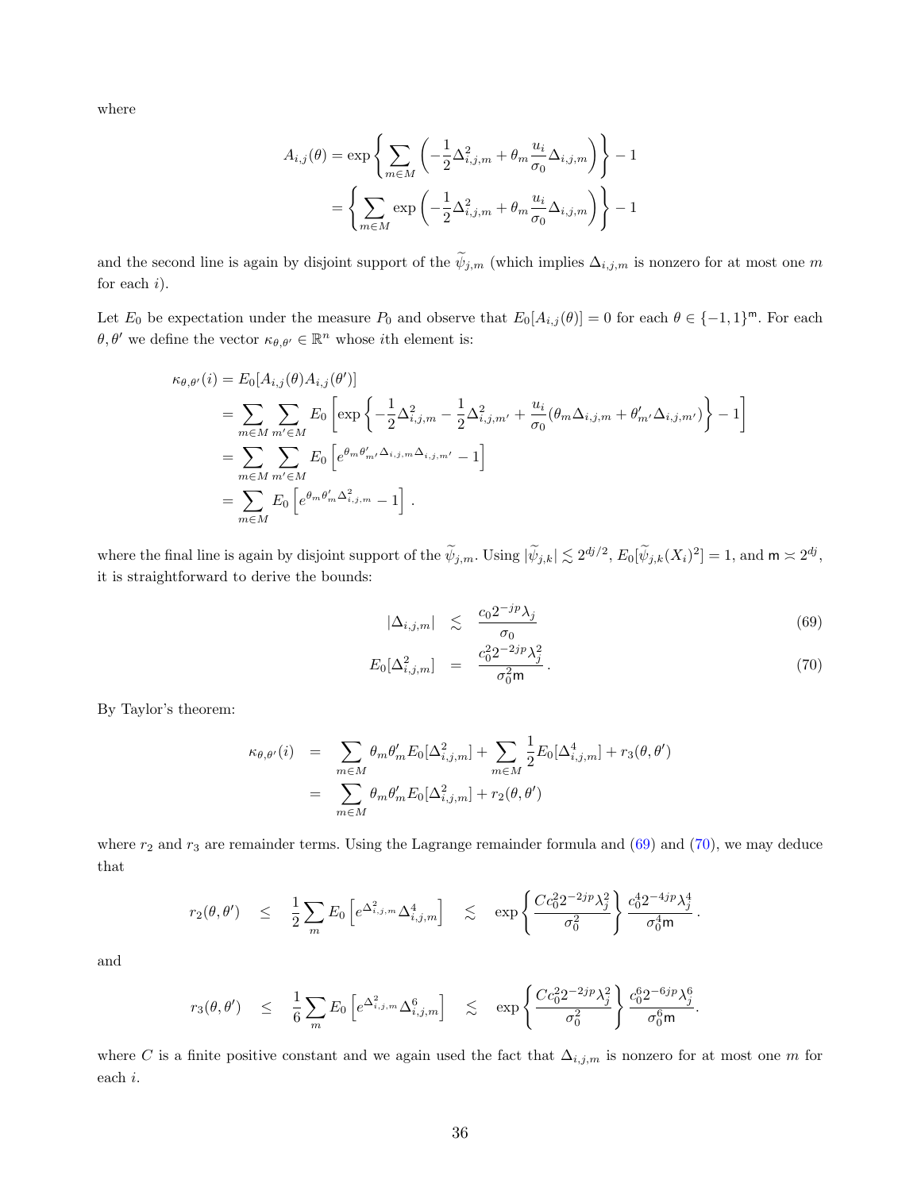where

$$
\begin{aligned}
A_{i,j}(\theta) &= \exp\left\{ \sum_{m \in M} \left( -\frac{1}{2}\Delta_{i,j,m}^2 + \theta_m \frac{u_i}{\sigma_0} \Delta_{i,j,m} \right) \right\} - 1 \\
&= \left\{ \sum_{m \in M} \exp\left( -\frac{1}{2}\Delta_{i,j,m}^2 + \theta_m \frac{u_i}{\sigma_0} \Delta_{i,j,m} \right) \right\} - 1
\end{aligned}
$$

and the second line is again by disjoint support of the $\widetilde{\psi}_{j,m}$ (which implies $\Delta_{i,j,m}$ is nonzero for at most one $m$ for each $i$).

Let $E_0$ be expectation under the measure $P_0$ and observe that $E_0[A_{i,j}(\theta)] = 0$ for each $\theta \in \{-1,1\}^{\mathsf{m}}$. For each $\theta, \theta'$ we define the vector $\kappa_{\theta,\theta'} \in \mathbb{R}^n$ whose $i$th element is:

$$
\begin{aligned}
\kappa_{\theta,\theta'}(i) &= E_0[A_{i,j}(\theta) A_{i,j}(\theta')] \\
&= \sum_{m \in M} \sum_{m' \in M} E_0\left[ \exp\left\{ -\frac{1}{2}\Delta_{i,j,m}^2 - \frac{1}{2}\Delta_{i,j,m'}^2 + \frac{u_i}{\sigma_0}(\theta_m \Delta_{i,j,m} + \theta'_{m'} \Delta_{i,j,m'}) \right\} - 1 \right] \\
&= \sum_{m \in M} \sum_{m' \in M} E_0\left[ e^{\theta_m \theta'_{m'} \Delta_{i,j,m} \Delta_{i,j,m'}} - 1 \right] \\
&= \sum_{m \in M} E_0\left[ e^{\theta_m \theta'_m \Delta_{i,j,m}^2} - 1 \right] .
\end{aligned}
$$

where the final line is again by disjoint support of the $\widetilde{\psi}_{j,m}$. Using $|\widetilde{\psi}_{j,k}| \lesssim 2^{dj/2}$, $E_0[\widetilde{\psi}_{j,k}(X_i)^2] = 1$, and $\mathsf{m} \asymp 2^{dj}$, it is straightforward to derive the bounds:

$$
|\Delta_{i,j,m}| \quad \lesssim \quad \frac{c_0 2^{-jp} \lambda_j}{\sigma_0} \tag{69}
$$

$$
E_0[\Delta_{i,j,m}^2] \quad = \quad \frac{c_0^2 2^{-2jp} \lambda_j^2}{\sigma_0^2 \mathsf{m}} . \tag{70}
$$

By Taylor's theorem:

$$
\begin{aligned}
\kappa_{\theta,\theta'}(i) &= \sum_{m \in M} \theta_m \theta'_m E_0[\Delta_{i,j,m}^2] + \sum_{m \in M} \frac{1}{2} E_0[\Delta_{i,j,m}^4] + r_3(\theta, \theta') \\
&= \sum_{m \in M} \theta_m \theta'_m E_0[\Delta_{i,j,m}^2] + r_2(\theta, \theta')
\end{aligned}
$$

where $r_2$ and $r_3$ are remainder terms. Using the Lagrange remainder formula and (69) and (70), we may deduce that

$$
r_2(\theta, \theta') \quad \leq \quad \frac{1}{2} \sum_m E_0\left[ e^{\Delta_{i,j,m}^2} \Delta_{i,j,m}^4 \right] \quad \lesssim \quad \exp\left\{ \frac{C c_0^2 2^{-2jp} \lambda_j^2}{\sigma_0^2} \right\} \frac{c_0^4 2^{-4jp} \lambda_j^4}{\sigma_0^4 \mathsf{m}} .
$$

and

$$
r_3(\theta, \theta') \quad \leq \quad \frac{1}{6} \sum_m E_0\left[ e^{\Delta_{i,j,m}^2} \Delta_{i,j,m}^6 \right] \quad \lesssim \quad \exp\left\{ \frac{C c_0^2 2^{-2jp} \lambda_j^2}{\sigma_0^2} \right\} \frac{c_0^6 2^{-6jp} \lambda_j^6}{\sigma_0^6 \mathsf{m}} .
$$

where $C$ is a finite positive constant and we again used the fact that $\Delta_{i,j,m}$ is nonzero for at most one $m$ for each $i$.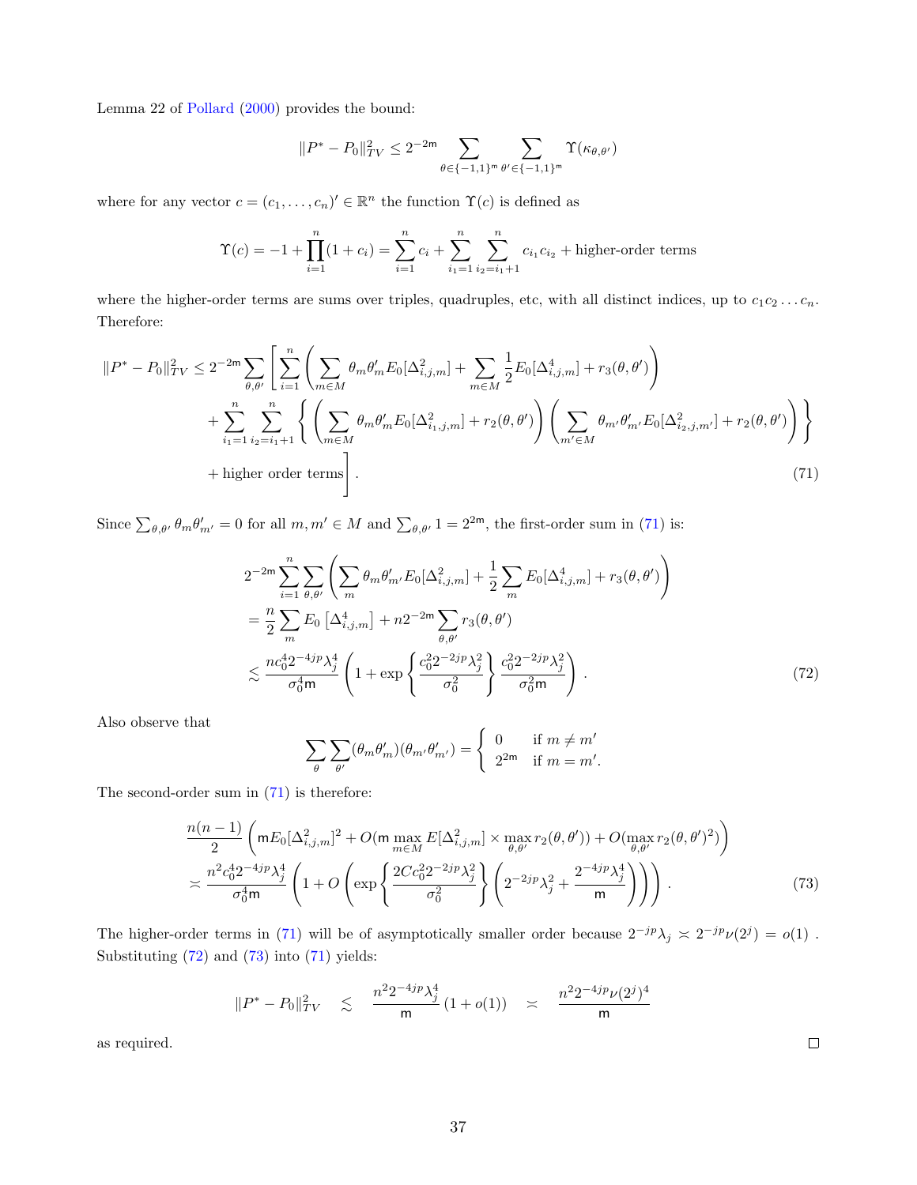Lemma 22 of Pollard (2000) provides the bound:

$$\|P^* - P_0\|_{TV}^2 \leq 2^{-2\mathsf{m}} \sum_{\theta \in \{-1,1\}^{\mathsf{m}}} \sum_{\theta' \in \{-1,1\}^{\mathsf{m}}} \Upsilon(\kappa_{\theta,\theta'})$$

where for any vector $c = (c_1, \ldots, c_n)' \in \mathbb{R}^n$ the function $\Upsilon(c)$ is defined as

$$\Upsilon(c) = -1 + \prod_{i=1}^{n}(1 + c_i) = \sum_{i=1}^{n} c_i + \sum_{i_1=1}^{n} \sum_{i_2=i_1+1}^{n} c_{i_1} c_{i_2} + \text{higher-order terms}$$

where the higher-order terms are sums over triples, quadruples, etc, with all distinct indices, up to $c_1 c_2 \ldots c_n$. Therefore:

$$\begin{aligned}
\|P^* - P_0\|_{TV}^2 \leq 2^{-2\mathsf{m}} \sum_{\theta,\theta'} \Bigg[ & \sum_{i=1}^{n} \left( \sum_{m \in M} \theta_m \theta'_m E_0[\Delta_{i,j,m}^2] + \sum_{m \in M} \frac{1}{2} E_0[\Delta_{i,j,m}^4] + r_3(\theta, \theta') \right) \\
& + \sum_{i_1=1}^{n} \sum_{i_2=i_1+1}^{n} \Bigg\{ \left( \sum_{m \in M} \theta_m \theta'_m E_0[\Delta_{i_1,j,m}^2] + r_2(\theta, \theta') \right) \left( \sum_{m' \in M} \theta_{m'} \theta'_{m'} E_0[\Delta_{i_2,j,m'}^2] + r_2(\theta, \theta') \right) \Bigg\} \\
& + \text{higher order terms} \Bigg]. \qquad (71)
\end{aligned}$$

Since $\sum_{\theta,\theta'} \theta_m \theta'_{m'} = 0$ for all $m, m' \in M$ and $\sum_{\theta,\theta'} 1 = 2^{2\mathsf{m}}$, the first-order sum in (71) is:

$$\begin{aligned}
& 2^{-2\mathsf{m}} \sum_{i=1}^{n} \sum_{\theta,\theta'} \left( \sum_{m} \theta_m \theta'_{m'} E_0[\Delta_{i,j,m}^2] + \frac{1}{2} \sum_{m} E_0[\Delta_{i,j,m}^4] + r_3(\theta, \theta') \right) \\
&= \frac{n}{2} \sum_{m} E_0\left[\Delta_{i,j,m}^4\right] + n 2^{-2\mathsf{m}} \sum_{\theta,\theta'} r_3(\theta, \theta') \\
&\lesssim \frac{n c_0^4 2^{-4jp} \lambda_j^4}{\sigma_0^4 \mathsf{m}} \left( 1 + \exp\left\{ \frac{c_0^2 2^{-2jp} \lambda_j^2}{\sigma_0^2} \right\} \frac{c_0^2 2^{-2jp} \lambda_j^2}{\sigma_0^2 \mathsf{m}} \right). \qquad (72)
\end{aligned}$$

Also observe that

$$\sum_{\theta} \sum_{\theta'} (\theta_m \theta'_m)(\theta_{m'} \theta'_{m'}) = \begin{cases} 0 & \text{if } m \neq m' \\ 2^{2\mathsf{m}} & \text{if } m = m'. \end{cases}$$

The second-order sum in (71) is therefore:

$$\begin{aligned}
& \frac{n(n-1)}{2} \left( \mathsf{m} E_0[\Delta_{i,j,m}^2]^2 + O(\mathsf{m} \max_{m \in M} E[\Delta_{i,j,m}^2] \times \max_{\theta,\theta'} r_2(\theta, \theta')) + O(\max_{\theta,\theta'} r_2(\theta, \theta')^2) \right) \\
& \asymp \frac{n^2 c_0^4 2^{-4jp} \lambda_j^4}{\sigma_0^4 \mathsf{m}} \left( 1 + O\left( \exp\left\{ \frac{2C c_0^2 2^{-2jp} \lambda_j^2}{\sigma_0^2} \right\} \left( 2^{-2jp} \lambda_j^2 + \frac{2^{-4jp} \lambda_j^4}{\mathsf{m}} \right) \right) \right). \qquad (73)
\end{aligned}$$

The higher-order terms in (71) will be of asymptotically smaller order because $2^{-jp} \lambda_j \asymp 2^{-jp} \nu(2^j) = o(1)$. Substituting (72) and (73) into (71) yields:

$$\|P^* - P_0\|_{TV}^2 \quad \lesssim \quad \frac{n^2 2^{-4jp} \lambda_j^4}{\mathsf{m}} (1 + o(1)) \quad \asymp \quad \frac{n^2 2^{-4jp} \nu(2^j)^4}{\mathsf{m}}$$

as required. □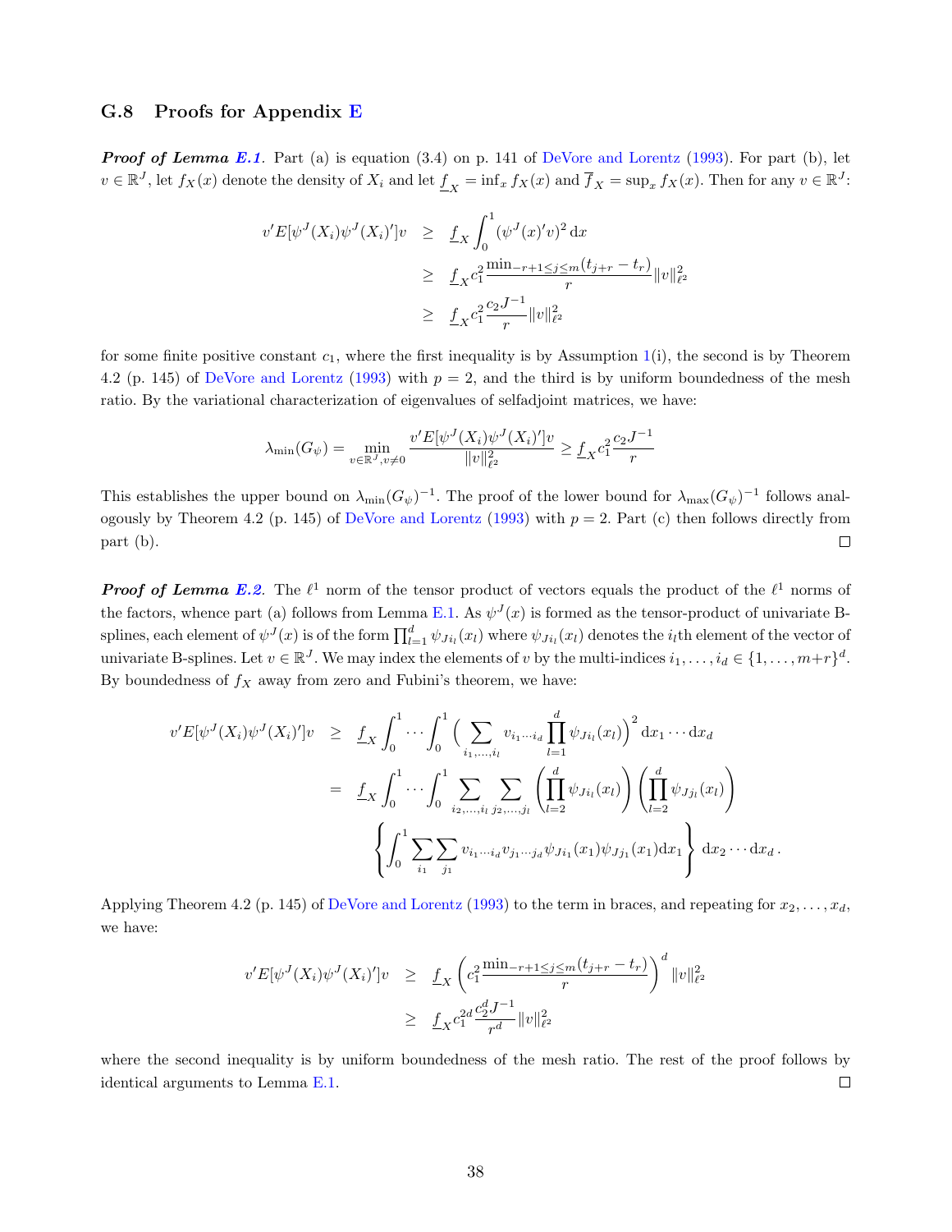### G.8 Proofs for Appendix E

***Proof of Lemma E.1.*** Part (a) is equation (3.4) on p. 141 of DeVore and Lorentz (1993). For part (b), let $v \in \mathbb{R}^J$, let $f_X(x)$ denote the density of $X_i$ and let $\underline{f}_X = \inf_x f_X(x)$ and $\overline{f}_X = \sup_x f_X(x)$. Then for any $v \in \mathbb{R}^J$:

$$
\begin{aligned}
v' E[\psi^J(X_i)\psi^J(X_i)']v &\geq \underline{f}_X \int_0^1 (\psi^J(x)'v)^2 \,\mathrm{d}x \\
&\geq \underline{f}_X c_1^2 \frac{\min_{-r+1 \leq j \leq m}(t_{j+r} - t_r)}{r} \|v\|_{\ell^2}^2 \\
&\geq \underline{f}_X c_1^2 \frac{c_2 J^{-1}}{r} \|v\|_{\ell^2}^2
\end{aligned}
$$

for some finite positive constant $c_1$, where the first inequality is by Assumption 1(i), the second is by Theorem 4.2 (p. 145) of DeVore and Lorentz (1993) with $p = 2$, and the third is by uniform boundedness of the mesh ratio. By the variational characterization of eigenvalues of selfadjoint matrices, we have:

$$
\lambda_{\min}(G_\psi) = \min_{v \in \mathbb{R}^J, v \neq 0} \frac{v' E[\psi^J(X_i)\psi^J(X_i)']v}{\|v\|_{\ell^2}^2} \geq \underline{f}_X c_1^2 \frac{c_2 J^{-1}}{r}
$$

This establishes the upper bound on $\lambda_{\min}(G_\psi)^{-1}$. The proof of the lower bound for $\lambda_{\max}(G_\psi)^{-1}$ follows analogously by Theorem 4.2 (p. 145) of DeVore and Lorentz (1993) with $p = 2$. Part (c) then follows directly from part (b). □

***Proof of Lemma E.2.*** The $\ell^1$ norm of the tensor product of vectors equals the product of the $\ell^1$ norms of the factors, whence part (a) follows from Lemma E.1. As $\psi^J(x)$ is formed as the tensor-product of univariate B-splines, each element of $\psi^J(x)$ is of the form $\prod_{l=1}^d \psi_{Ji_l}(x_l)$ where $\psi_{Ji_l}(x_l)$ denotes the $i_l$th element of the vector of univariate B-splines. Let $v \in \mathbb{R}^J$. We may index the elements of $v$ by the multi-indices $i_1, \ldots, i_d \in \{1, \ldots, m+r\}^d$. By boundedness of $f_X$ away from zero and Fubini's theorem, we have:

$$
\begin{aligned}
v' E[\psi^J(X_i)\psi^J(X_i)']v &\geq \underline{f}_X \int_0^1 \cdots \int_0^1 \Big( \sum_{i_1, \ldots, i_l} v_{i_1 \cdots i_d} \prod_{l=1}^d \psi_{Ji_l}(x_l) \Big)^2 \mathrm{d}x_1 \cdots \mathrm{d}x_d \\
&= \underline{f}_X \int_0^1 \cdots \int_0^1 \sum_{i_2, \ldots, i_l} \sum_{j_2, \ldots, j_l} \left( \prod_{l=2}^d \psi_{Ji_l}(x_l) \right) \left( \prod_{l=2}^d \psi_{Jj_l}(x_l) \right) \\
&\qquad \left\{ \int_0^1 \sum_{i_1} \sum_{j_1} v_{i_1 \cdots i_d} v_{j_1 \cdots j_d} \psi_{Ji_1}(x_1) \psi_{Jj_1}(x_1) \mathrm{d}x_1 \right\} \mathrm{d}x_2 \cdots \mathrm{d}x_d \,.
\end{aligned}
$$

Applying Theorem 4.2 (p. 145) of DeVore and Lorentz (1993) to the term in braces, and repeating for $x_2, \ldots, x_d$, we have:

$$
\begin{aligned}
v' E[\psi^J(X_i)\psi^J(X_i)']v &\geq \underline{f}_X \left( c_1^2 \frac{\min_{-r+1 \leq j \leq m}(t_{j+r} - t_r)}{r} \right)^d \|v\|_{\ell^2}^2 \\
&\geq \underline{f}_X c_1^{2d} \frac{c_2^d J^{-1}}{r^d} \|v\|_{\ell^2}^2
\end{aligned}
$$

where the second inequality is by uniform boundedness of the mesh ratio. The rest of the proof follows by identical arguments to Lemma E.1. □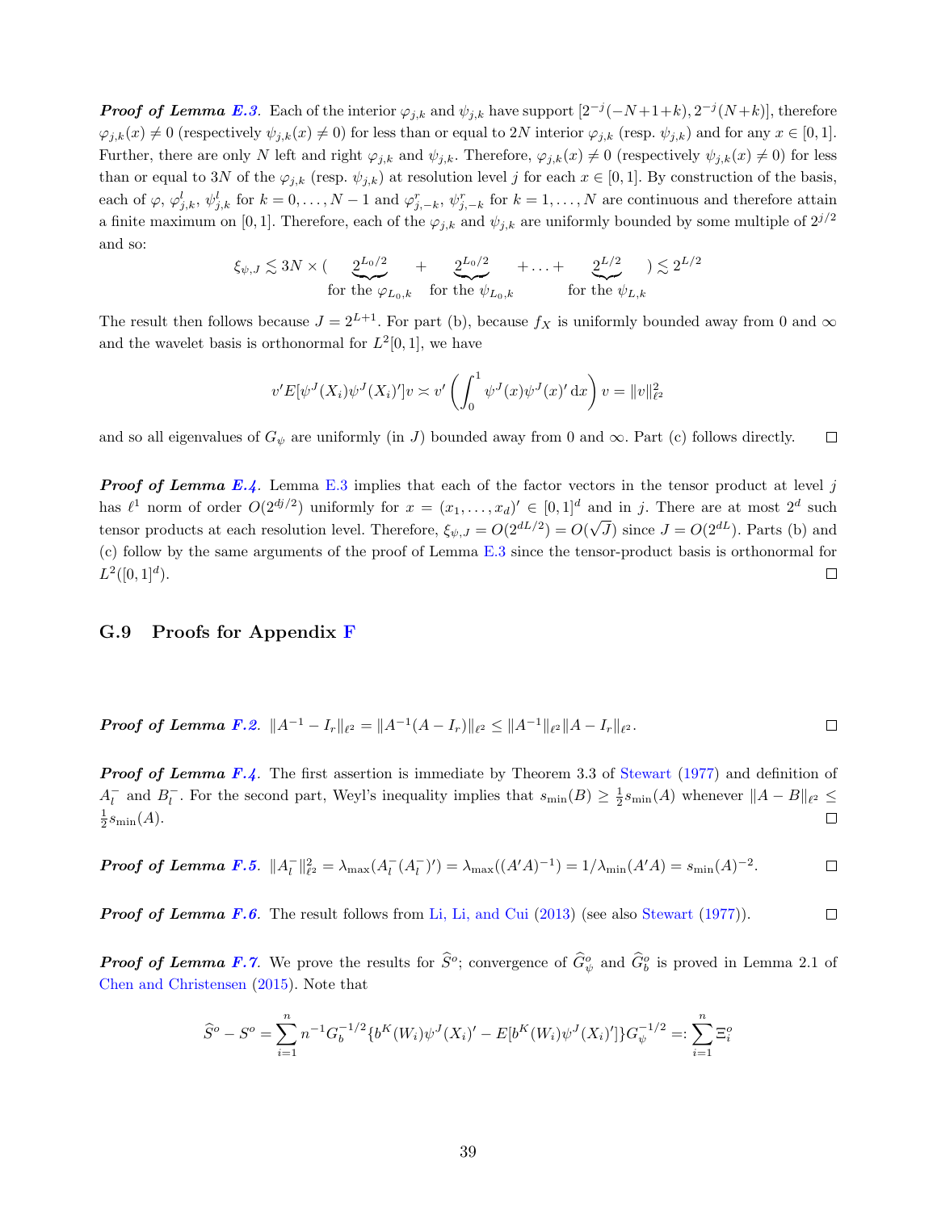***Proof of Lemma E.3.*** Each of the interior $\varphi_{j,k}$ and $\psi_{j,k}$ have support $[2^{-j}(-N+1+k), 2^{-j}(N+k)]$, therefore $\varphi_{j,k}(x) \neq 0$ (respectively $\psi_{j,k}(x) \neq 0$) for less than or equal to $2N$ interior $\varphi_{j,k}$ (resp. $\psi_{j,k}$) and for any $x \in [0,1]$. Further, there are only $N$ left and right $\varphi_{j,k}$ and $\psi_{j,k}$. Therefore, $\varphi_{j,k}(x) \neq 0$ (respectively $\psi_{j,k}(x) \neq 0$) for less than or equal to $3N$ of the $\varphi_{j,k}$ (resp. $\psi_{j,k}$) at resolution level $j$ for each $x \in [0,1]$. By construction of the basis, each of $\varphi$, $\varphi^l_{j,k}$, $\psi^l_{j,k}$ for $k = 0, \ldots, N-1$ and $\varphi^r_{j,-k}$, $\psi^r_{j,-k}$ for $k = 1, \ldots, N$ are continuous and therefore attain a finite maximum on $[0,1]$. Therefore, each of the $\varphi_{j,k}$ and $\psi_{j,k}$ are uniformly bounded by some multiple of $2^{j/2}$ and so:

$$\xi_{\psi,J} \lesssim 3N \times ( \underbrace{2^{L_0/2}}_{\text{for the } \varphi_{L_0,k}} + \underbrace{2^{L_0/2}}_{\text{for the } \psi_{L_0,k}} + \ldots + \underbrace{2^{L/2}}_{\text{for the } \psi_{L,k}} ) \lesssim 2^{L/2}$$

The result then follows because $J = 2^{L+1}$. For part (b), because $f_X$ is uniformly bounded away from 0 and $\infty$ and the wavelet basis is orthonormal for $L^2[0,1]$, we have

$$v' E[\psi^J(X_i)\psi^J(X_i)'] v \asymp v' \left( \int_0^1 \psi^J(x)\psi^J(x)' \, \mathrm{d}x \right) v = \|v\|^2_{\ell^2}$$

and so all eigenvalues of $G_\psi$ are uniformly (in $J$) bounded away from 0 and $\infty$. Part (c) follows directly. $\square$

***Proof of Lemma E.4.*** Lemma E.3 implies that each of the factor vectors in the tensor product at level $j$ has $\ell^1$ norm of order $O(2^{dj/2})$ uniformly for $x = (x_1, \ldots, x_d)' \in [0,1]^d$ and in $j$. There are at most $2^d$ such tensor products at each resolution level. Therefore, $\xi_{\psi,J} = O(2^{dL/2}) = O(\sqrt{J})$ since $J = O(2^{dL})$. Parts (b) and (c) follow by the same arguments of the proof of Lemma E.3 since the tensor-product basis is orthonormal for $L^2([0,1]^d)$. $\square$

## G.9 Proofs for Appendix F

***Proof of Lemma F.2.*** $\|A^{-1} - I_r\|_{\ell^2} = \|A^{-1}(A - I_r)\|_{\ell^2} \leq \|A^{-1}\|_{\ell^2} \|A - I_r\|_{\ell^2}$. $\square$

***Proof of Lemma F.4.*** The first assertion is immediate by Theorem 3.3 of Stewart (1977) and definition of $A^-_l$ and $B^-_l$. For the second part, Weyl's inequality implies that $s_{\min}(B) \geq \frac{1}{2} s_{\min}(A)$ whenever $\|A - B\|_{\ell^2} \leq \frac{1}{2} s_{\min}(A)$. $\square$

***Proof of Lemma F.5.*** $\|A^-_l\|^2_{\ell^2} = \lambda_{\max}(A^-_l (A^-_l)') = \lambda_{\max}((A'A)^{-1}) = 1/\lambda_{\min}(A'A) = s_{\min}(A)^{-2}$. $\square$

***Proof of Lemma F.6.*** The result follows from Li, Li, and Cui (2013) (see also Stewart (1977)). $\square$

***Proof of Lemma F.7.*** We prove the results for $\widehat{S}^o$; convergence of $\widehat{G}^o_\psi$ and $\widehat{G}^o_b$ is proved in Lemma 2.1 of Chen and Christensen (2015). Note that

$$\widehat{S}^o - S^o = \sum_{i=1}^n n^{-1} G_b^{-1/2} \{ b^K(W_i)\psi^J(X_i)' - E[b^K(W_i)\psi^J(X_i)'] \} G_\psi^{-1/2} =: \sum_{i=1}^n \Xi^o_i$$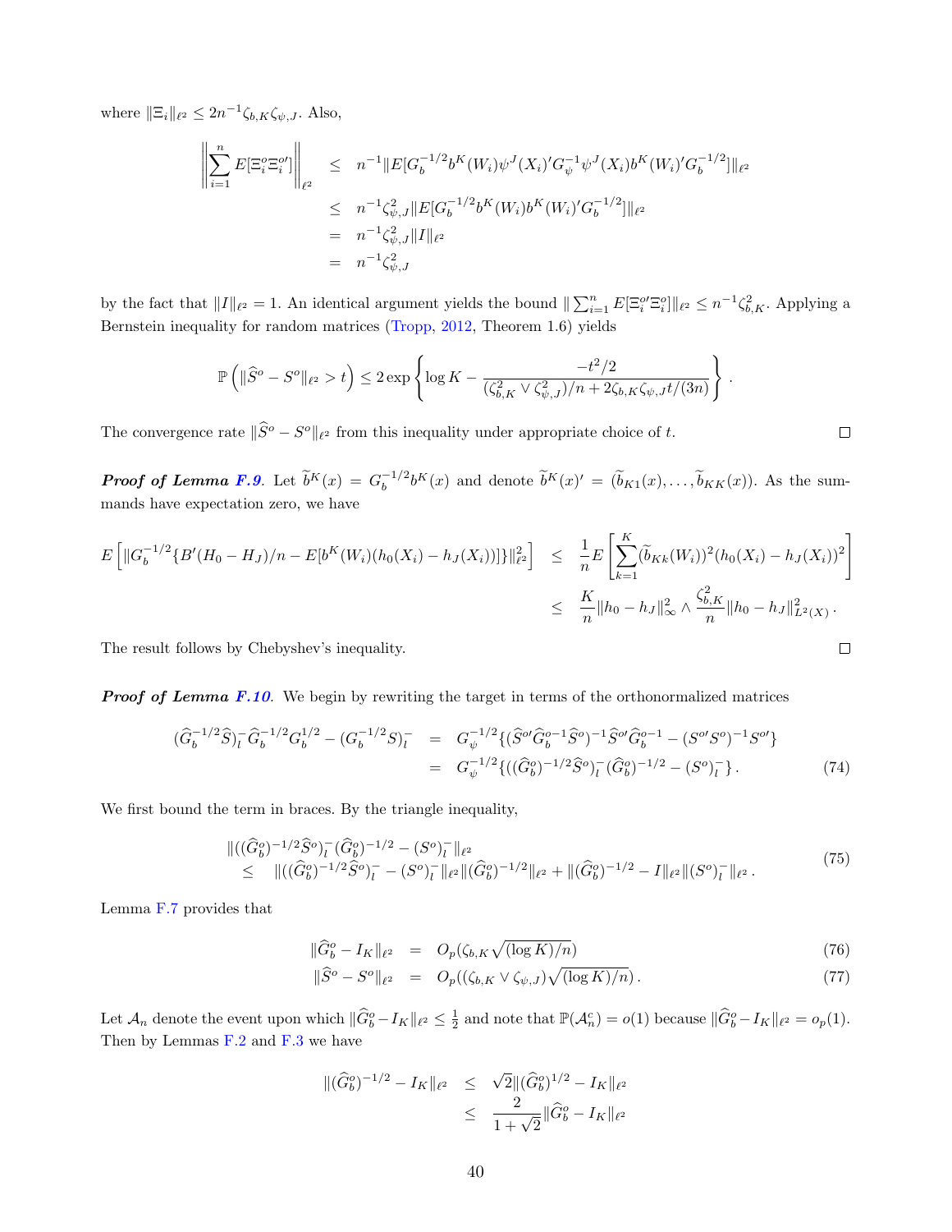where $\|\Xi_i\|_{\ell^2} \leq 2n^{-1}\zeta_{b,K}\zeta_{\psi,J}$. Also,

$$
\begin{aligned}
\left\| \sum_{i=1}^n E[\Xi_i^o \Xi_i^{o\prime}] \right\|_{\ell^2} &\leq n^{-1} \| E[G_b^{-1/2} b^K(W_i) \psi^J(X_i)' G_\psi^{-1} \psi^J(X_i) b^K(W_i)' G_b^{-1/2}] \|_{\ell^2} \\
&\leq n^{-1} \zeta_{\psi,J}^2 \| E[G_b^{-1/2} b^K(W_i) b^K(W_i)' G_b^{-1/2}] \|_{\ell^2} \\
&= n^{-1} \zeta_{\psi,J}^2 \|I\|_{\ell^2} \\
&= n^{-1} \zeta_{\psi,J}^2
\end{aligned}
$$

by the fact that $\|I\|_{\ell^2} = 1$. An identical argument yields the bound $\| \sum_{i=1}^n E[\Xi_i^{o\prime} \Xi_i^o] \|_{\ell^2} \leq n^{-1} \zeta_{b,K}^2$. Applying a Bernstein inequality for random matrices (Tropp, 2012, Theorem 1.6) yields

$$
\mathbb{P}\left( \|\widehat{S}^o - S^o\|_{\ell^2} > t \right) \leq 2 \exp\left\{ \log K - \frac{-t^2/2}{(\zeta_{b,K}^2 \vee \zeta_{\psi,J}^2)/n + 2\zeta_{b,K}\zeta_{\psi,J} t/(3n)} \right\}.
$$

The convergence rate $\|\widehat{S}^o - S^o\|_{\ell^2}$ from this inequality under appropriate choice of $t$. □

***Proof of Lemma F.9***. Let $\widetilde{b}^K(x) = G_b^{-1/2} b^K(x)$ and denote $\widetilde{b}^K(x)' = (\widetilde{b}_{K1}(x), \ldots, \widetilde{b}_{KK}(x))$. As the summands have expectation zero, we have

$$
\begin{aligned}
E\left[ \|G_b^{-1/2} \{B'(H_0 - H_J)/n - E[b^K(W_i)(h_0(X_i) - h_J(X_i))]\}\|_{\ell^2}^2 \right] &\leq \frac{1}{n} E\left[ \sum_{k=1}^K (\widetilde{b}_{Kk}(W_i))^2 (h_0(X_i) - h_J(X_i))^2 \right] \\
&\leq \frac{K}{n} \|h_0 - h_J\|_\infty^2 \wedge \frac{\zeta_{b,K}^2}{n} \|h_0 - h_J\|_{L^2(X)}^2 .
\end{aligned}
$$

The result follows by Chebyshev's inequality. □

***Proof of Lemma F.10***. We begin by rewriting the target in terms of the orthonormalized matrices

$$
\begin{aligned}
(\widehat{G}_b^{-1/2} \widehat{S})_l^- \widehat{G}_b^{-1/2} G_b^{1/2} - (G_b^{-1/2} S)_l^- &= G_\psi^{-1/2} \{ (\widehat{S}^{o\prime} \widehat{G}_b^{o-1} \widehat{S}^o)^{-1} \widehat{S}^{o\prime} \widehat{G}_b^{o-1} - (S^{o\prime} S^o)^{-1} S^{o\prime} \} \\
&= G_\psi^{-1/2} \{ ((\widehat{G}_b^o)^{-1/2} \widehat{S}^o)_l^- (\widehat{G}_b^o)^{-1/2} - (S^o)_l^- \} .
\end{aligned} \tag{74}
$$

We first bound the term in braces. By the triangle inequality,

$$
\begin{aligned}
&\|((\widehat{G}_b^o)^{-1/2} \widehat{S}^o)_l^- (\widehat{G}_b^o)^{-1/2} - (S^o)_l^- \|_{\ell^2} \\
&\leq \|((\widehat{G}_b^o)^{-1/2} \widehat{S}^o)_l^- - (S^o)_l^- \|_{\ell^2} \|(\widehat{G}_b^o)^{-1/2}\|_{\ell^2} + \|(\widehat{G}_b^o)^{-1/2} - I\|_{\ell^2} \|(S^o)_l^-\|_{\ell^2} .
\end{aligned} \tag{75}
$$

Lemma F.7 provides that

$$
\begin{aligned}
\|\widehat{G}_b^o - I_K\|_{\ell^2} &= O_p(\zeta_{b,K} \sqrt{(\log K)/n}) &(76)\\
\|\widehat{S}^o - S^o\|_{\ell^2} &= O_p((\zeta_{b,K} \vee \zeta_{\psi,J}) \sqrt{(\log K)/n}) . &(77)
\end{aligned}
$$

Let $\mathcal{A}_n$ denote the event upon which $\|\widehat{G}_b^o - I_K\|_{\ell^2} \leq \frac{1}{2}$ and note that $\mathbb{P}(\mathcal{A}_n^c) = o(1)$ because $\|\widehat{G}_b^o - I_K\|_{\ell^2} = o_p(1)$. Then by Lemmas F.2 and F.3 we have

$$
\begin{aligned}
\|(\widehat{G}_b^o)^{-1/2} - I_K\|_{\ell^2} &\leq \sqrt{2} \|(\widehat{G}_b^o)^{1/2} - I_K\|_{\ell^2} \\
&\leq \frac{2}{1 + \sqrt{2}} \|\widehat{G}_b^o - I_K\|_{\ell^2}
\end{aligned}
$$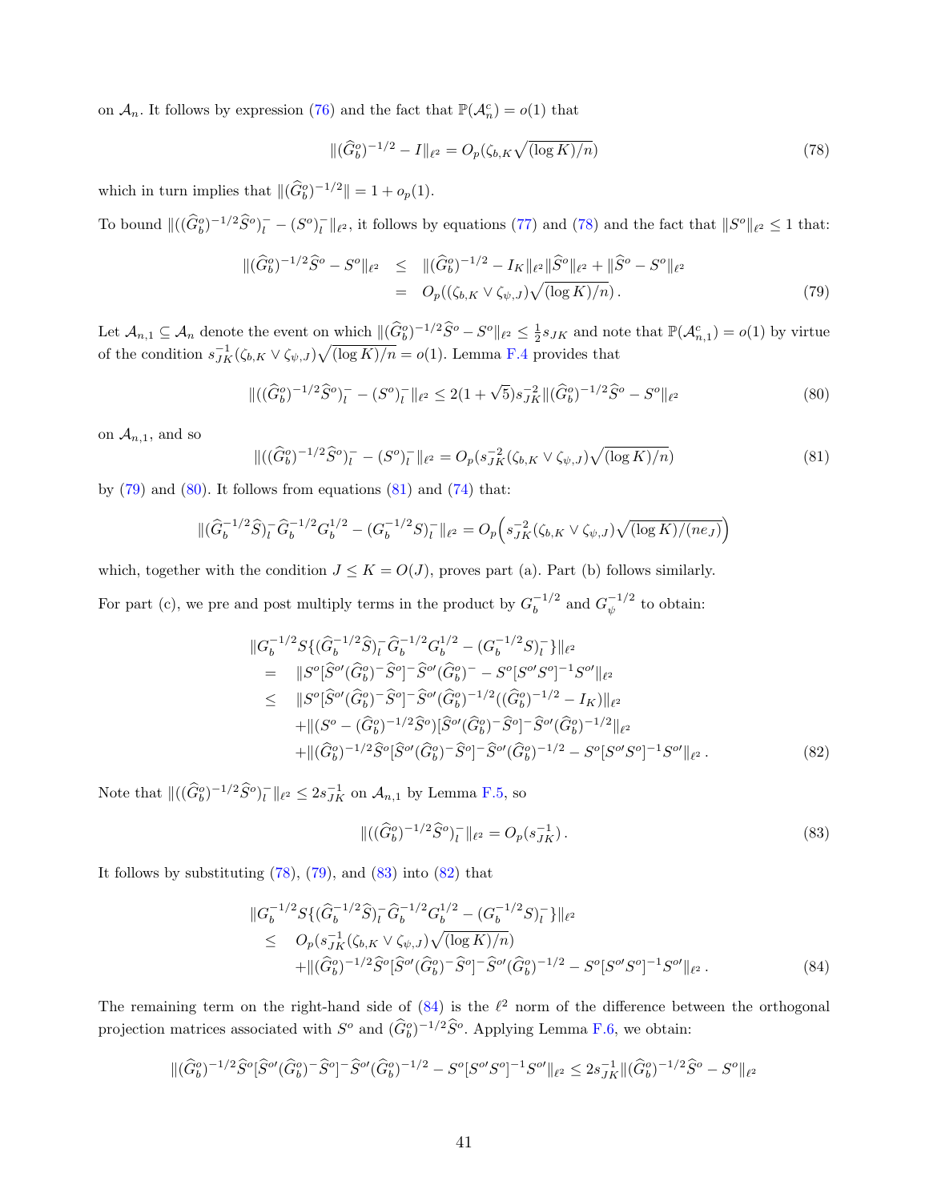on $\mathcal{A}_n$. It follows by expression (76) and the fact that $\mathbb{P}(\mathcal{A}_n^c) = o(1)$ that

$$\|(\widehat{G}_b^o)^{-1/2} - I\|_{\ell^2} = O_p(\zeta_{b,K}\sqrt{(\log K)/n}) \tag{78}$$

which in turn implies that $\|(\widehat{G}_b^o)^{-1/2}\| = 1 + o_p(1)$.

To bound $\|((\widehat{G}_b^o)^{-1/2}\widehat{S}^o)_l^- - (S^o)_l^-\|_{\ell^2}$, it follows by equations (77) and (78) and the fact that $\|S^o\|_{\ell^2} \leq 1$ that:

$$\begin{aligned}
\|(\widehat{G}_b^o)^{-1/2}\widehat{S}^o - S^o\|_{\ell^2} &\leq \|(\widehat{G}_b^o)^{-1/2} - I_K\|_{\ell^2}\|\widehat{S}^o\|_{\ell^2} + \|\widehat{S}^o - S^o\|_{\ell^2} \\
&= O_p((\zeta_{b,K} \vee \zeta_{\psi,J})\sqrt{(\log K)/n})\,.
\end{aligned} \tag{79}$$

Let $\mathcal{A}_{n,1} \subseteq \mathcal{A}_n$ denote the event on which $\|(\widehat{G}_b^o)^{-1/2}\widehat{S}^o - S^o\|_{\ell^2} \leq \frac{1}{2}s_{JK}$ and note that $\mathbb{P}(\mathcal{A}_{n,1}^c) = o(1)$ by virtue of the condition $s_{JK}^{-1}(\zeta_{b,K} \vee \zeta_{\psi,J})\sqrt{(\log K)/n} = o(1)$. Lemma F.4 provides that

$$\|((\widehat{G}_b^o)^{-1/2}\widehat{S}^o)_l^- - (S^o)_l^-\|_{\ell^2} \leq 2(1+\sqrt{5})s_{JK}^{-2}\|(\widehat{G}_b^o)^{-1/2}\widehat{S}^o - S^o\|_{\ell^2} \tag{80}$$

on $\mathcal{A}_{n,1}$, and so

$$\|((\widehat{G}_b^o)^{-1/2}\widehat{S}^o)_l^- - (S^o)_l^-\|_{\ell^2} = O_p(s_{JK}^{-2}(\zeta_{b,K} \vee \zeta_{\psi,J})\sqrt{(\log K)/n}) \tag{81}$$

by (79) and (80). It follows from equations (81) and (74) that:

$$\|(\widehat{G}_b^{-1/2}\widehat{S})_l^- \widehat{G}_b^{-1/2}G_b^{1/2} - (G_b^{-1/2}S)_l^-\|_{\ell^2} = O_p\Big(s_{JK}^{-2}(\zeta_{b,K} \vee \zeta_{\psi,J})\sqrt{(\log K)/(ne_J)}\Big)$$

which, together with the condition $J \leq K = O(J)$, proves part (a). Part (b) follows similarly.

For part (c), we pre and post multiply terms in the product by $G_b^{-1/2}$ and $G_\psi^{-1/2}$ to obtain:

$$\begin{aligned}
&\|G_b^{-1/2}S\{(\widehat{G}_b^{-1/2}\widehat{S})_l^- \widehat{G}_b^{-1/2}G_b^{1/2} - (G_b^{-1/2}S)_l^-\}\|_{\ell^2} \\
&= \|S^o[\widehat{S}^{o\prime}(\widehat{G}_b^o)^-\widehat{S}^o]^-\widehat{S}^{o\prime}(\widehat{G}_b^o)^- - S^o[S^{o\prime}S^o]^{-1}S^{o\prime}\|_{\ell^2} \\
&\leq \|S^o[\widehat{S}^{o\prime}(\widehat{G}_b^o)^-\widehat{S}^o]^-\widehat{S}^{o\prime}(\widehat{G}_b^o)^{-1/2}((\widehat{G}_b^o)^{-1/2} - I_K)\|_{\ell^2} \\
&\quad + \|(S^o - (\widehat{G}_b^o)^{-1/2}\widehat{S}^o)[\widehat{S}^{o\prime}(\widehat{G}_b^o)^-\widehat{S}^o]^-\widehat{S}^{o\prime}(\widehat{G}_b^o)^{-1/2}\|_{\ell^2} \\
&\quad + \|(\widehat{G}_b^o)^{-1/2}\widehat{S}^o[\widehat{S}^{o\prime}(\widehat{G}_b^o)^-\widehat{S}^o]^-\widehat{S}^{o\prime}(\widehat{G}_b^o)^{-1/2} - S^o[S^{o\prime}S^o]^{-1}S^{o\prime}\|_{\ell^2}\,.
\end{aligned} \tag{82}$$

Note that $\|((\widehat{G}_b^o)^{-1/2}\widehat{S}^o)_l^-\|_{\ell^2} \leq 2s_{JK}^{-1}$ on $\mathcal{A}_{n,1}$ by Lemma F.5, so

$$\|((\widehat{G}_b^o)^{-1/2}\widehat{S}^o)_l^-\|_{\ell^2} = O_p(s_{JK}^{-1})\,. \tag{83}$$

It follows by substituting (78), (79), and (83) into (82) that

$$\begin{aligned}
&\|G_b^{-1/2}S\{(\widehat{G}_b^{-1/2}\widehat{S})_l^- \widehat{G}_b^{-1/2}G_b^{1/2} - (G_b^{-1/2}S)_l^-\}\|_{\ell^2} \\
&\leq O_p(s_{JK}^{-1}(\zeta_{b,K} \vee \zeta_{\psi,J})\sqrt{(\log K)/n}) \\
&\quad + \|(\widehat{G}_b^o)^{-1/2}\widehat{S}^o[\widehat{S}^{o\prime}(\widehat{G}_b^o)^-\widehat{S}^o]^-\widehat{S}^{o\prime}(\widehat{G}_b^o)^{-1/2} - S^o[S^{o\prime}S^o]^{-1}S^{o\prime}\|_{\ell^2}\,.
\end{aligned} \tag{84}$$

The remaining term on the right-hand side of (84) is the $\ell^2$ norm of the difference between the orthogonal projection matrices associated with $S^o$ and $(\widehat{G}_b^o)^{-1/2}\widehat{S}^o$. Applying Lemma F.6, we obtain:

$$\|(\widehat{G}_b^o)^{-1/2}\widehat{S}^o[\widehat{S}^{o\prime}(\widehat{G}_b^o)^-\widehat{S}^o]^-\widehat{S}^{o\prime}(\widehat{G}_b^o)^{-1/2} - S^o[S^{o\prime}S^o]^{-1}S^{o\prime}\|_{\ell^2} \leq 2s_{JK}^{-1}\|(\widehat{G}_b^o)^{-1/2}\widehat{S}^o - S^o\|_{\ell^2}$$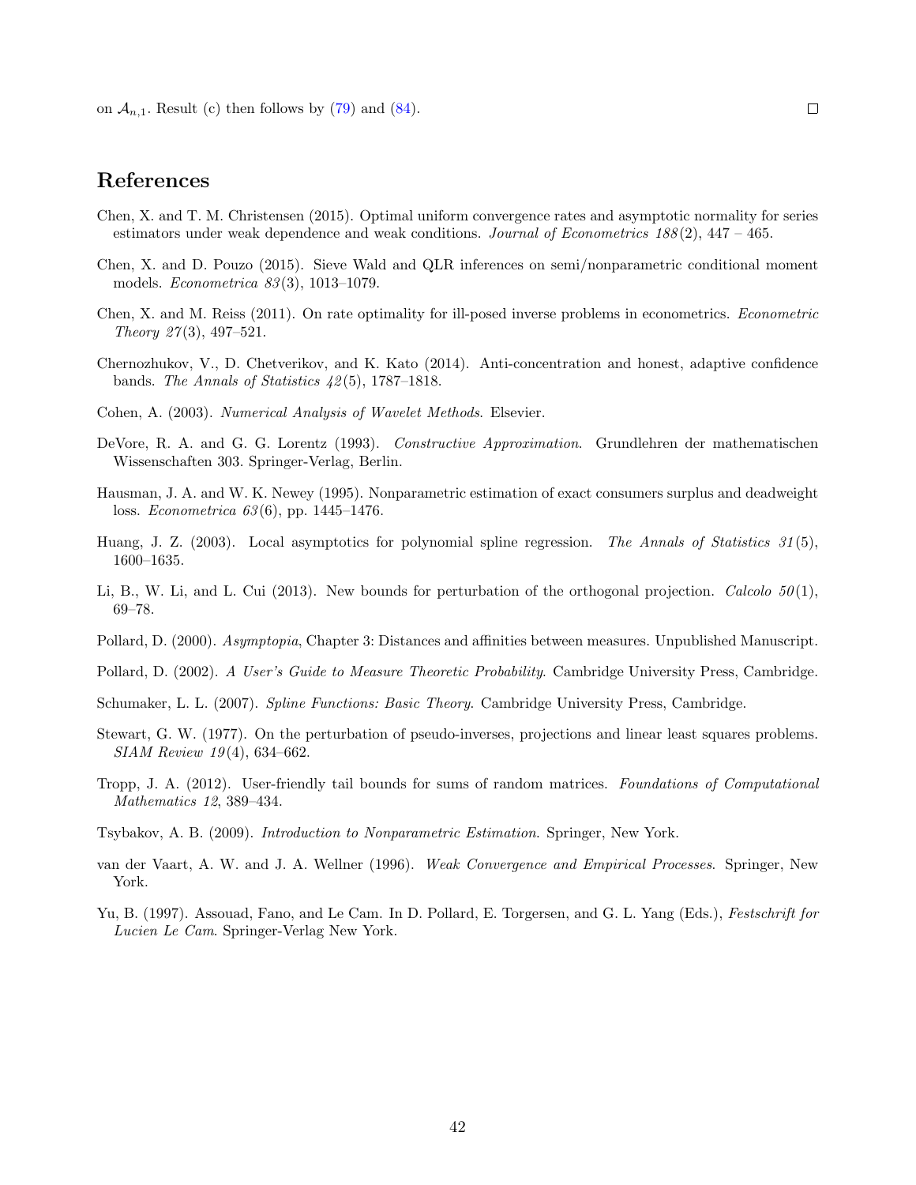on $\mathcal{A}_{n,1}$. Result (c) then follows by (79) and (84). $\square$

## References

Chen, X. and T. M. Christensen (2015). Optimal uniform convergence rates and asymptotic normality for series estimators under weak dependence and weak conditions. *Journal of Econometrics 188*(2), 447 – 465.

Chen, X. and D. Pouzo (2015). Sieve Wald and QLR inferences on semi/nonparametric conditional moment models. *Econometrica 83*(3), 1013–1079.

Chen, X. and M. Reiss (2011). On rate optimality for ill-posed inverse problems in econometrics. *Econometric Theory 27*(3), 497–521.

Chernozhukov, V., D. Chetverikov, and K. Kato (2014). Anti-concentration and honest, adaptive confidence bands. *The Annals of Statistics 42*(5), 1787–1818.

Cohen, A. (2003). *Numerical Analysis of Wavelet Methods*. Elsevier.

DeVore, R. A. and G. G. Lorentz (1993). *Constructive Approximation*. Grundlehren der mathematischen Wissenschaften 303. Springer-Verlag, Berlin.

Hausman, J. A. and W. K. Newey (1995). Nonparametric estimation of exact consumers surplus and deadweight loss. *Econometrica 63*(6), pp. 1445–1476.

Huang, J. Z. (2003). Local asymptotics for polynomial spline regression. *The Annals of Statistics 31*(5), 1600–1635.

Li, B., W. Li, and L. Cui (2013). New bounds for perturbation of the orthogonal projection. *Calcolo 50*(1), 69–78.

Pollard, D. (2000). *Asymptopia*, Chapter 3: Distances and affinities between measures. Unpublished Manuscript.

Pollard, D. (2002). *A User's Guide to Measure Theoretic Probability*. Cambridge University Press, Cambridge.

Schumaker, L. L. (2007). *Spline Functions: Basic Theory*. Cambridge University Press, Cambridge.

Stewart, G. W. (1977). On the perturbation of pseudo-inverses, projections and linear least squares problems. *SIAM Review 19*(4), 634–662.

Tropp, J. A. (2012). User-friendly tail bounds for sums of random matrices. *Foundations of Computational Mathematics 12*, 389–434.

Tsybakov, A. B. (2009). *Introduction to Nonparametric Estimation*. Springer, New York.

van der Vaart, A. W. and J. A. Wellner (1996). *Weak Convergence and Empirical Processes*. Springer, New York.

Yu, B. (1997). Assouad, Fano, and Le Cam. In D. Pollard, E. Torgersen, and G. L. Yang (Eds.), *Festschrift for Lucien Le Cam*. Springer-Verlag New York.